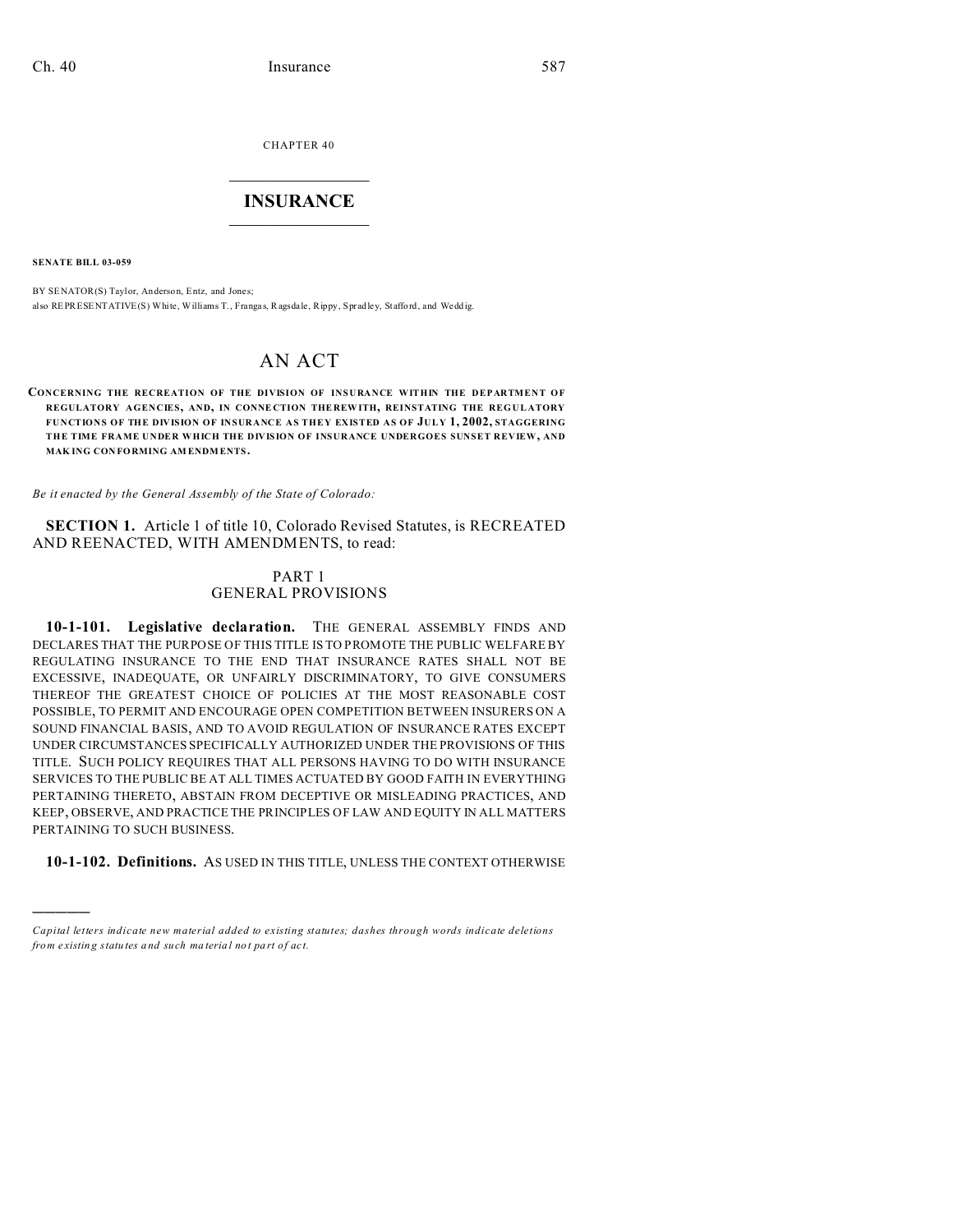CHAPTER 40

# INSURANCE

**SENATE BILL 03-059**

BY SENATOR(S) Taylor, Anderson, Entz, and Jones;
also REPRESENTATIVE(S) White, Williams T., Frangas, Ragsdale, Rippy, Spradley, Stafford, and Weddig.

## AN ACT

**CONCERNING THE RECREATION OF THE DIVISION OF INSURANCE WITHIN THE DEPARTMENT OF REGULATORY AGENCIES, AND, IN CONNECTION THEREWITH, REINSTATING THE REGULATORY FUNCTIONS OF THE DIVISION OF INSURANCE AS THEY EXISTED AS OF JULY 1, 2002, STAGGERING THE TIME FRAME UNDER WHICH THE DIVISION OF INSURANCE UNDERGOES SUNSET REVIEW, AND MAKING CONFORMING AMENDMENTS.**

*Be it enacted by the General Assembly of the State of Colorado:*

**SECTION 1.** Article 1 of title 10, Colorado Revised Statutes, is RECREATED AND REENACTED, WITH AMENDMENTS, to read:

PART 1
GENERAL PROVISIONS

**10-1-101. Legislative declaration.** THE GENERAL ASSEMBLY FINDS AND DECLARES THAT THE PURPOSE OF THIS TITLE IS TO PROMOTE THE PUBLIC WELFARE BY REGULATING INSURANCE TO THE END THAT INSURANCE RATES SHALL NOT BE EXCESSIVE, INADEQUATE, OR UNFAIRLY DISCRIMINATORY, TO GIVE CONSUMERS THEREOF THE GREATEST CHOICE OF POLICIES AT THE MOST REASONABLE COST POSSIBLE, TO PERMIT AND ENCOURAGE OPEN COMPETITION BETWEEN INSURERS ON A SOUND FINANCIAL BASIS, AND TO AVOID REGULATION OF INSURANCE RATES EXCEPT UNDER CIRCUMSTANCES SPECIFICALLY AUTHORIZED UNDER THE PROVISIONS OF THIS TITLE. SUCH POLICY REQUIRES THAT ALL PERSONS HAVING TO DO WITH INSURANCE SERVICES TO THE PUBLIC BE AT ALL TIMES ACTUATED BY GOOD FAITH IN EVERYTHING PERTAINING THERETO, ABSTAIN FROM DECEPTIVE OR MISLEADING PRACTICES, AND KEEP, OBSERVE, AND PRACTICE THE PRINCIPLES OF LAW AND EQUITY IN ALL MATTERS PERTAINING TO SUCH BUSINESS.

**10-1-102. Definitions.** AS USED IN THIS TITLE, UNLESS THE CONTEXT OTHERWISE

---

*Capital letters indicate new material added to existing statutes; dashes through words indicate deletions from existing statutes and such material not part of act.*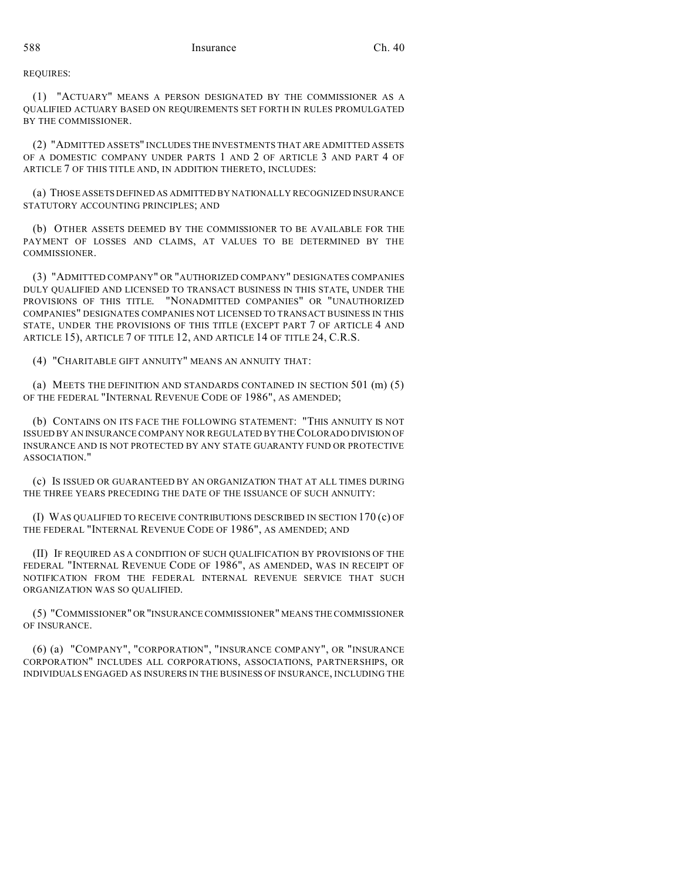REQUIRES:

(1) "ACTUARY" MEANS A PERSON DESIGNATED BY THE COMMISSIONER AS A QUALIFIED ACTUARY BASED ON REQUIREMENTS SET FORTH IN RULES PROMULGATED BY THE COMMISSIONER.

(2) "ADMITTED ASSETS" INCLUDES THE INVESTMENTS THAT ARE ADMITTED ASSETS OF A DOMESTIC COMPANY UNDER PARTS 1 AND 2 OF ARTICLE 3 AND PART 4 OF ARTICLE 7 OF THIS TITLE AND, IN ADDITION THERETO, INCLUDES:

(a) THOSE ASSETS DEFINED AS ADMITTED BY NATIONALLY RECOGNIZED INSURANCE STATUTORY ACCOUNTING PRINCIPLES; AND

(b) OTHER ASSETS DEEMED BY THE COMMISSIONER TO BE AVAILABLE FOR THE PAYMENT OF LOSSES AND CLAIMS, AT VALUES TO BE DETERMINED BY THE COMMISSIONER.

(3) "ADMITTED COMPANY" OR "AUTHORIZED COMPANY" DESIGNATES COMPANIES DULY QUALIFIED AND LICENSED TO TRANSACT BUSINESS IN THIS STATE, UNDER THE PROVISIONS OF THIS TITLE. "NONADMITTED COMPANIES" OR "UNAUTHORIZED COMPANIES" DESIGNATES COMPANIES NOT LICENSED TO TRANSACT BUSINESS IN THIS STATE, UNDER THE PROVISIONS OF THIS TITLE (EXCEPT PART 7 OF ARTICLE 4 AND ARTICLE 15), ARTICLE 7 OF TITLE 12, AND ARTICLE 14 OF TITLE 24, C.R.S.

(4) "CHARITABLE GIFT ANNUITY" MEANS AN ANNUITY THAT:

(a) MEETS THE DEFINITION AND STANDARDS CONTAINED IN SECTION 501 (m) (5) OF THE FEDERAL "INTERNAL REVENUE CODE OF 1986", AS AMENDED;

(b) CONTAINS ON ITS FACE THE FOLLOWING STATEMENT: "THIS ANNUITY IS NOT ISSUED BY AN INSURANCE COMPANY NOR REGULATED BY THE COLORADO DIVISION OF INSURANCE AND IS NOT PROTECTED BY ANY STATE GUARANTY FUND OR PROTECTIVE ASSOCIATION."

(c) IS ISSUED OR GUARANTEED BY AN ORGANIZATION THAT AT ALL TIMES DURING THE THREE YEARS PRECEDING THE DATE OF THE ISSUANCE OF SUCH ANNUITY:

(I) WAS QUALIFIED TO RECEIVE CONTRIBUTIONS DESCRIBED IN SECTION 170 (c) OF THE FEDERAL "INTERNAL REVENUE CODE OF 1986", AS AMENDED; AND

(II) IF REQUIRED AS A CONDITION OF SUCH QUALIFICATION BY PROVISIONS OF THE FEDERAL "INTERNAL REVENUE CODE OF 1986", AS AMENDED, WAS IN RECEIPT OF NOTIFICATION FROM THE FEDERAL INTERNAL REVENUE SERVICE THAT SUCH ORGANIZATION WAS SO QUALIFIED.

(5) "COMMISSIONER" OR "INSURANCE COMMISSIONER" MEANS THE COMMISSIONER OF INSURANCE.

(6) (a) "COMPANY", "CORPORATION", "INSURANCE COMPANY", OR "INSURANCE CORPORATION" INCLUDES ALL CORPORATIONS, ASSOCIATIONS, PARTNERSHIPS, OR INDIVIDUALS ENGAGED AS INSURERS IN THE BUSINESS OF INSURANCE, INCLUDING THE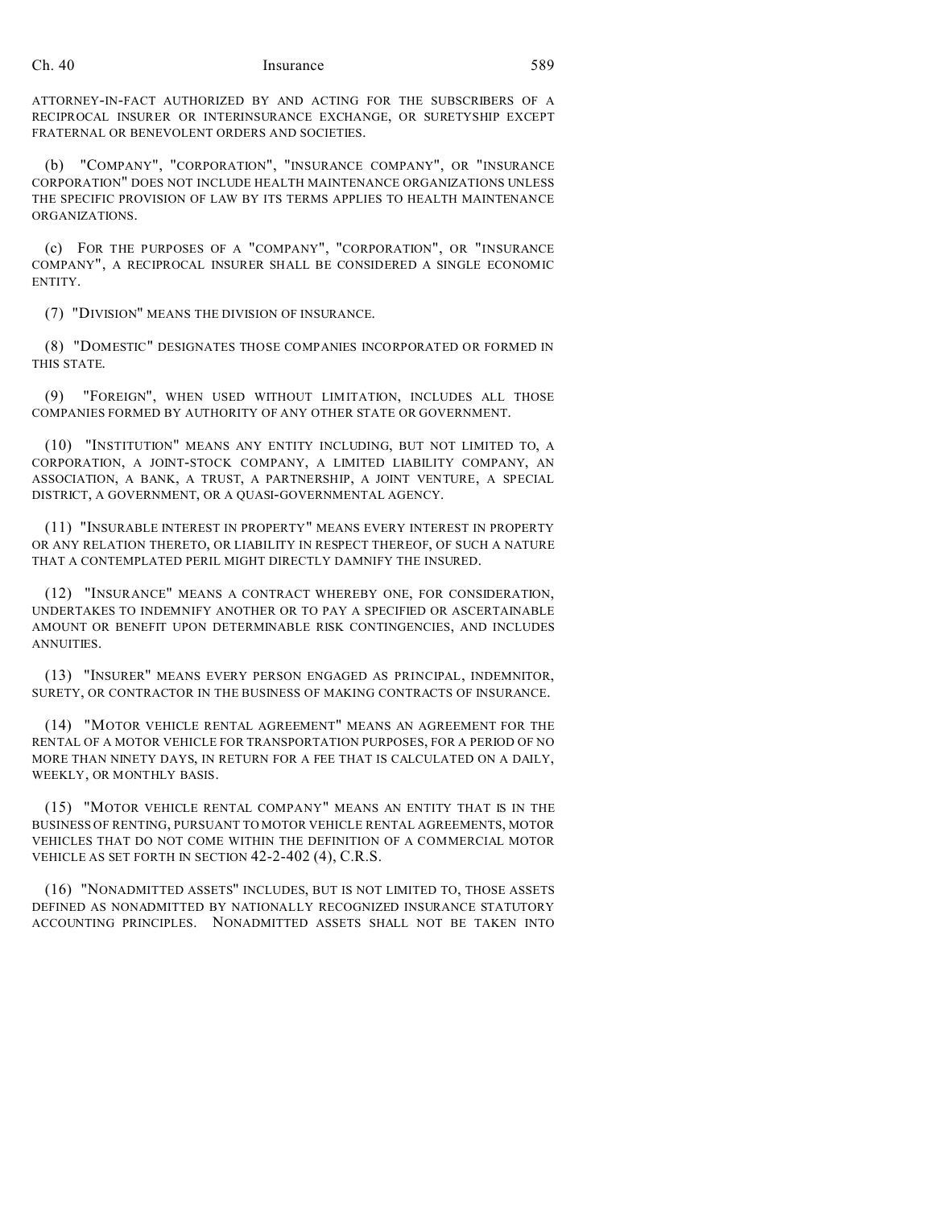ATTORNEY-IN-FACT AUTHORIZED BY AND ACTING FOR THE SUBSCRIBERS OF A RECIPROCAL INSURER OR INTERINSURANCE EXCHANGE, OR SURETYSHIP EXCEPT FRATERNAL OR BENEVOLENT ORDERS AND SOCIETIES.

(b) "COMPANY", "CORPORATION", "INSURANCE COMPANY", OR "INSURANCE CORPORATION" DOES NOT INCLUDE HEALTH MAINTENANCE ORGANIZATIONS UNLESS THE SPECIFIC PROVISION OF LAW BY ITS TERMS APPLIES TO HEALTH MAINTENANCE ORGANIZATIONS.

(c) FOR THE PURPOSES OF A "COMPANY", "CORPORATION", OR "INSURANCE COMPANY", A RECIPROCAL INSURER SHALL BE CONSIDERED A SINGLE ECONOMIC ENTITY.

(7) "DIVISION" MEANS THE DIVISION OF INSURANCE.

(8) "DOMESTIC" DESIGNATES THOSE COMPANIES INCORPORATED OR FORMED IN THIS STATE.

(9) "FOREIGN", WHEN USED WITHOUT LIMITATION, INCLUDES ALL THOSE COMPANIES FORMED BY AUTHORITY OF ANY OTHER STATE OR GOVERNMENT.

(10) "INSTITUTION" MEANS ANY ENTITY INCLUDING, BUT NOT LIMITED TO, A CORPORATION, A JOINT-STOCK COMPANY, A LIMITED LIABILITY COMPANY, AN ASSOCIATION, A BANK, A TRUST, A PARTNERSHIP, A JOINT VENTURE, A SPECIAL DISTRICT, A GOVERNMENT, OR A QUASI-GOVERNMENTAL AGENCY.

(11) "INSURABLE INTEREST IN PROPERTY" MEANS EVERY INTEREST IN PROPERTY OR ANY RELATION THERETO, OR LIABILITY IN RESPECT THEREOF, OF SUCH A NATURE THAT A CONTEMPLATED PERIL MIGHT DIRECTLY DAMNIFY THE INSURED.

(12) "INSURANCE" MEANS A CONTRACT WHEREBY ONE, FOR CONSIDERATION, UNDERTAKES TO INDEMNIFY ANOTHER OR TO PAY A SPECIFIED OR ASCERTAINABLE AMOUNT OR BENEFIT UPON DETERMINABLE RISK CONTINGENCIES, AND INCLUDES ANNUITIES.

(13) "INSURER" MEANS EVERY PERSON ENGAGED AS PRINCIPAL, INDEMNITOR, SURETY, OR CONTRACTOR IN THE BUSINESS OF MAKING CONTRACTS OF INSURANCE.

(14) "MOTOR VEHICLE RENTAL AGREEMENT" MEANS AN AGREEMENT FOR THE RENTAL OF A MOTOR VEHICLE FOR TRANSPORTATION PURPOSES, FOR A PERIOD OF NO MORE THAN NINETY DAYS, IN RETURN FOR A FEE THAT IS CALCULATED ON A DAILY, WEEKLY, OR MONTHLY BASIS.

(15) "MOTOR VEHICLE RENTAL COMPANY" MEANS AN ENTITY THAT IS IN THE BUSINESS OF RENTING, PURSUANT TO MOTOR VEHICLE RENTAL AGREEMENTS, MOTOR VEHICLES THAT DO NOT COME WITHIN THE DEFINITION OF A COMMERCIAL MOTOR VEHICLE AS SET FORTH IN SECTION 42-2-402 (4), C.R.S.

(16) "NONADMITTED ASSETS" INCLUDES, BUT IS NOT LIMITED TO, THOSE ASSETS DEFINED AS NONADMITTED BY NATIONALLY RECOGNIZED INSURANCE STATUTORY ACCOUNTING PRINCIPLES. NONADMITTED ASSETS SHALL NOT BE TAKEN INTO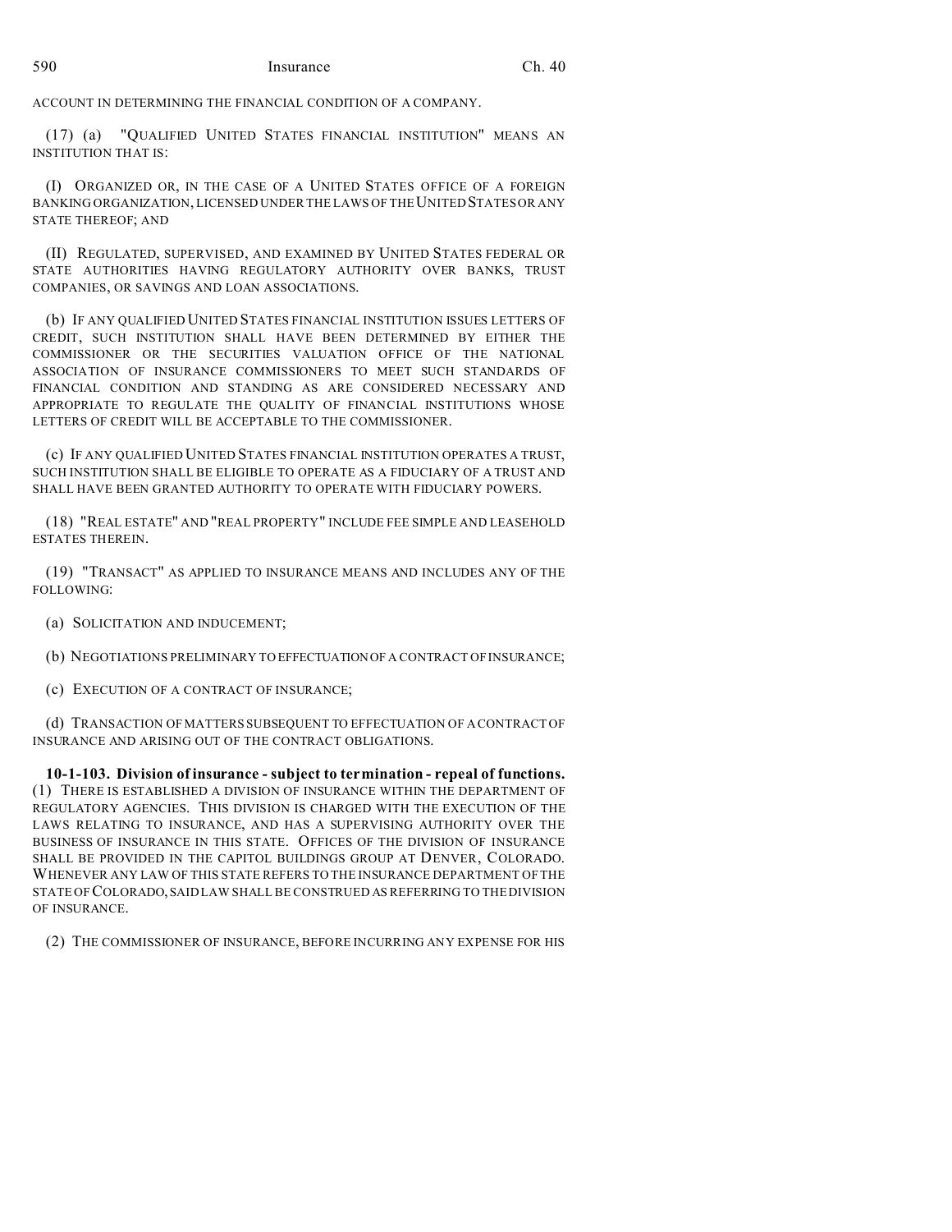ACCOUNT IN DETERMINING THE FINANCIAL CONDITION OF A COMPANY.

(17) (a) "QUALIFIED UNITED STATES FINANCIAL INSTITUTION" MEANS AN INSTITUTION THAT IS:

(I) ORGANIZED OR, IN THE CASE OF A UNITED STATES OFFICE OF A FOREIGN BANKING ORGANIZATION, LICENSED UNDER THE LAWS OF THE UNITED STATES OR ANY STATE THEREOF; AND

(II) REGULATED, SUPERVISED, AND EXAMINED BY UNITED STATES FEDERAL OR STATE AUTHORITIES HAVING REGULATORY AUTHORITY OVER BANKS, TRUST COMPANIES, OR SAVINGS AND LOAN ASSOCIATIONS.

(b) IF ANY QUALIFIED UNITED STATES FINANCIAL INSTITUTION ISSUES LETTERS OF CREDIT, SUCH INSTITUTION SHALL HAVE BEEN DETERMINED BY EITHER THE COMMISSIONER OR THE SECURITIES VALUATION OFFICE OF THE NATIONAL ASSOCIATION OF INSURANCE COMMISSIONERS TO MEET SUCH STANDARDS OF FINANCIAL CONDITION AND STANDING AS ARE CONSIDERED NECESSARY AND APPROPRIATE TO REGULATE THE QUALITY OF FINANCIAL INSTITUTIONS WHOSE LETTERS OF CREDIT WILL BE ACCEPTABLE TO THE COMMISSIONER.

(c) IF ANY QUALIFIED UNITED STATES FINANCIAL INSTITUTION OPERATES A TRUST, SUCH INSTITUTION SHALL BE ELIGIBLE TO OPERATE AS A FIDUCIARY OF A TRUST AND SHALL HAVE BEEN GRANTED AUTHORITY TO OPERATE WITH FIDUCIARY POWERS.

(18) "REAL ESTATE" AND "REAL PROPERTY" INCLUDE FEE SIMPLE AND LEASEHOLD ESTATES THEREIN.

(19) "TRANSACT" AS APPLIED TO INSURANCE MEANS AND INCLUDES ANY OF THE FOLLOWING:

(a) SOLICITATION AND INDUCEMENT;

(b) NEGOTIATIONS PRELIMINARY TO EFFECTUATION OF A CONTRACT OF INSURANCE;

(c) EXECUTION OF A CONTRACT OF INSURANCE;

(d) TRANSACTION OF MATTERS SUBSEQUENT TO EFFECTUATION OF A CONTRACT OF INSURANCE AND ARISING OUT OF THE CONTRACT OBLIGATIONS.

**10-1-103. Division of insurance - subject to termination - repeal of functions.** (1) THERE IS ESTABLISHED A DIVISION OF INSURANCE WITHIN THE DEPARTMENT OF REGULATORY AGENCIES. THIS DIVISION IS CHARGED WITH THE EXECUTION OF THE LAWS RELATING TO INSURANCE, AND HAS A SUPERVISING AUTHORITY OVER THE BUSINESS OF INSURANCE IN THIS STATE. OFFICES OF THE DIVISION OF INSURANCE SHALL BE PROVIDED IN THE CAPITOL BUILDINGS GROUP AT DENVER, COLORADO. WHENEVER ANY LAW OF THIS STATE REFERS TO THE INSURANCE DEPARTMENT OF THE STATE OF COLORADO, SAID LAW SHALL BE CONSTRUED AS REFERRING TO THE DIVISION OF INSURANCE.

(2) THE COMMISSIONER OF INSURANCE, BEFORE INCURRING ANY EXPENSE FOR HIS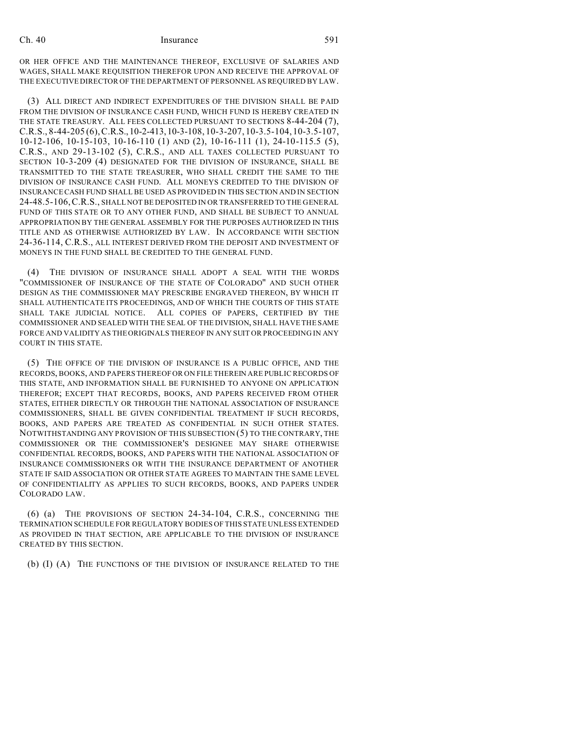OR HER OFFICE AND THE MAINTENANCE THEREOF, EXCLUSIVE OF SALARIES AND WAGES, SHALL MAKE REQUISITION THEREFOR UPON AND RECEIVE THE APPROVAL OF THE EXECUTIVE DIRECTOR OF THE DEPARTMENT OF PERSONNEL AS REQUIRED BY LAW.

(3) ALL DIRECT AND INDIRECT EXPENDITURES OF THE DIVISION SHALL BE PAID FROM THE DIVISION OF INSURANCE CASH FUND, WHICH FUND IS HEREBY CREATED IN THE STATE TREASURY. ALL FEES COLLECTED PURSUANT TO SECTIONS 8-44-204 (7), C.R.S., 8-44-205 (6), C.R.S., 10-2-413, 10-3-108, 10-3-207, 10-3.5-104, 10-3.5-107, 10-12-106, 10-15-103, 10-16-110 (1) AND (2), 10-16-111 (1), 24-10-115.5 (5), C.R.S., AND 29-13-102 (5), C.R.S., AND ALL TAXES COLLECTED PURSUANT TO SECTION 10-3-209 (4) DESIGNATED FOR THE DIVISION OF INSURANCE, SHALL BE TRANSMITTED TO THE STATE TREASURER, WHO SHALL CREDIT THE SAME TO THE DIVISION OF INSURANCE CASH FUND. ALL MONEYS CREDITED TO THE DIVISION OF INSURANCE CASH FUND SHALL BE USED AS PROVIDED IN THIS SECTION AND IN SECTION 24-48.5-106, C.R.S., SHALL NOT BE DEPOSITED IN OR TRANSFERRED TO THE GENERAL FUND OF THIS STATE OR TO ANY OTHER FUND, AND SHALL BE SUBJECT TO ANNUAL APPROPRIATION BY THE GENERAL ASSEMBLY FOR THE PURPOSES AUTHORIZED IN THIS TITLE AND AS OTHERWISE AUTHORIZED BY LAW. IN ACCORDANCE WITH SECTION 24-36-114, C.R.S., ALL INTEREST DERIVED FROM THE DEPOSIT AND INVESTMENT OF MONEYS IN THE FUND SHALL BE CREDITED TO THE GENERAL FUND.

(4) THE DIVISION OF INSURANCE SHALL ADOPT A SEAL WITH THE WORDS "COMMISSIONER OF INSURANCE OF THE STATE OF COLORADO" AND SUCH OTHER DESIGN AS THE COMMISSIONER MAY PRESCRIBE ENGRAVED THEREON, BY WHICH IT SHALL AUTHENTICATE ITS PROCEEDINGS, AND OF WHICH THE COURTS OF THIS STATE SHALL TAKE JUDICIAL NOTICE. ALL COPIES OF PAPERS, CERTIFIED BY THE COMMISSIONER AND SEALED WITH THE SEAL OF THE DIVISION, SHALL HAVE THE SAME FORCE AND VALIDITY AS THE ORIGINALS THEREOF IN ANY SUIT OR PROCEEDING IN ANY COURT IN THIS STATE.

(5) THE OFFICE OF THE DIVISION OF INSURANCE IS A PUBLIC OFFICE, AND THE RECORDS, BOOKS, AND PAPERS THEREOF OR ON FILE THEREIN ARE PUBLIC RECORDS OF THIS STATE, AND INFORMATION SHALL BE FURNISHED TO ANYONE ON APPLICATION THEREFOR; EXCEPT THAT RECORDS, BOOKS, AND PAPERS RECEIVED FROM OTHER STATES, EITHER DIRECTLY OR THROUGH THE NATIONAL ASSOCIATION OF INSURANCE COMMISSIONERS, SHALL BE GIVEN CONFIDENTIAL TREATMENT IF SUCH RECORDS, BOOKS, AND PAPERS ARE TREATED AS CONFIDENTIAL IN SUCH OTHER STATES. NOTWITHSTANDING ANY PROVISION OF THIS SUBSECTION (5) TO THE CONTRARY, THE COMMISSIONER OR THE COMMISSIONER'S DESIGNEE MAY SHARE OTHERWISE CONFIDENTIAL RECORDS, BOOKS, AND PAPERS WITH THE NATIONAL ASSOCIATION OF INSURANCE COMMISSIONERS OR WITH THE INSURANCE DEPARTMENT OF ANOTHER STATE IF SAID ASSOCIATION OR OTHER STATE AGREES TO MAINTAIN THE SAME LEVEL OF CONFIDENTIALITY AS APPLIES TO SUCH RECORDS, BOOKS, AND PAPERS UNDER COLORADO LAW.

(6) (a) THE PROVISIONS OF SECTION 24-34-104, C.R.S., CONCERNING THE TERMINATION SCHEDULE FOR REGULATORY BODIES OF THIS STATE UNLESS EXTENDED AS PROVIDED IN THAT SECTION, ARE APPLICABLE TO THE DIVISION OF INSURANCE CREATED BY THIS SECTION.

(b) (I) (A) THE FUNCTIONS OF THE DIVISION OF INSURANCE RELATED TO THE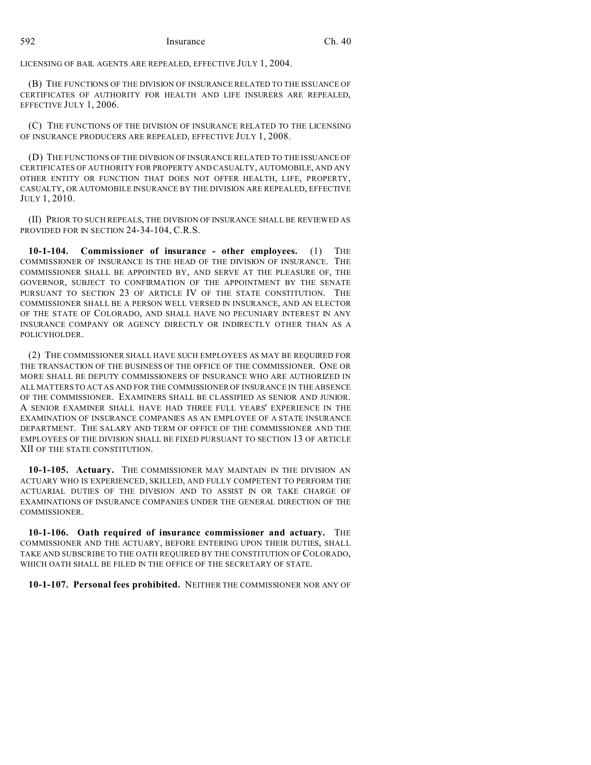LICENSING OF BAIL AGENTS ARE REPEALED, EFFECTIVE JULY 1, 2004.

(B) THE FUNCTIONS OF THE DIVISION OF INSURANCE RELATED TO THE ISSUANCE OF CERTIFICATES OF AUTHORITY FOR HEALTH AND LIFE INSURERS ARE REPEALED, EFFECTIVE JULY 1, 2006.

(C) THE FUNCTIONS OF THE DIVISION OF INSURANCE RELATED TO THE LICENSING OF INSURANCE PRODUCERS ARE REPEALED, EFFECTIVE JULY 1, 2008.

(D) THE FUNCTIONS OF THE DIVISION OF INSURANCE RELATED TO THE ISSUANCE OF CERTIFICATES OF AUTHORITY FOR PROPERTY AND CASUALTY, AUTOMOBILE, AND ANY OTHER ENTITY OR FUNCTION THAT DOES NOT OFFER HEALTH, LIFE, PROPERTY, CASUALTY, OR AUTOMOBILE INSURANCE BY THE DIVISION ARE REPEALED, EFFECTIVE JULY 1, 2010.

(II) PRIOR TO SUCH REPEALS, THE DIVISION OF INSURANCE SHALL BE REVIEWED AS PROVIDED FOR IN SECTION 24-34-104, C.R.S.

**10-1-104. Commissioner of insurance - other employees.** (1) THE COMMISSIONER OF INSURANCE IS THE HEAD OF THE DIVISION OF INSURANCE. THE COMMISSIONER SHALL BE APPOINTED BY, AND SERVE AT THE PLEASURE OF, THE GOVERNOR, SUBJECT TO CONFIRMATION OF THE APPOINTMENT BY THE SENATE PURSUANT TO SECTION 23 OF ARTICLE IV OF THE STATE CONSTITUTION. THE COMMISSIONER SHALL BE A PERSON WELL VERSED IN INSURANCE, AND AN ELECTOR OF THE STATE OF COLORADO, AND SHALL HAVE NO PECUNIARY INTEREST IN ANY INSURANCE COMPANY OR AGENCY DIRECTLY OR INDIRECTLY OTHER THAN AS A POLICYHOLDER.

(2) THE COMMISSIONER SHALL HAVE SUCH EMPLOYEES AS MAY BE REQUIRED FOR THE TRANSACTION OF THE BUSINESS OF THE OFFICE OF THE COMMISSIONER. ONE OR MORE SHALL BE DEPUTY COMMISSIONERS OF INSURANCE WHO ARE AUTHORIZED IN ALL MATTERS TO ACT AS AND FOR THE COMMISSIONER OF INSURANCE IN THE ABSENCE OF THE COMMISSIONER. EXAMINERS SHALL BE CLASSIFIED AS SENIOR AND JUNIOR. A SENIOR EXAMINER SHALL HAVE HAD THREE FULL YEARS' EXPERIENCE IN THE EXAMINATION OF INSURANCE COMPANIES AS AN EMPLOYEE OF A STATE INSURANCE DEPARTMENT. THE SALARY AND TERM OF OFFICE OF THE COMMISSIONER AND THE EMPLOYEES OF THE DIVISION SHALL BE FIXED PURSUANT TO SECTION 13 OF ARTICLE XII OF THE STATE CONSTITUTION.

**10-1-105. Actuary.** THE COMMISSIONER MAY MAINTAIN IN THE DIVISION AN ACTUARY WHO IS EXPERIENCED, SKILLED, AND FULLY COMPETENT TO PERFORM THE ACTUARIAL DUTIES OF THE DIVISION AND TO ASSIST IN OR TAKE CHARGE OF EXAMINATIONS OF INSURANCE COMPANIES UNDER THE GENERAL DIRECTION OF THE COMMISSIONER.

**10-1-106. Oath required of insurance commissioner and actuary.** THE COMMISSIONER AND THE ACTUARY, BEFORE ENTERING UPON THEIR DUTIES, SHALL TAKE AND SUBSCRIBE TO THE OATH REQUIRED BY THE CONSTITUTION OF COLORADO, WHICH OATH SHALL BE FILED IN THE OFFICE OF THE SECRETARY OF STATE.

**10-1-107. Personal fees prohibited.** NEITHER THE COMMISSIONER NOR ANY OF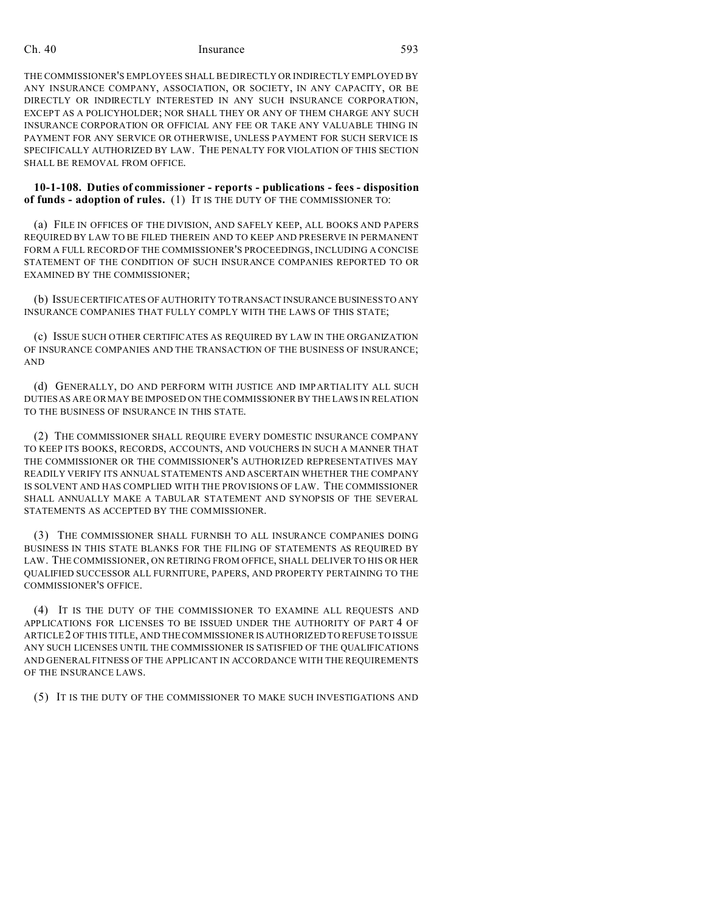THE COMMISSIONER'S EMPLOYEES SHALL BE DIRECTLY OR INDIRECTLY EMPLOYED BY ANY INSURANCE COMPANY, ASSOCIATION, OR SOCIETY, IN ANY CAPACITY, OR BE DIRECTLY OR INDIRECTLY INTERESTED IN ANY SUCH INSURANCE CORPORATION, EXCEPT AS A POLICYHOLDER; NOR SHALL THEY OR ANY OF THEM CHARGE ANY SUCH INSURANCE CORPORATION OR OFFICIAL ANY FEE OR TAKE ANY VALUABLE THING IN PAYMENT FOR ANY SERVICE OR OTHERWISE, UNLESS PAYMENT FOR SUCH SERVICE IS SPECIFICALLY AUTHORIZED BY LAW. THE PENALTY FOR VIOLATION OF THIS SECTION SHALL BE REMOVAL FROM OFFICE.

**10-1-108. Duties of commissioner - reports - publications - fees - disposition of funds - adoption of rules.** (1) IT IS THE DUTY OF THE COMMISSIONER TO:

(a) FILE IN OFFICES OF THE DIVISION, AND SAFELY KEEP, ALL BOOKS AND PAPERS REQUIRED BY LAW TO BE FILED THEREIN AND TO KEEP AND PRESERVE IN PERMANENT FORM A FULL RECORD OF THE COMMISSIONER'S PROCEEDINGS, INCLUDING A CONCISE STATEMENT OF THE CONDITION OF SUCH INSURANCE COMPANIES REPORTED TO OR EXAMINED BY THE COMMISSIONER;

(b) ISSUE CERTIFICATES OF AUTHORITY TO TRANSACT INSURANCE BUSINESS TO ANY INSURANCE COMPANIES THAT FULLY COMPLY WITH THE LAWS OF THIS STATE;

(c) ISSUE SUCH OTHER CERTIFICATES AS REQUIRED BY LAW IN THE ORGANIZATION OF INSURANCE COMPANIES AND THE TRANSACTION OF THE BUSINESS OF INSURANCE; AND

(d) GENERALLY, DO AND PERFORM WITH JUSTICE AND IMPARTIALITY ALL SUCH DUTIES AS ARE OR MAY BE IMPOSED ON THE COMMISSIONER BY THE LAWS IN RELATION TO THE BUSINESS OF INSURANCE IN THIS STATE.

(2) THE COMMISSIONER SHALL REQUIRE EVERY DOMESTIC INSURANCE COMPANY TO KEEP ITS BOOKS, RECORDS, ACCOUNTS, AND VOUCHERS IN SUCH A MANNER THAT THE COMMISSIONER OR THE COMMISSIONER'S AUTHORIZED REPRESENTATIVES MAY READILY VERIFY ITS ANNUAL STATEMENTS AND ASCERTAIN WHETHER THE COMPANY IS SOLVENT AND HAS COMPLIED WITH THE PROVISIONS OF LAW. THE COMMISSIONER SHALL ANNUALLY MAKE A TABULAR STATEMENT AND SYNOPSIS OF THE SEVERAL STATEMENTS AS ACCEPTED BY THE COMMISSIONER.

(3) THE COMMISSIONER SHALL FURNISH TO ALL INSURANCE COMPANIES DOING BUSINESS IN THIS STATE BLANKS FOR THE FILING OF STATEMENTS AS REQUIRED BY LAW. THE COMMISSIONER, ON RETIRING FROM OFFICE, SHALL DELIVER TO HIS OR HER QUALIFIED SUCCESSOR ALL FURNITURE, PAPERS, AND PROPERTY PERTAINING TO THE COMMISSIONER'S OFFICE.

(4) IT IS THE DUTY OF THE COMMISSIONER TO EXAMINE ALL REQUESTS AND APPLICATIONS FOR LICENSES TO BE ISSUED UNDER THE AUTHORITY OF PART 4 OF ARTICLE 2 OF THIS TITLE, AND THE COMMISSIONER IS AUTHORIZED TO REFUSE TO ISSUE ANY SUCH LICENSES UNTIL THE COMMISSIONER IS SATISFIED OF THE QUALIFICATIONS AND GENERAL FITNESS OF THE APPLICANT IN ACCORDANCE WITH THE REQUIREMENTS OF THE INSURANCE LAWS.

(5) IT IS THE DUTY OF THE COMMISSIONER TO MAKE SUCH INVESTIGATIONS AND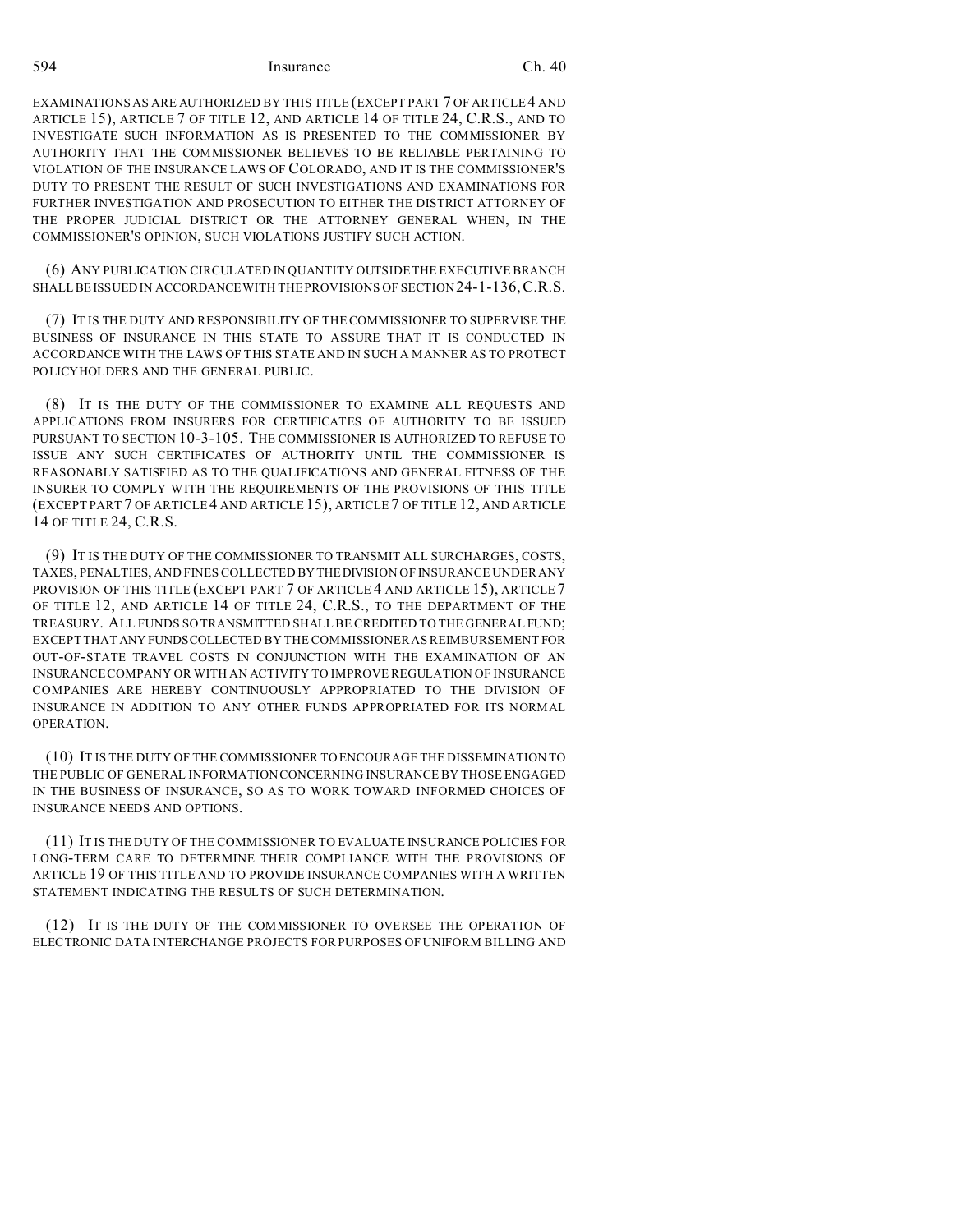EXAMINATIONS AS ARE AUTHORIZED BY THIS TITLE (EXCEPT PART 7 OF ARTICLE 4 AND ARTICLE 15), ARTICLE 7 OF TITLE 12, AND ARTICLE 14 OF TITLE 24, C.R.S., AND TO INVESTIGATE SUCH INFORMATION AS IS PRESENTED TO THE COMMISSIONER BY AUTHORITY THAT THE COMMISSIONER BELIEVES TO BE RELIABLE PERTAINING TO VIOLATION OF THE INSURANCE LAWS OF COLORADO, AND IT IS THE COMMISSIONER'S DUTY TO PRESENT THE RESULT OF SUCH INVESTIGATIONS AND EXAMINATIONS FOR FURTHER INVESTIGATION AND PROSECUTION TO EITHER THE DISTRICT ATTORNEY OF THE PROPER JUDICIAL DISTRICT OR THE ATTORNEY GENERAL WHEN, IN THE COMMISSIONER'S OPINION, SUCH VIOLATIONS JUSTIFY SUCH ACTION.

(6) ANY PUBLICATION CIRCULATED IN QUANTITY OUTSIDE THE EXECUTIVE BRANCH SHALL BE ISSUED IN ACCORDANCE WITH THE PROVISIONS OF SECTION 24-1-136, C.R.S.

(7) IT IS THE DUTY AND RESPONSIBILITY OF THE COMMISSIONER TO SUPERVISE THE BUSINESS OF INSURANCE IN THIS STATE TO ASSURE THAT IT IS CONDUCTED IN ACCORDANCE WITH THE LAWS OF THIS STATE AND IN SUCH A MANNER AS TO PROTECT POLICYHOLDERS AND THE GENERAL PUBLIC.

(8) IT IS THE DUTY OF THE COMMISSIONER TO EXAMINE ALL REQUESTS AND APPLICATIONS FROM INSURERS FOR CERTIFICATES OF AUTHORITY TO BE ISSUED PURSUANT TO SECTION 10-3-105. THE COMMISSIONER IS AUTHORIZED TO REFUSE TO ISSUE ANY SUCH CERTIFICATES OF AUTHORITY UNTIL THE COMMISSIONER IS REASONABLY SATISFIED AS TO THE QUALIFICATIONS AND GENERAL FITNESS OF THE INSURER TO COMPLY WITH THE REQUIREMENTS OF THE PROVISIONS OF THIS TITLE (EXCEPT PART 7 OF ARTICLE 4 AND ARTICLE 15), ARTICLE 7 OF TITLE 12, AND ARTICLE 14 OF TITLE 24, C.R.S.

(9) IT IS THE DUTY OF THE COMMISSIONER TO TRANSMIT ALL SURCHARGES, COSTS, TAXES, PENALTIES, AND FINES COLLECTED BY THE DIVISION OF INSURANCE UNDER ANY PROVISION OF THIS TITLE (EXCEPT PART 7 OF ARTICLE 4 AND ARTICLE 15), ARTICLE 7 OF TITLE 12, AND ARTICLE 14 OF TITLE 24, C.R.S., TO THE DEPARTMENT OF THE TREASURY. ALL FUNDS SO TRANSMITTED SHALL BE CREDITED TO THE GENERAL FUND; EXCEPT THAT ANY FUNDS COLLECTED BY THE COMMISSIONER AS REIMBURSEMENT FOR OUT-OF-STATE TRAVEL COSTS IN CONJUNCTION WITH THE EXAMINATION OF AN INSURANCE COMPANY OR WITH AN ACTIVITY TO IMPROVE REGULATION OF INSURANCE COMPANIES ARE HEREBY CONTINUOUSLY APPROPRIATED TO THE DIVISION OF INSURANCE IN ADDITION TO ANY OTHER FUNDS APPROPRIATED FOR ITS NORMAL OPERATION.

(10) IT IS THE DUTY OF THE COMMISSIONER TO ENCOURAGE THE DISSEMINATION TO THE PUBLIC OF GENERAL INFORMATION CONCERNING INSURANCE BY THOSE ENGAGED IN THE BUSINESS OF INSURANCE, SO AS TO WORK TOWARD INFORMED CHOICES OF INSURANCE NEEDS AND OPTIONS.

(11) IT IS THE DUTY OF THE COMMISSIONER TO EVALUATE INSURANCE POLICIES FOR LONG-TERM CARE TO DETERMINE THEIR COMPLIANCE WITH THE PROVISIONS OF ARTICLE 19 OF THIS TITLE AND TO PROVIDE INSURANCE COMPANIES WITH A WRITTEN STATEMENT INDICATING THE RESULTS OF SUCH DETERMINATION.

(12) IT IS THE DUTY OF THE COMMISSIONER TO OVERSEE THE OPERATION OF ELECTRONIC DATA INTERCHANGE PROJECTS FOR PURPOSES OF UNIFORM BILLING AND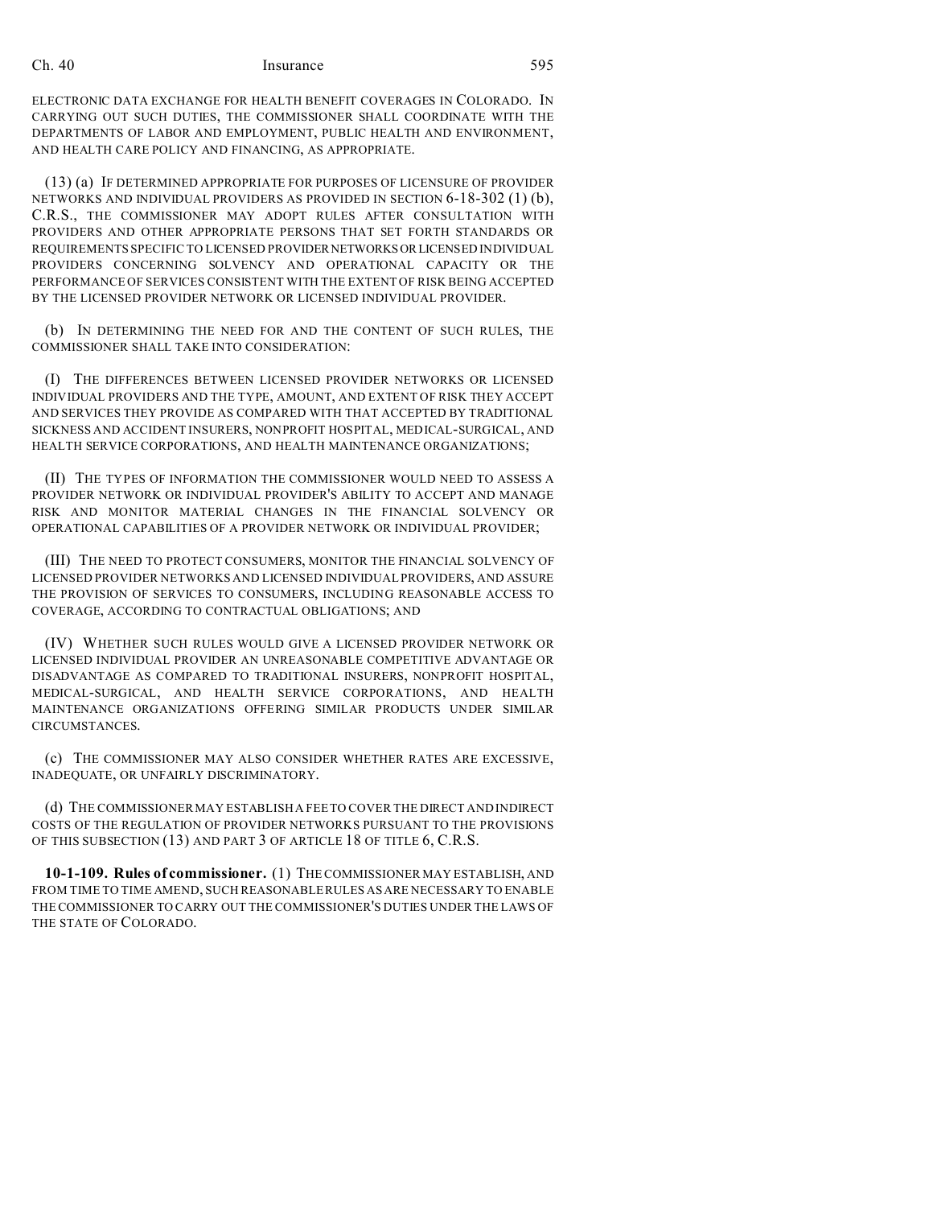ELECTRONIC DATA EXCHANGE FOR HEALTH BENEFIT COVERAGES IN COLORADO. IN CARRYING OUT SUCH DUTIES, THE COMMISSIONER SHALL COORDINATE WITH THE DEPARTMENTS OF LABOR AND EMPLOYMENT, PUBLIC HEALTH AND ENVIRONMENT, AND HEALTH CARE POLICY AND FINANCING, AS APPROPRIATE.

(13) (a) IF DETERMINED APPROPRIATE FOR PURPOSES OF LICENSURE OF PROVIDER NETWORKS AND INDIVIDUAL PROVIDERS AS PROVIDED IN SECTION 6-18-302 (1) (b), C.R.S., THE COMMISSIONER MAY ADOPT RULES AFTER CONSULTATION WITH PROVIDERS AND OTHER APPROPRIATE PERSONS THAT SET FORTH STANDARDS OR REQUIREMENTS SPECIFIC TO LICENSED PROVIDER NETWORKS OR LICENSED INDIVIDUAL PROVIDERS CONCERNING SOLVENCY AND OPERATIONAL CAPACITY OR THE PERFORMANCE OF SERVICES CONSISTENT WITH THE EXTENT OF RISK BEING ACCEPTED BY THE LICENSED PROVIDER NETWORK OR LICENSED INDIVIDUAL PROVIDER.

(b) IN DETERMINING THE NEED FOR AND THE CONTENT OF SUCH RULES, THE COMMISSIONER SHALL TAKE INTO CONSIDERATION:

(I) THE DIFFERENCES BETWEEN LICENSED PROVIDER NETWORKS OR LICENSED INDIVIDUAL PROVIDERS AND THE TYPE, AMOUNT, AND EXTENT OF RISK THEY ACCEPT AND SERVICES THEY PROVIDE AS COMPARED WITH THAT ACCEPTED BY TRADITIONAL SICKNESS AND ACCIDENT INSURERS, NONPROFIT HOSPITAL, MEDICAL-SURGICAL, AND HEALTH SERVICE CORPORATIONS, AND HEALTH MAINTENANCE ORGANIZATIONS;

(II) THE TYPES OF INFORMATION THE COMMISSIONER WOULD NEED TO ASSESS A PROVIDER NETWORK OR INDIVIDUAL PROVIDER'S ABILITY TO ACCEPT AND MANAGE RISK AND MONITOR MATERIAL CHANGES IN THE FINANCIAL SOLVENCY OR OPERATIONAL CAPABILITIES OF A PROVIDER NETWORK OR INDIVIDUAL PROVIDER;

(III) THE NEED TO PROTECT CONSUMERS, MONITOR THE FINANCIAL SOLVENCY OF LICENSED PROVIDER NETWORKS AND LICENSED INDIVIDUAL PROVIDERS, AND ASSURE THE PROVISION OF SERVICES TO CONSUMERS, INCLUDING REASONABLE ACCESS TO COVERAGE, ACCORDING TO CONTRACTUAL OBLIGATIONS; AND

(IV) WHETHER SUCH RULES WOULD GIVE A LICENSED PROVIDER NETWORK OR LICENSED INDIVIDUAL PROVIDER AN UNREASONABLE COMPETITIVE ADVANTAGE OR DISADVANTAGE AS COMPARED TO TRADITIONAL INSURERS, NONPROFIT HOSPITAL, MEDICAL-SURGICAL, AND HEALTH SERVICE CORPORATIONS, AND HEALTH MAINTENANCE ORGANIZATIONS OFFERING SIMILAR PRODUCTS UNDER SIMILAR CIRCUMSTANCES.

(c) THE COMMISSIONER MAY ALSO CONSIDER WHETHER RATES ARE EXCESSIVE, INADEQUATE, OR UNFAIRLY DISCRIMINATORY.

(d) THE COMMISSIONER MAY ESTABLISH A FEE TO COVER THE DIRECT AND INDIRECT COSTS OF THE REGULATION OF PROVIDER NETWORKS PURSUANT TO THE PROVISIONS OF THIS SUBSECTION (13) AND PART 3 OF ARTICLE 18 OF TITLE 6, C.R.S.

**10-1-109. Rules of commissioner.** (1) THE COMMISSIONER MAY ESTABLISH, AND FROM TIME TO TIME AMEND, SUCH REASONABLE RULES AS ARE NECESSARY TO ENABLE THE COMMISSIONER TO CARRY OUT THE COMMISSIONER'S DUTIES UNDER THE LAWS OF THE STATE OF COLORADO.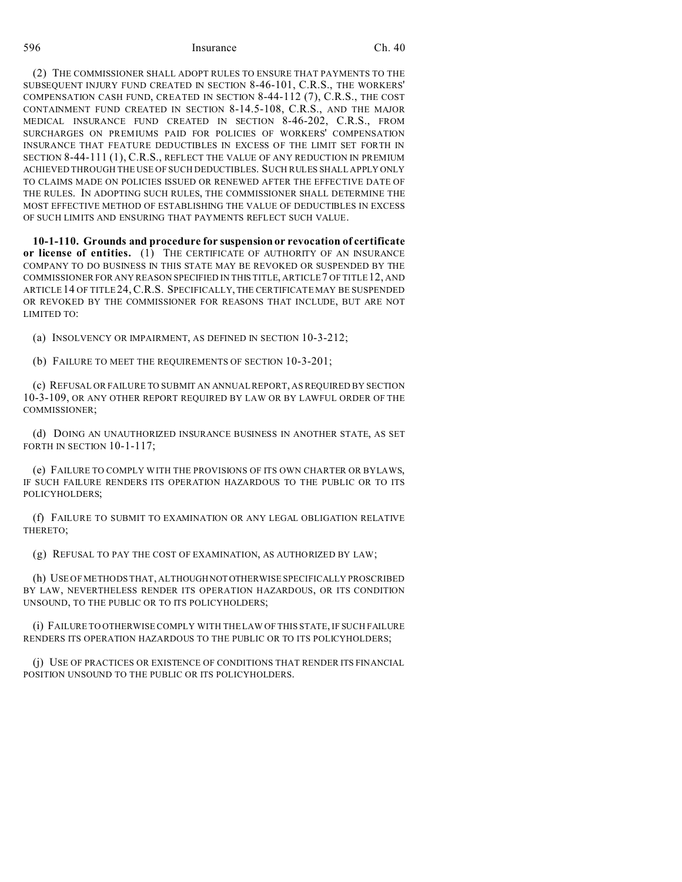(2) THE COMMISSIONER SHALL ADOPT RULES TO ENSURE THAT PAYMENTS TO THE SUBSEQUENT INJURY FUND CREATED IN SECTION 8-46-101, C.R.S., THE WORKERS' COMPENSATION CASH FUND, CREATED IN SECTION 8-44-112 (7), C.R.S., THE COST CONTAINMENT FUND CREATED IN SECTION 8-14.5-108, C.R.S., AND THE MAJOR MEDICAL INSURANCE FUND CREATED IN SECTION 8-46-202, C.R.S., FROM SURCHARGES ON PREMIUMS PAID FOR POLICIES OF WORKERS' COMPENSATION INSURANCE THAT FEATURE DEDUCTIBLES IN EXCESS OF THE LIMIT SET FORTH IN SECTION 8-44-111 (1), C.R.S., REFLECT THE VALUE OF ANY REDUCTION IN PREMIUM ACHIEVED THROUGH THE USE OF SUCH DEDUCTIBLES. SUCH RULES SHALL APPLY ONLY TO CLAIMS MADE ON POLICIES ISSUED OR RENEWED AFTER THE EFFECTIVE DATE OF THE RULES. IN ADOPTING SUCH RULES, THE COMMISSIONER SHALL DETERMINE THE MOST EFFECTIVE METHOD OF ESTABLISHING THE VALUE OF DEDUCTIBLES IN EXCESS OF SUCH LIMITS AND ENSURING THAT PAYMENTS REFLECT SUCH VALUE.

**10-1-110. Grounds and procedure for suspension or revocation of certificate or license of entities.** (1) THE CERTIFICATE OF AUTHORITY OF AN INSURANCE COMPANY TO DO BUSINESS IN THIS STATE MAY BE REVOKED OR SUSPENDED BY THE COMMISSIONER FOR ANY REASON SPECIFIED IN THIS TITLE, ARTICLE 7 OF TITLE 12, AND ARTICLE 14 OF TITLE 24, C.R.S. SPECIFICALLY, THE CERTIFICATE MAY BE SUSPENDED OR REVOKED BY THE COMMISSIONER FOR REASONS THAT INCLUDE, BUT ARE NOT LIMITED TO:

(a) INSOLVENCY OR IMPAIRMENT, AS DEFINED IN SECTION 10-3-212;

(b) FAILURE TO MEET THE REQUIREMENTS OF SECTION 10-3-201;

(c) REFUSAL OR FAILURE TO SUBMIT AN ANNUAL REPORT, AS REQUIRED BY SECTION 10-3-109, OR ANY OTHER REPORT REQUIRED BY LAW OR BY LAWFUL ORDER OF THE COMMISSIONER;

(d) DOING AN UNAUTHORIZED INSURANCE BUSINESS IN ANOTHER STATE, AS SET FORTH IN SECTION 10-1-117;

(e) FAILURE TO COMPLY WITH THE PROVISIONS OF ITS OWN CHARTER OR BYLAWS, IF SUCH FAILURE RENDERS ITS OPERATION HAZARDOUS TO THE PUBLIC OR TO ITS POLICYHOLDERS;

(f) FAILURE TO SUBMIT TO EXAMINATION OR ANY LEGAL OBLIGATION RELATIVE THERETO;

(g) REFUSAL TO PAY THE COST OF EXAMINATION, AS AUTHORIZED BY LAW;

(h) USE OF METHODS THAT, ALTHOUGH NOT OTHERWISE SPECIFICALLY PROSCRIBED BY LAW, NEVERTHELESS RENDER ITS OPERATION HAZARDOUS, OR ITS CONDITION UNSOUND, TO THE PUBLIC OR TO ITS POLICYHOLDERS;

(i) FAILURE TO OTHERWISE COMPLY WITH THE LAW OF THIS STATE, IF SUCH FAILURE RENDERS ITS OPERATION HAZARDOUS TO THE PUBLIC OR TO ITS POLICYHOLDERS;

(j) USE OF PRACTICES OR EXISTENCE OF CONDITIONS THAT RENDER ITS FINANCIAL POSITION UNSOUND TO THE PUBLIC OR ITS POLICYHOLDERS.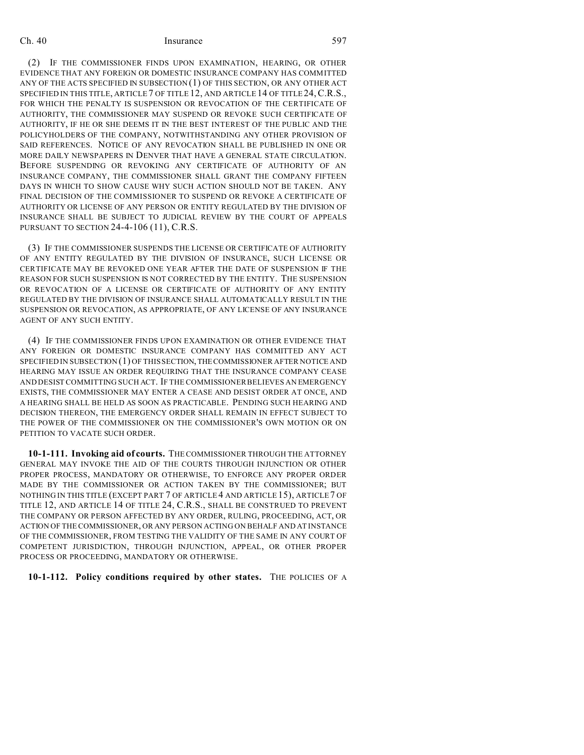(2) IF THE COMMISSIONER FINDS UPON EXAMINATION, HEARING, OR OTHER EVIDENCE THAT ANY FOREIGN OR DOMESTIC INSURANCE COMPANY HAS COMMITTED ANY OF THE ACTS SPECIFIED IN SUBSECTION (1) OF THIS SECTION, OR ANY OTHER ACT SPECIFIED IN THIS TITLE, ARTICLE 7 OF TITLE 12, AND ARTICLE 14 OF TITLE 24, C.R.S., FOR WHICH THE PENALTY IS SUSPENSION OR REVOCATION OF THE CERTIFICATE OF AUTHORITY, THE COMMISSIONER MAY SUSPEND OR REVOKE SUCH CERTIFICATE OF AUTHORITY, IF HE OR SHE DEEMS IT IN THE BEST INTEREST OF THE PUBLIC AND THE POLICYHOLDERS OF THE COMPANY, NOTWITHSTANDING ANY OTHER PROVISION OF SAID REFERENCES. NOTICE OF ANY REVOCATION SHALL BE PUBLISHED IN ONE OR MORE DAILY NEWSPAPERS IN DENVER THAT HAVE A GENERAL STATE CIRCULATION. BEFORE SUSPENDING OR REVOKING ANY CERTIFICATE OF AUTHORITY OF AN INSURANCE COMPANY, THE COMMISSIONER SHALL GRANT THE COMPANY FIFTEEN DAYS IN WHICH TO SHOW CAUSE WHY SUCH ACTION SHOULD NOT BE TAKEN. ANY FINAL DECISION OF THE COMMISSIONER TO SUSPEND OR REVOKE A CERTIFICATE OF AUTHORITY OR LICENSE OF ANY PERSON OR ENTITY REGULATED BY THE DIVISION OF INSURANCE SHALL BE SUBJECT TO JUDICIAL REVIEW BY THE COURT OF APPEALS PURSUANT TO SECTION 24-4-106 (11), C.R.S.

(3) IF THE COMMISSIONER SUSPENDS THE LICENSE OR CERTIFICATE OF AUTHORITY OF ANY ENTITY REGULATED BY THE DIVISION OF INSURANCE, SUCH LICENSE OR CERTIFICATE MAY BE REVOKED ONE YEAR AFTER THE DATE OF SUSPENSION IF THE REASON FOR SUCH SUSPENSION IS NOT CORRECTED BY THE ENTITY. THE SUSPENSION OR REVOCATION OF A LICENSE OR CERTIFICATE OF AUTHORITY OF ANY ENTITY REGULATED BY THE DIVISION OF INSURANCE SHALL AUTOMATICALLY RESULT IN THE SUSPENSION OR REVOCATION, AS APPROPRIATE, OF ANY LICENSE OF ANY INSURANCE AGENT OF ANY SUCH ENTITY.

(4) IF THE COMMISSIONER FINDS UPON EXAMINATION OR OTHER EVIDENCE THAT ANY FOREIGN OR DOMESTIC INSURANCE COMPANY HAS COMMITTED ANY ACT SPECIFIED IN SUBSECTION (1) OF THIS SECTION, THE COMMISSIONER AFTER NOTICE AND HEARING MAY ISSUE AN ORDER REQUIRING THAT THE INSURANCE COMPANY CEASE AND DESIST COMMITTING SUCH ACT. IF THE COMMISSIONER BELIEVES AN EMERGENCY EXISTS, THE COMMISSIONER MAY ENTER A CEASE AND DESIST ORDER AT ONCE, AND A HEARING SHALL BE HELD AS SOON AS PRACTICABLE. PENDING SUCH HEARING AND DECISION THEREON, THE EMERGENCY ORDER SHALL REMAIN IN EFFECT SUBJECT TO THE POWER OF THE COMMISSIONER ON THE COMMISSIONER'S OWN MOTION OR ON PETITION TO VACATE SUCH ORDER.

**10-1-111. Invoking aid of courts.** THE COMMISSIONER THROUGH THE ATTORNEY GENERAL MAY INVOKE THE AID OF THE COURTS THROUGH INJUNCTION OR OTHER PROPER PROCESS, MANDATORY OR OTHERWISE, TO ENFORCE ANY PROPER ORDER MADE BY THE COMMISSIONER OR ACTION TAKEN BY THE COMMISSIONER; BUT NOTHING IN THIS TITLE (EXCEPT PART 7 OF ARTICLE 4 AND ARTICLE 15), ARTICLE 7 OF TITLE 12, AND ARTICLE 14 OF TITLE 24, C.R.S., SHALL BE CONSTRUED TO PREVENT THE COMPANY OR PERSON AFFECTED BY ANY ORDER, RULING, PROCEEDING, ACT, OR ACTION OF THE COMMISSIONER, OR ANY PERSON ACTING ON BEHALF AND AT INSTANCE OF THE COMMISSIONER, FROM TESTING THE VALIDITY OF THE SAME IN ANY COURT OF COMPETENT JURISDICTION, THROUGH INJUNCTION, APPEAL, OR OTHER PROPER PROCESS OR PROCEEDING, MANDATORY OR OTHERWISE.

**10-1-112. Policy conditions required by other states.** THE POLICIES OF A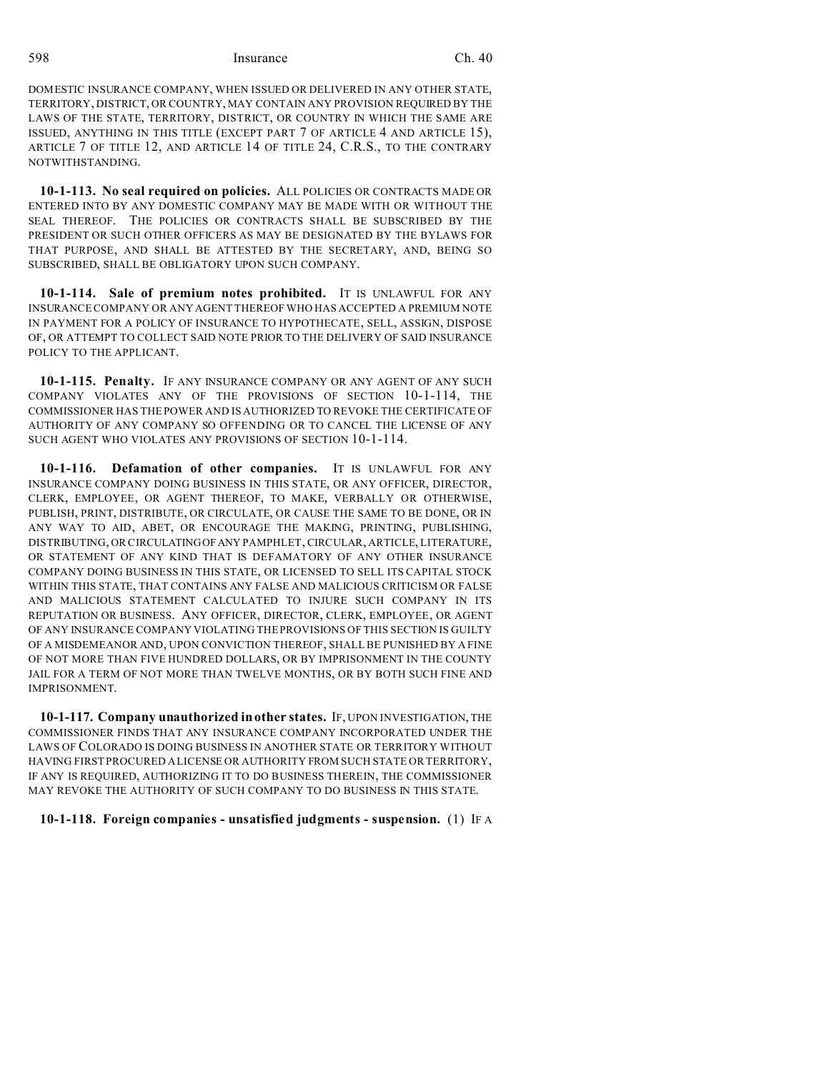DOMESTIC INSURANCE COMPANY, WHEN ISSUED OR DELIVERED IN ANY OTHER STATE, TERRITORY, DISTRICT, OR COUNTRY, MAY CONTAIN ANY PROVISION REQUIRED BY THE LAWS OF THE STATE, TERRITORY, DISTRICT, OR COUNTRY IN WHICH THE SAME ARE ISSUED, ANYTHING IN THIS TITLE (EXCEPT PART 7 OF ARTICLE 4 AND ARTICLE 15), ARTICLE 7 OF TITLE 12, AND ARTICLE 14 OF TITLE 24, C.R.S., TO THE CONTRARY NOTWITHSTANDING.

**10-1-113. No seal required on policies.** ALL POLICIES OR CONTRACTS MADE OR ENTERED INTO BY ANY DOMESTIC COMPANY MAY BE MADE WITH OR WITHOUT THE SEAL THEREOF. THE POLICIES OR CONTRACTS SHALL BE SUBSCRIBED BY THE PRESIDENT OR SUCH OTHER OFFICERS AS MAY BE DESIGNATED BY THE BYLAWS FOR THAT PURPOSE, AND SHALL BE ATTESTED BY THE SECRETARY, AND, BEING SO SUBSCRIBED, SHALL BE OBLIGATORY UPON SUCH COMPANY.

**10-1-114. Sale of premium notes prohibited.** IT IS UNLAWFUL FOR ANY INSURANCE COMPANY OR ANY AGENT THEREOF WHO HAS ACCEPTED A PREMIUM NOTE IN PAYMENT FOR A POLICY OF INSURANCE TO HYPOTHECATE, SELL, ASSIGN, DISPOSE OF, OR ATTEMPT TO COLLECT SAID NOTE PRIOR TO THE DELIVERY OF SAID INSURANCE POLICY TO THE APPLICANT.

**10-1-115. Penalty.** IF ANY INSURANCE COMPANY OR ANY AGENT OF ANY SUCH COMPANY VIOLATES ANY OF THE PROVISIONS OF SECTION 10-1-114, THE COMMISSIONER HAS THE POWER AND IS AUTHORIZED TO REVOKE THE CERTIFICATE OF AUTHORITY OF ANY COMPANY SO OFFENDING OR TO CANCEL THE LICENSE OF ANY SUCH AGENT WHO VIOLATES ANY PROVISIONS OF SECTION 10-1-114.

**10-1-116. Defamation of other companies.** IT IS UNLAWFUL FOR ANY INSURANCE COMPANY DOING BUSINESS IN THIS STATE, OR ANY OFFICER, DIRECTOR, CLERK, EMPLOYEE, OR AGENT THEREOF, TO MAKE, VERBALLY OR OTHERWISE, PUBLISH, PRINT, DISTRIBUTE, OR CIRCULATE, OR CAUSE THE SAME TO BE DONE, OR IN ANY WAY TO AID, ABET, OR ENCOURAGE THE MAKING, PRINTING, PUBLISHING, DISTRIBUTING, OR CIRCULATING OF ANY PAMPHLET, CIRCULAR, ARTICLE, LITERATURE, OR STATEMENT OF ANY KIND THAT IS DEFAMATORY OF ANY OTHER INSURANCE COMPANY DOING BUSINESS IN THIS STATE, OR LICENSED TO SELL ITS CAPITAL STOCK WITHIN THIS STATE, THAT CONTAINS ANY FALSE AND MALICIOUS CRITICISM OR FALSE AND MALICIOUS STATEMENT CALCULATED TO INJURE SUCH COMPANY IN ITS REPUTATION OR BUSINESS. ANY OFFICER, DIRECTOR, CLERK, EMPLOYEE, OR AGENT OF ANY INSURANCE COMPANY VIOLATING THE PROVISIONS OF THIS SECTION IS GUILTY OF A MISDEMEANOR AND, UPON CONVICTION THEREOF, SHALL BE PUNISHED BY A FINE OF NOT MORE THAN FIVE HUNDRED DOLLARS, OR BY IMPRISONMENT IN THE COUNTY JAIL FOR A TERM OF NOT MORE THAN TWELVE MONTHS, OR BY BOTH SUCH FINE AND IMPRISONMENT.

**10-1-117. Company unauthorized in other states.** IF, UPON INVESTIGATION, THE COMMISSIONER FINDS THAT ANY INSURANCE COMPANY INCORPORATED UNDER THE LAWS OF COLORADO IS DOING BUSINESS IN ANOTHER STATE OR TERRITORY WITHOUT HAVING FIRST PROCURED A LICENSE OR AUTHORITY FROM SUCH STATE OR TERRITORY, IF ANY IS REQUIRED, AUTHORIZING IT TO DO BUSINESS THEREIN, THE COMMISSIONER MAY REVOKE THE AUTHORITY OF SUCH COMPANY TO DO BUSINESS IN THIS STATE.

**10-1-118. Foreign companies - unsatisfied judgments - suspension.** (1) IF A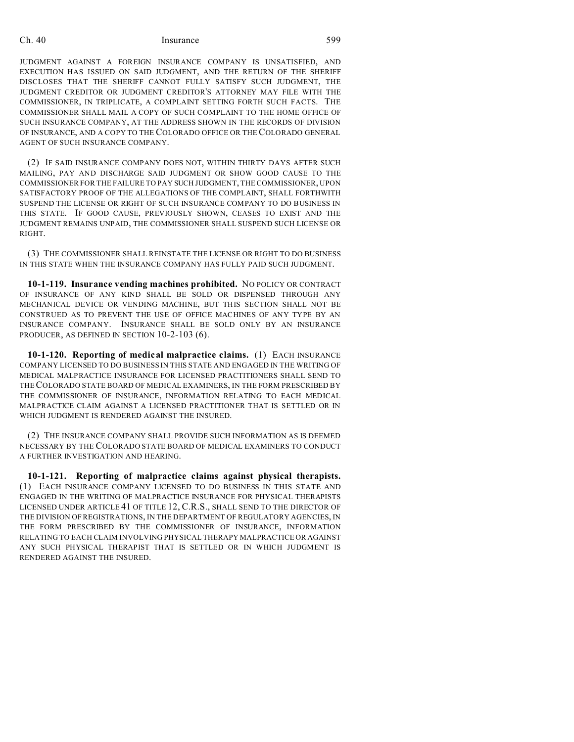JUDGMENT AGAINST A FOREIGN INSURANCE COMPANY IS UNSATISFIED, AND EXECUTION HAS ISSUED ON SAID JUDGMENT, AND THE RETURN OF THE SHERIFF DISCLOSES THAT THE SHERIFF CANNOT FULLY SATISFY SUCH JUDGMENT, THE JUDGMENT CREDITOR OR JUDGMENT CREDITOR'S ATTORNEY MAY FILE WITH THE COMMISSIONER, IN TRIPLICATE, A COMPLAINT SETTING FORTH SUCH FACTS. THE COMMISSIONER SHALL MAIL A COPY OF SUCH COMPLAINT TO THE HOME OFFICE OF SUCH INSURANCE COMPANY, AT THE ADDRESS SHOWN IN THE RECORDS OF DIVISION OF INSURANCE, AND A COPY TO THE COLORADO OFFICE OR THE COLORADO GENERAL AGENT OF SUCH INSURANCE COMPANY.

(2) IF SAID INSURANCE COMPANY DOES NOT, WITHIN THIRTY DAYS AFTER SUCH MAILING, PAY AND DISCHARGE SAID JUDGMENT OR SHOW GOOD CAUSE TO THE COMMISSIONER FOR THE FAILURE TO PAY SUCH JUDGMENT, THE COMMISSIONER, UPON SATISFACTORY PROOF OF THE ALLEGATIONS OF THE COMPLAINT, SHALL FORTHWITH SUSPEND THE LICENSE OR RIGHT OF SUCH INSURANCE COMPANY TO DO BUSINESS IN THIS STATE. IF GOOD CAUSE, PREVIOUSLY SHOWN, CEASES TO EXIST AND THE JUDGMENT REMAINS UNPAID, THE COMMISSIONER SHALL SUSPEND SUCH LICENSE OR RIGHT.

(3) THE COMMISSIONER SHALL REINSTATE THE LICENSE OR RIGHT TO DO BUSINESS IN THIS STATE WHEN THE INSURANCE COMPANY HAS FULLY PAID SUCH JUDGMENT.

**10-1-119. Insurance vending machines prohibited.** NO POLICY OR CONTRACT OF INSURANCE OF ANY KIND SHALL BE SOLD OR DISPENSED THROUGH ANY MECHANICAL DEVICE OR VENDING MACHINE, BUT THIS SECTION SHALL NOT BE CONSTRUED AS TO PREVENT THE USE OF OFFICE MACHINES OF ANY TYPE BY AN INSURANCE COMPANY. INSURANCE SHALL BE SOLD ONLY BY AN INSURANCE PRODUCER, AS DEFINED IN SECTION 10-2-103 (6).

**10-1-120. Reporting of medical malpractice claims.** (1) EACH INSURANCE COMPANY LICENSED TO DO BUSINESS IN THIS STATE AND ENGAGED IN THE WRITING OF MEDICAL MALPRACTICE INSURANCE FOR LICENSED PRACTITIONERS SHALL SEND TO THE COLORADO STATE BOARD OF MEDICAL EXAMINERS, IN THE FORM PRESCRIBED BY THE COMMISSIONER OF INSURANCE, INFORMATION RELATING TO EACH MEDICAL MALPRACTICE CLAIM AGAINST A LICENSED PRACTITIONER THAT IS SETTLED OR IN WHICH JUDGMENT IS RENDERED AGAINST THE INSURED.

(2) THE INSURANCE COMPANY SHALL PROVIDE SUCH INFORMATION AS IS DEEMED NECESSARY BY THE COLORADO STATE BOARD OF MEDICAL EXAMINERS TO CONDUCT A FURTHER INVESTIGATION AND HEARING.

**10-1-121. Reporting of malpractice claims against physical therapists.** (1) EACH INSURANCE COMPANY LICENSED TO DO BUSINESS IN THIS STATE AND ENGAGED IN THE WRITING OF MALPRACTICE INSURANCE FOR PHYSICAL THERAPISTS LICENSED UNDER ARTICLE 41 OF TITLE 12, C.R.S., SHALL SEND TO THE DIRECTOR OF THE DIVISION OF REGISTRATIONS, IN THE DEPARTMENT OF REGULATORY AGENCIES, IN THE FORM PRESCRIBED BY THE COMMISSIONER OF INSURANCE, INFORMATION RELATING TO EACH CLAIM INVOLVING PHYSICAL THERAPY MALPRACTICE OR AGAINST ANY SUCH PHYSICAL THERAPIST THAT IS SETTLED OR IN WHICH JUDGMENT IS RENDERED AGAINST THE INSURED.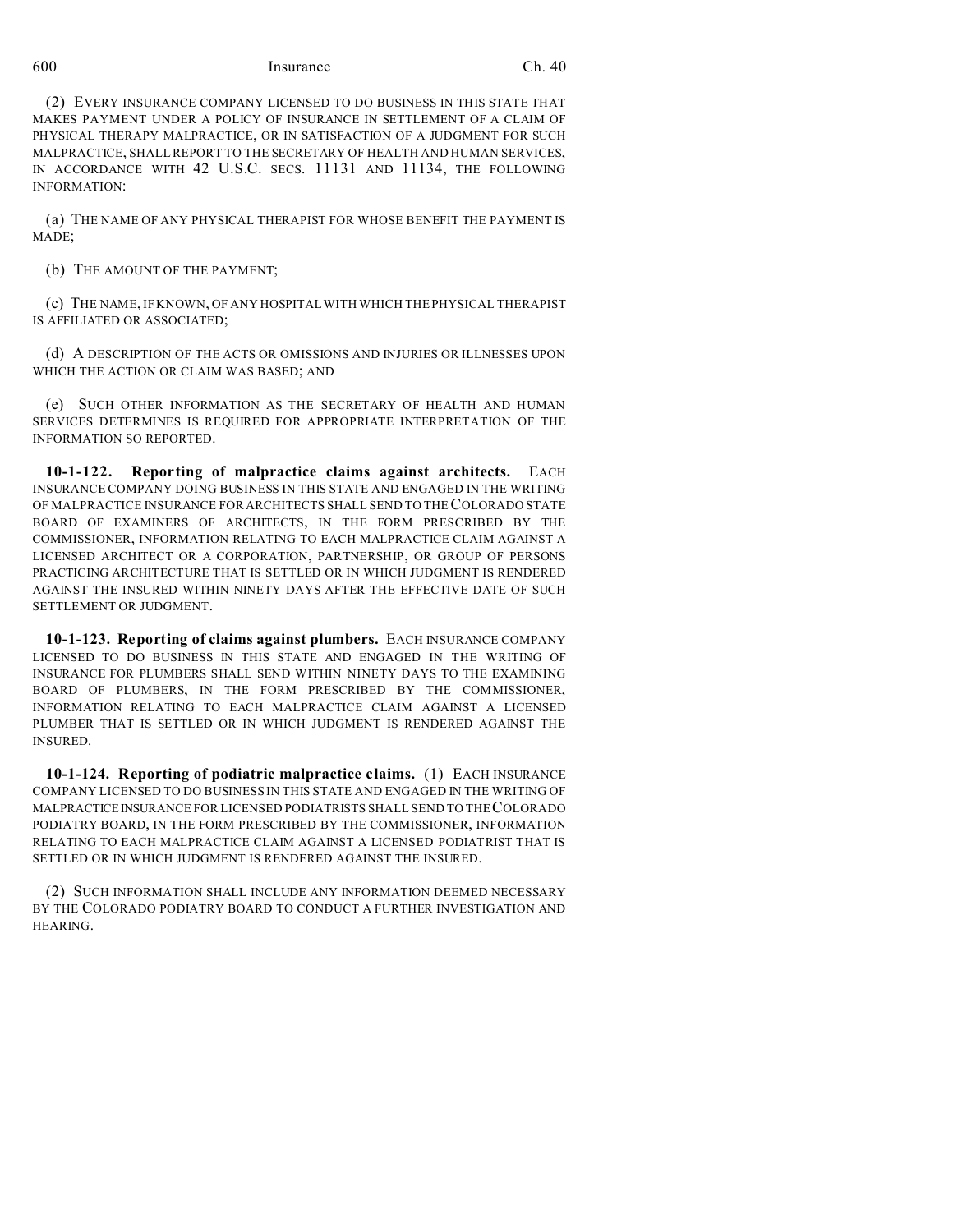(2) EVERY INSURANCE COMPANY LICENSED TO DO BUSINESS IN THIS STATE THAT MAKES PAYMENT UNDER A POLICY OF INSURANCE IN SETTLEMENT OF A CLAIM OF PHYSICAL THERAPY MALPRACTICE, OR IN SATISFACTION OF A JUDGMENT FOR SUCH MALPRACTICE, SHALL REPORT TO THE SECRETARY OF HEALTH AND HUMAN SERVICES, IN ACCORDANCE WITH 42 U.S.C. SECS. 11131 AND 11134, THE FOLLOWING INFORMATION:

(a) THE NAME OF ANY PHYSICAL THERAPIST FOR WHOSE BENEFIT THE PAYMENT IS MADE;

(b) THE AMOUNT OF THE PAYMENT;

(c) THE NAME, IF KNOWN, OF ANY HOSPITAL WITH WHICH THE PHYSICAL THERAPIST IS AFFILIATED OR ASSOCIATED;

(d) A DESCRIPTION OF THE ACTS OR OMISSIONS AND INJURIES OR ILLNESSES UPON WHICH THE ACTION OR CLAIM WAS BASED; AND

(e) SUCH OTHER INFORMATION AS THE SECRETARY OF HEALTH AND HUMAN SERVICES DETERMINES IS REQUIRED FOR APPROPRIATE INTERPRETATION OF THE INFORMATION SO REPORTED.

**10-1-122. Reporting of malpractice claims against architects.** EACH INSURANCE COMPANY DOING BUSINESS IN THIS STATE AND ENGAGED IN THE WRITING OF MALPRACTICE INSURANCE FOR ARCHITECTS SHALL SEND TO THE COLORADO STATE BOARD OF EXAMINERS OF ARCHITECTS, IN THE FORM PRESCRIBED BY THE COMMISSIONER, INFORMATION RELATING TO EACH MALPRACTICE CLAIM AGAINST A LICENSED ARCHITECT OR A CORPORATION, PARTNERSHIP, OR GROUP OF PERSONS PRACTICING ARCHITECTURE THAT IS SETTLED OR IN WHICH JUDGMENT IS RENDERED AGAINST THE INSURED WITHIN NINETY DAYS AFTER THE EFFECTIVE DATE OF SUCH SETTLEMENT OR JUDGMENT.

**10-1-123. Reporting of claims against plumbers.** EACH INSURANCE COMPANY LICENSED TO DO BUSINESS IN THIS STATE AND ENGAGED IN THE WRITING OF INSURANCE FOR PLUMBERS SHALL SEND WITHIN NINETY DAYS TO THE EXAMINING BOARD OF PLUMBERS, IN THE FORM PRESCRIBED BY THE COMMISSIONER, INFORMATION RELATING TO EACH MALPRACTICE CLAIM AGAINST A LICENSED PLUMBER THAT IS SETTLED OR IN WHICH JUDGMENT IS RENDERED AGAINST THE INSURED.

**10-1-124. Reporting of podiatric malpractice claims.** (1) EACH INSURANCE COMPANY LICENSED TO DO BUSINESS IN THIS STATE AND ENGAGED IN THE WRITING OF MALPRACTICE INSURANCE FOR LICENSED PODIATRISTS SHALL SEND TO THE COLORADO PODIATRY BOARD, IN THE FORM PRESCRIBED BY THE COMMISSIONER, INFORMATION RELATING TO EACH MALPRACTICE CLAIM AGAINST A LICENSED PODIATRIST THAT IS SETTLED OR IN WHICH JUDGMENT IS RENDERED AGAINST THE INSURED.

(2) SUCH INFORMATION SHALL INCLUDE ANY INFORMATION DEEMED NECESSARY BY THE COLORADO PODIATRY BOARD TO CONDUCT A FURTHER INVESTIGATION AND HEARING.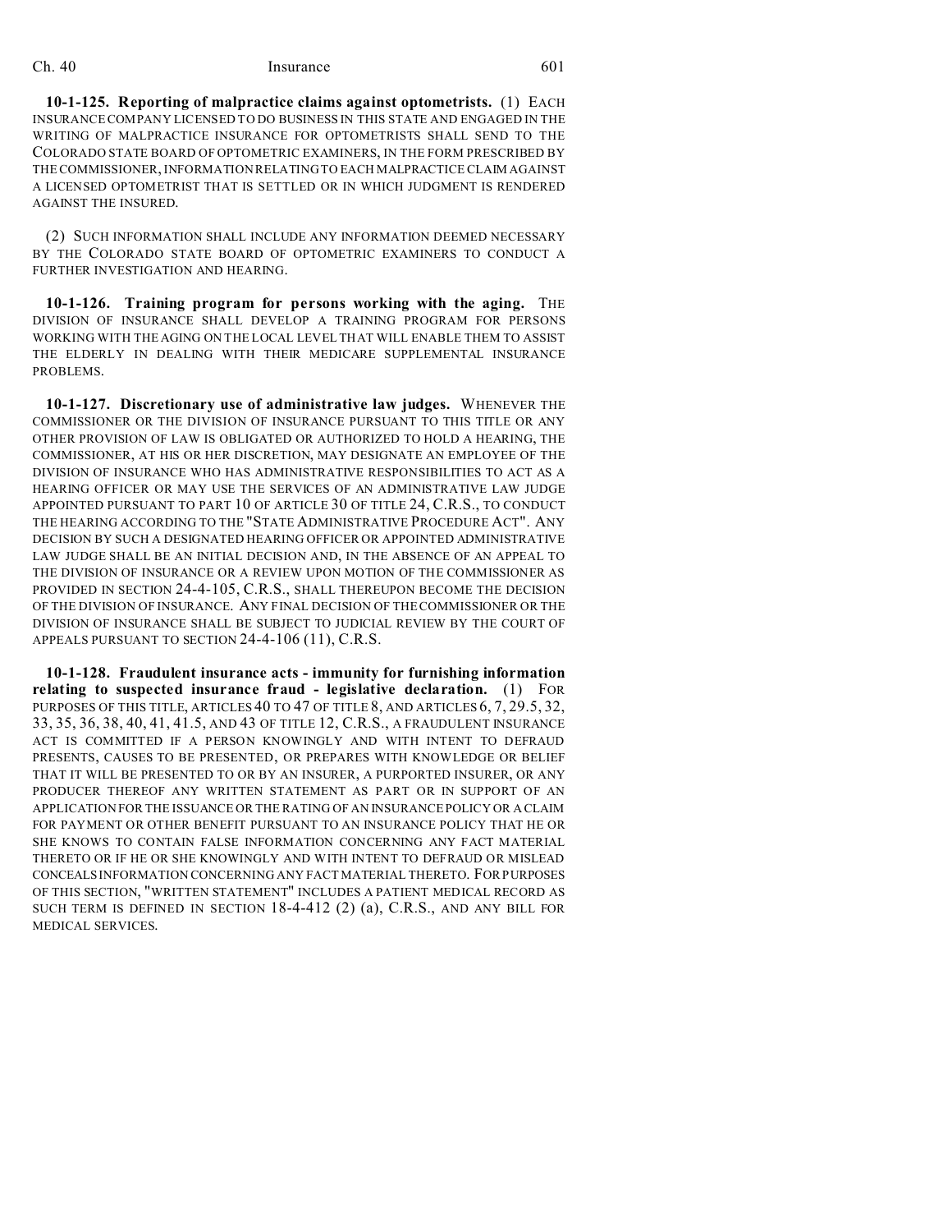**10-1-125. Reporting of malpractice claims against optometrists.** (1) EACH INSURANCE COMPANY LICENSED TO DO BUSINESS IN THIS STATE AND ENGAGED IN THE WRITING OF MALPRACTICE INSURANCE FOR OPTOMETRISTS SHALL SEND TO THE COLORADO STATE BOARD OF OPTOMETRIC EXAMINERS, IN THE FORM PRESCRIBED BY THE COMMISSIONER, INFORMATION RELATING TO EACH MALPRACTICE CLAIM AGAINST A LICENSED OPTOMETRIST THAT IS SETTLED OR IN WHICH JUDGMENT IS RENDERED AGAINST THE INSURED.

(2) SUCH INFORMATION SHALL INCLUDE ANY INFORMATION DEEMED NECESSARY BY THE COLORADO STATE BOARD OF OPTOMETRIC EXAMINERS TO CONDUCT A FURTHER INVESTIGATION AND HEARING.

**10-1-126. Training program for persons working with the aging.** THE DIVISION OF INSURANCE SHALL DEVELOP A TRAINING PROGRAM FOR PERSONS WORKING WITH THE AGING ON THE LOCAL LEVEL THAT WILL ENABLE THEM TO ASSIST THE ELDERLY IN DEALING WITH THEIR MEDICARE SUPPLEMENTAL INSURANCE PROBLEMS.

**10-1-127. Discretionary use of administrative law judges.** WHENEVER THE COMMISSIONER OR THE DIVISION OF INSURANCE PURSUANT TO THIS TITLE OR ANY OTHER PROVISION OF LAW IS OBLIGATED OR AUTHORIZED TO HOLD A HEARING, THE COMMISSIONER, AT HIS OR HER DISCRETION, MAY DESIGNATE AN EMPLOYEE OF THE DIVISION OF INSURANCE WHO HAS ADMINISTRATIVE RESPONSIBILITIES TO ACT AS A HEARING OFFICER OR MAY USE THE SERVICES OF AN ADMINISTRATIVE LAW JUDGE APPOINTED PURSUANT TO PART 10 OF ARTICLE 30 OF TITLE 24, C.R.S., TO CONDUCT THE HEARING ACCORDING TO THE "STATE ADMINISTRATIVE PROCEDURE ACT". ANY DECISION BY SUCH A DESIGNATED HEARING OFFICER OR APPOINTED ADMINISTRATIVE LAW JUDGE SHALL BE AN INITIAL DECISION AND, IN THE ABSENCE OF AN APPEAL TO THE DIVISION OF INSURANCE OR A REVIEW UPON MOTION OF THE COMMISSIONER AS PROVIDED IN SECTION 24-4-105, C.R.S., SHALL THEREUPON BECOME THE DECISION OF THE DIVISION OF INSURANCE. ANY FINAL DECISION OF THE COMMISSIONER OR THE DIVISION OF INSURANCE SHALL BE SUBJECT TO JUDICIAL REVIEW BY THE COURT OF APPEALS PURSUANT TO SECTION 24-4-106 (11), C.R.S.

**10-1-128. Fraudulent insurance acts - immunity for furnishing information relating to suspected insurance fraud - legislative declaration.** (1) FOR PURPOSES OF THIS TITLE, ARTICLES 40 TO 47 OF TITLE 8, AND ARTICLES 6, 7, 29.5, 32, 33, 35, 36, 38, 40, 41, 41.5, AND 43 OF TITLE 12, C.R.S., A FRAUDULENT INSURANCE ACT IS COMMITTED IF A PERSON KNOWINGLY AND WITH INTENT TO DEFRAUD PRESENTS, CAUSES TO BE PRESENTED, OR PREPARES WITH KNOWLEDGE OR BELIEF THAT IT WILL BE PRESENTED TO OR BY AN INSURER, A PURPORTED INSURER, OR ANY PRODUCER THEREOF ANY WRITTEN STATEMENT AS PART OR IN SUPPORT OF AN APPLICATION FOR THE ISSUANCE OR THE RATING OF AN INSURANCE POLICY OR A CLAIM FOR PAYMENT OR OTHER BENEFIT PURSUANT TO AN INSURANCE POLICY THAT HE OR SHE KNOWS TO CONTAIN FALSE INFORMATION CONCERNING ANY FACT MATERIAL THERETO OR IF HE OR SHE KNOWINGLY AND WITH INTENT TO DEFRAUD OR MISLEAD CONCEALS INFORMATION CONCERNING ANY FACT MATERIAL THERETO. FOR PURPOSES OF THIS SECTION, "WRITTEN STATEMENT" INCLUDES A PATIENT MEDICAL RECORD AS SUCH TERM IS DEFINED IN SECTION 18-4-412 (2) (a), C.R.S., AND ANY BILL FOR MEDICAL SERVICES.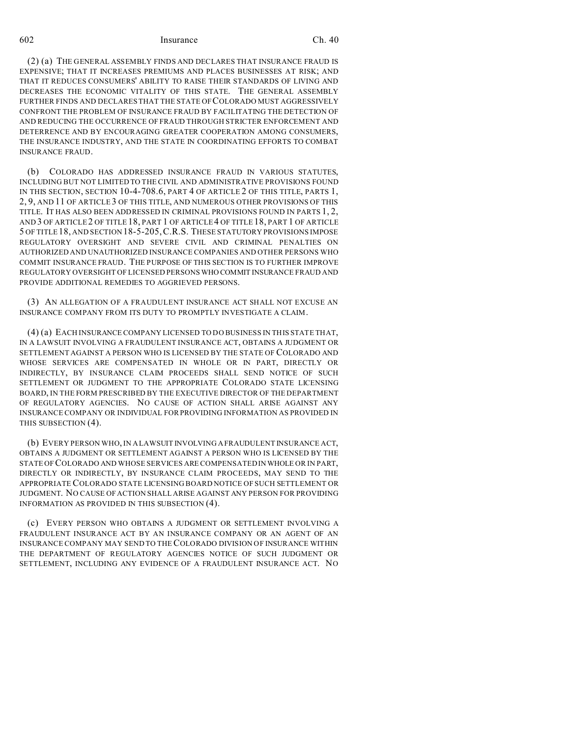(2) (a) THE GENERAL ASSEMBLY FINDS AND DECLARES THAT INSURANCE FRAUD IS EXPENSIVE; THAT IT INCREASES PREMIUMS AND PLACES BUSINESSES AT RISK; AND THAT IT REDUCES CONSUMERS' ABILITY TO RAISE THEIR STANDARDS OF LIVING AND DECREASES THE ECONOMIC VITALITY OF THIS STATE. THE GENERAL ASSEMBLY FURTHER FINDS AND DECLARES THAT THE STATE OF COLORADO MUST AGGRESSIVELY CONFRONT THE PROBLEM OF INSURANCE FRAUD BY FACILITATING THE DETECTION OF AND REDUCING THE OCCURRENCE OF FRAUD THROUGH STRICTER ENFORCEMENT AND DETERRENCE AND BY ENCOURAGING GREATER COOPERATION AMONG CONSUMERS, THE INSURANCE INDUSTRY, AND THE STATE IN COORDINATING EFFORTS TO COMBAT INSURANCE FRAUD.

(b) COLORADO HAS ADDRESSED INSURANCE FRAUD IN VARIOUS STATUTES, INCLUDING BUT NOT LIMITED TO THE CIVIL AND ADMINISTRATIVE PROVISIONS FOUND IN THIS SECTION, SECTION 10-4-708.6, PART 4 OF ARTICLE 2 OF THIS TITLE, PARTS 1, 2, 9, AND 11 OF ARTICLE 3 OF THIS TITLE, AND NUMEROUS OTHER PROVISIONS OF THIS TITLE. IT HAS ALSO BEEN ADDRESSED IN CRIMINAL PROVISIONS FOUND IN PARTS 1, 2, AND 3 OF ARTICLE 2 OF TITLE 18, PART 1 OF ARTICLE 4 OF TITLE 18, PART 1 OF ARTICLE 5 OF TITLE 18, AND SECTION 18-5-205, C.R.S. THESE STATUTORY PROVISIONS IMPOSE REGULATORY OVERSIGHT AND SEVERE CIVIL AND CRIMINAL PENALTIES ON AUTHORIZED AND UNAUTHORIZED INSURANCE COMPANIES AND OTHER PERSONS WHO COMMIT INSURANCE FRAUD. THE PURPOSE OF THIS SECTION IS TO FURTHER IMPROVE REGULATORY OVERSIGHT OF LICENSED PERSONS WHO COMMIT INSURANCE FRAUD AND PROVIDE ADDITIONAL REMEDIES TO AGGRIEVED PERSONS.

(3) AN ALLEGATION OF A FRAUDULENT INSURANCE ACT SHALL NOT EXCUSE AN INSURANCE COMPANY FROM ITS DUTY TO PROMPTLY INVESTIGATE A CLAIM.

(4) (a) EACH INSURANCE COMPANY LICENSED TO DO BUSINESS IN THIS STATE THAT, IN A LAWSUIT INVOLVING A FRAUDULENT INSURANCE ACT, OBTAINS A JUDGMENT OR SETTLEMENT AGAINST A PERSON WHO IS LICENSED BY THE STATE OF COLORADO AND WHOSE SERVICES ARE COMPENSATED IN WHOLE OR IN PART, DIRECTLY OR INDIRECTLY, BY INSURANCE CLAIM PROCEEDS SHALL SEND NOTICE OF SUCH SETTLEMENT OR JUDGMENT TO THE APPROPRIATE COLORADO STATE LICENSING BOARD, IN THE FORM PRESCRIBED BY THE EXECUTIVE DIRECTOR OF THE DEPARTMENT OF REGULATORY AGENCIES. NO CAUSE OF ACTION SHALL ARISE AGAINST ANY INSURANCE COMPANY OR INDIVIDUAL FOR PROVIDING INFORMATION AS PROVIDED IN THIS SUBSECTION (4).

(b) EVERY PERSON WHO, IN A LAWSUIT INVOLVING A FRAUDULENT INSURANCE ACT, OBTAINS A JUDGMENT OR SETTLEMENT AGAINST A PERSON WHO IS LICENSED BY THE STATE OF COLORADO AND WHOSE SERVICES ARE COMPENSATED IN WHOLE OR IN PART, DIRECTLY OR INDIRECTLY, BY INSURANCE CLAIM PROCEEDS, MAY SEND TO THE APPROPRIATE COLORADO STATE LICENSING BOARD NOTICE OF SUCH SETTLEMENT OR JUDGMENT. NO CAUSE OF ACTION SHALL ARISE AGAINST ANY PERSON FOR PROVIDING INFORMATION AS PROVIDED IN THIS SUBSECTION (4).

(c) EVERY PERSON WHO OBTAINS A JUDGMENT OR SETTLEMENT INVOLVING A FRAUDULENT INSURANCE ACT BY AN INSURANCE COMPANY OR AN AGENT OF AN INSURANCE COMPANY MAY SEND TO THE COLORADO DIVISION OF INSURANCE WITHIN THE DEPARTMENT OF REGULATORY AGENCIES NOTICE OF SUCH JUDGMENT OR SETTLEMENT, INCLUDING ANY EVIDENCE OF A FRAUDULENT INSURANCE ACT. NO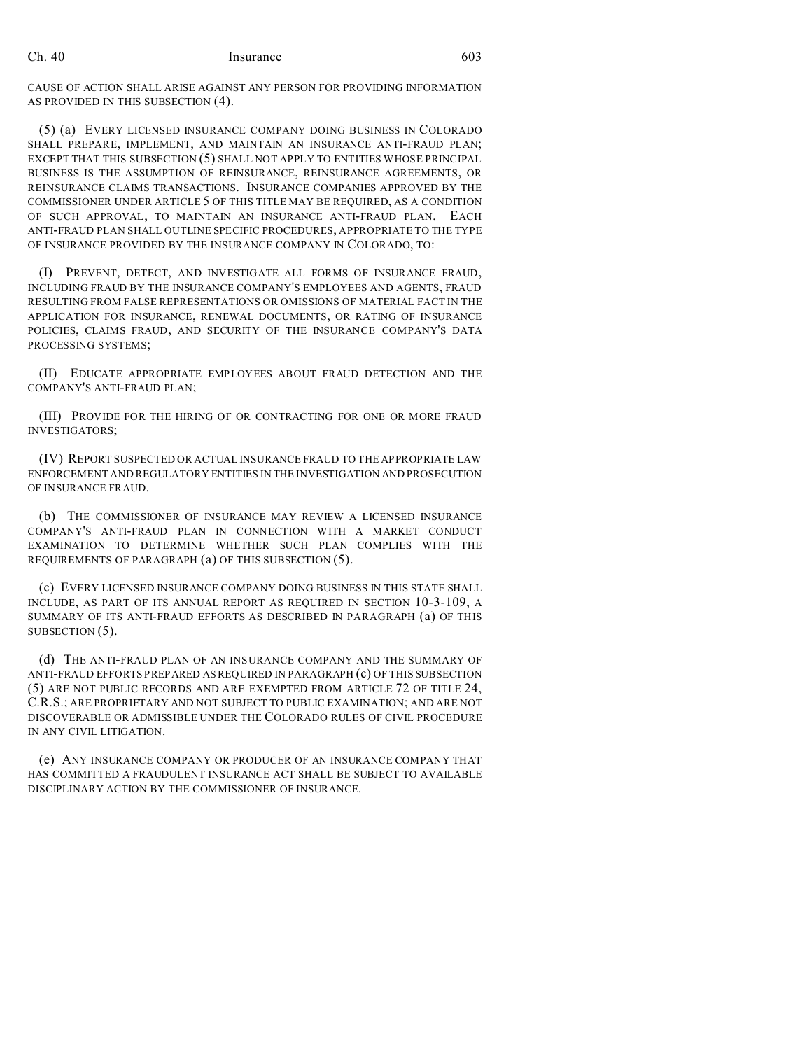CAUSE OF ACTION SHALL ARISE AGAINST ANY PERSON FOR PROVIDING INFORMATION AS PROVIDED IN THIS SUBSECTION (4).

(5) (a) EVERY LICENSED INSURANCE COMPANY DOING BUSINESS IN COLORADO SHALL PREPARE, IMPLEMENT, AND MAINTAIN AN INSURANCE ANTI-FRAUD PLAN; EXCEPT THAT THIS SUBSECTION (5) SHALL NOT APPLY TO ENTITIES WHOSE PRINCIPAL BUSINESS IS THE ASSUMPTION OF REINSURANCE, REINSURANCE AGREEMENTS, OR REINSURANCE CLAIMS TRANSACTIONS. INSURANCE COMPANIES APPROVED BY THE COMMISSIONER UNDER ARTICLE 5 OF THIS TITLE MAY BE REQUIRED, AS A CONDITION OF SUCH APPROVAL, TO MAINTAIN AN INSURANCE ANTI-FRAUD PLAN. EACH ANTI-FRAUD PLAN SHALL OUTLINE SPECIFIC PROCEDURES, APPROPRIATE TO THE TYPE OF INSURANCE PROVIDED BY THE INSURANCE COMPANY IN COLORADO, TO:

(I) PREVENT, DETECT, AND INVESTIGATE ALL FORMS OF INSURANCE FRAUD, INCLUDING FRAUD BY THE INSURANCE COMPANY'S EMPLOYEES AND AGENTS, FRAUD RESULTING FROM FALSE REPRESENTATIONS OR OMISSIONS OF MATERIAL FACT IN THE APPLICATION FOR INSURANCE, RENEWAL DOCUMENTS, OR RATING OF INSURANCE POLICIES, CLAIMS FRAUD, AND SECURITY OF THE INSURANCE COMPANY'S DATA PROCESSING SYSTEMS;

(II) EDUCATE APPROPRIATE EMPLOYEES ABOUT FRAUD DETECTION AND THE COMPANY'S ANTI-FRAUD PLAN;

(III) PROVIDE FOR THE HIRING OF OR CONTRACTING FOR ONE OR MORE FRAUD INVESTIGATORS;

(IV) REPORT SUSPECTED OR ACTUAL INSURANCE FRAUD TO THE APPROPRIATE LAW ENFORCEMENT AND REGULATORY ENTITIES IN THE INVESTIGATION AND PROSECUTION OF INSURANCE FRAUD.

(b) THE COMMISSIONER OF INSURANCE MAY REVIEW A LICENSED INSURANCE COMPANY'S ANTI-FRAUD PLAN IN CONNECTION WITH A MARKET CONDUCT EXAMINATION TO DETERMINE WHETHER SUCH PLAN COMPLIES WITH THE REQUIREMENTS OF PARAGRAPH (a) OF THIS SUBSECTION (5).

(c) EVERY LICENSED INSURANCE COMPANY DOING BUSINESS IN THIS STATE SHALL INCLUDE, AS PART OF ITS ANNUAL REPORT AS REQUIRED IN SECTION 10-3-109, A SUMMARY OF ITS ANTI-FRAUD EFFORTS AS DESCRIBED IN PARAGRAPH (a) OF THIS SUBSECTION (5).

(d) THE ANTI-FRAUD PLAN OF AN INSURANCE COMPANY AND THE SUMMARY OF ANTI-FRAUD EFFORTS PREPARED AS REQUIRED IN PARAGRAPH (c) OF THIS SUBSECTION (5) ARE NOT PUBLIC RECORDS AND ARE EXEMPTED FROM ARTICLE 72 OF TITLE 24, C.R.S.; ARE PROPRIETARY AND NOT SUBJECT TO PUBLIC EXAMINATION; AND ARE NOT DISCOVERABLE OR ADMISSIBLE UNDER THE COLORADO RULES OF CIVIL PROCEDURE IN ANY CIVIL LITIGATION.

(e) ANY INSURANCE COMPANY OR PRODUCER OF AN INSURANCE COMPANY THAT HAS COMMITTED A FRAUDULENT INSURANCE ACT SHALL BE SUBJECT TO AVAILABLE DISCIPLINARY ACTION BY THE COMMISSIONER OF INSURANCE.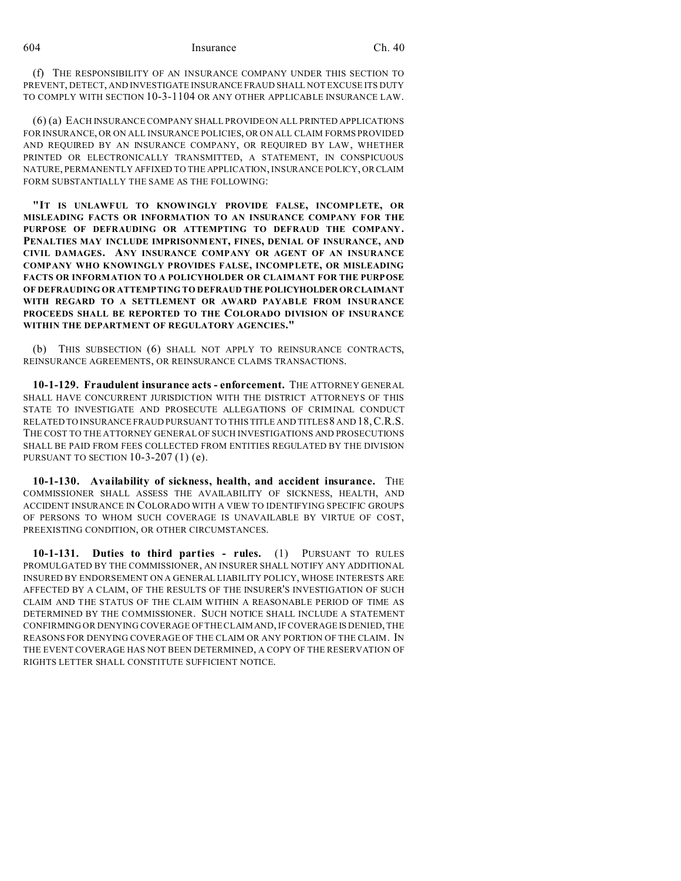(f) THE RESPONSIBILITY OF AN INSURANCE COMPANY UNDER THIS SECTION TO PREVENT, DETECT, AND INVESTIGATE INSURANCE FRAUD SHALL NOT EXCUSE ITS DUTY TO COMPLY WITH SECTION 10-3-1104 OR ANY OTHER APPLICABLE INSURANCE LAW.

(6) (a) EACH INSURANCE COMPANY SHALL PROVIDE ON ALL PRINTED APPLICATIONS FOR INSURANCE, OR ON ALL INSURANCE POLICIES, OR ON ALL CLAIM FORMS PROVIDED AND REQUIRED BY AN INSURANCE COMPANY, OR REQUIRED BY LAW, WHETHER PRINTED OR ELECTRONICALLY TRANSMITTED, A STATEMENT, IN CONSPICUOUS NATURE, PERMANENTLY AFFIXED TO THE APPLICATION, INSURANCE POLICY, OR CLAIM FORM SUBSTANTIALLY THE SAME AS THE FOLLOWING:

**"IT IS UNLAWFUL TO KNOWINGLY PROVIDE FALSE, INCOMPLETE, OR MISLEADING FACTS OR INFORMATION TO AN INSURANCE COMPANY FOR THE PURPOSE OF DEFRAUDING OR ATTEMPTING TO DEFRAUD THE COMPANY. PENALTIES MAY INCLUDE IMPRISONMENT, FINES, DENIAL OF INSURANCE, AND CIVIL DAMAGES. ANY INSURANCE COMPANY OR AGENT OF AN INSURANCE COMPANY WHO KNOWINGLY PROVIDES FALSE, INCOMPLETE, OR MISLEADING FACTS OR INFORMATION TO A POLICYHOLDER OR CLAIMANT FOR THE PURPOSE OF DEFRAUDING OR ATTEMPTING TO DEFRAUD THE POLICYHOLDER OR CLAIMANT WITH REGARD TO A SETTLEMENT OR AWARD PAYABLE FROM INSURANCE PROCEEDS SHALL BE REPORTED TO THE COLORADO DIVISION OF INSURANCE WITHIN THE DEPARTMENT OF REGULATORY AGENCIES."**

(b) THIS SUBSECTION (6) SHALL NOT APPLY TO REINSURANCE CONTRACTS, REINSURANCE AGREEMENTS, OR REINSURANCE CLAIMS TRANSACTIONS.

**10-1-129. Fraudulent insurance acts - enforcement.** THE ATTORNEY GENERAL SHALL HAVE CONCURRENT JURISDICTION WITH THE DISTRICT ATTORNEYS OF THIS STATE TO INVESTIGATE AND PROSECUTE ALLEGATIONS OF CRIMINAL CONDUCT RELATED TO INSURANCE FRAUD PURSUANT TO THIS TITLE AND TITLES 8 AND 18, C.R.S. THE COST TO THE ATTORNEY GENERAL OF SUCH INVESTIGATIONS AND PROSECUTIONS SHALL BE PAID FROM FEES COLLECTED FROM ENTITIES REGULATED BY THE DIVISION PURSUANT TO SECTION 10-3-207 (1) (e).

**10-1-130. Availability of sickness, health, and accident insurance.** THE COMMISSIONER SHALL ASSESS THE AVAILABILITY OF SICKNESS, HEALTH, AND ACCIDENT INSURANCE IN COLORADO WITH A VIEW TO IDENTIFYING SPECIFIC GROUPS OF PERSONS TO WHOM SUCH COVERAGE IS UNAVAILABLE BY VIRTUE OF COST, PREEXISTING CONDITION, OR OTHER CIRCUMSTANCES.

**10-1-131. Duties to third parties - rules.** (1) PURSUANT TO RULES PROMULGATED BY THE COMMISSIONER, AN INSURER SHALL NOTIFY ANY ADDITIONAL INSURED BY ENDORSEMENT ON A GENERAL LIABILITY POLICY, WHOSE INTERESTS ARE AFFECTED BY A CLAIM, OF THE RESULTS OF THE INSURER'S INVESTIGATION OF SUCH CLAIM AND THE STATUS OF THE CLAIM WITHIN A REASONABLE PERIOD OF TIME AS DETERMINED BY THE COMMISSIONER. SUCH NOTICE SHALL INCLUDE A STATEMENT CONFIRMING OR DENYING COVERAGE OF THE CLAIM AND, IF COVERAGE IS DENIED, THE REASONS FOR DENYING COVERAGE OF THE CLAIM OR ANY PORTION OF THE CLAIM. IN THE EVENT COVERAGE HAS NOT BEEN DETERMINED, A COPY OF THE RESERVATION OF RIGHTS LETTER SHALL CONSTITUTE SUFFICIENT NOTICE.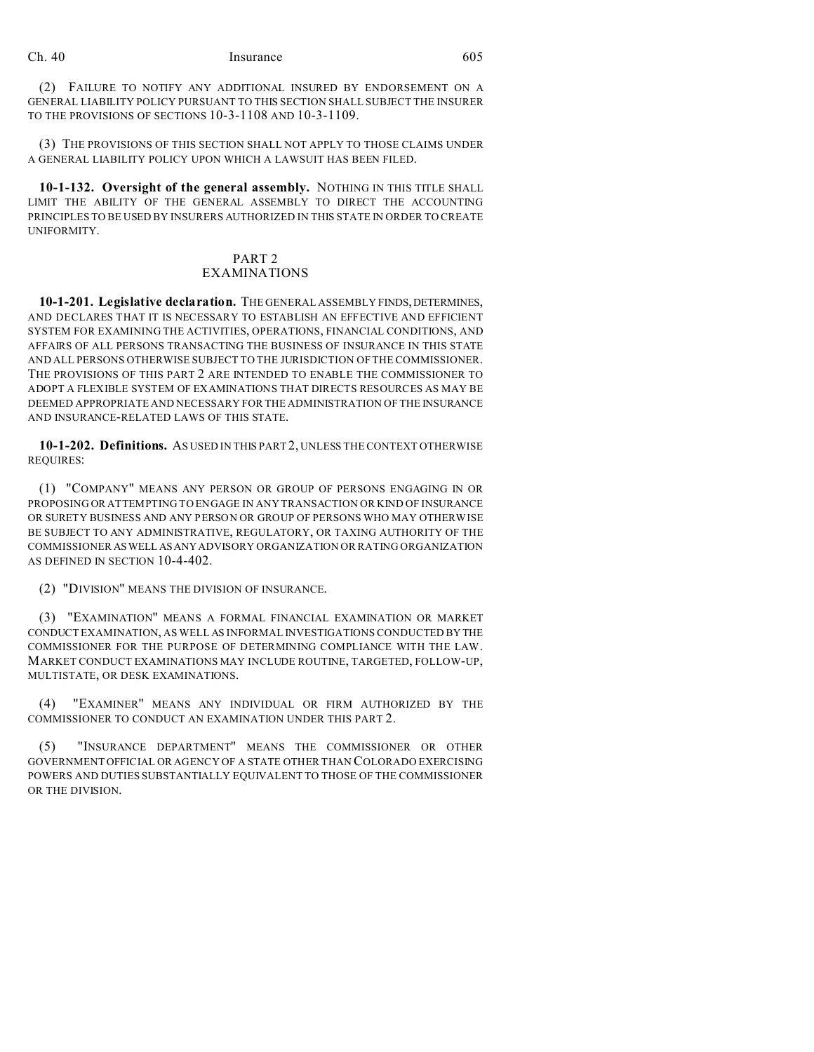(2) FAILURE TO NOTIFY ANY ADDITIONAL INSURED BY ENDORSEMENT ON A GENERAL LIABILITY POLICY PURSUANT TO THIS SECTION SHALL SUBJECT THE INSURER TO THE PROVISIONS OF SECTIONS 10-3-1108 AND 10-3-1109.

(3) THE PROVISIONS OF THIS SECTION SHALL NOT APPLY TO THOSE CLAIMS UNDER A GENERAL LIABILITY POLICY UPON WHICH A LAWSUIT HAS BEEN FILED.

**10-1-132. Oversight of the general assembly.** NOTHING IN THIS TITLE SHALL LIMIT THE ABILITY OF THE GENERAL ASSEMBLY TO DIRECT THE ACCOUNTING PRINCIPLES TO BE USED BY INSURERS AUTHORIZED IN THIS STATE IN ORDER TO CREATE UNIFORMITY.

## PART 2
## EXAMINATIONS

**10-1-201. Legislative declaration.** THE GENERAL ASSEMBLY FINDS, DETERMINES, AND DECLARES THAT IT IS NECESSARY TO ESTABLISH AN EFFECTIVE AND EFFICIENT SYSTEM FOR EXAMINING THE ACTIVITIES, OPERATIONS, FINANCIAL CONDITIONS, AND AFFAIRS OF ALL PERSONS TRANSACTING THE BUSINESS OF INSURANCE IN THIS STATE AND ALL PERSONS OTHERWISE SUBJECT TO THE JURISDICTION OF THE COMMISSIONER. THE PROVISIONS OF THIS PART 2 ARE INTENDED TO ENABLE THE COMMISSIONER TO ADOPT A FLEXIBLE SYSTEM OF EXAMINATIONS THAT DIRECTS RESOURCES AS MAY BE DEEMED APPROPRIATE AND NECESSARY FOR THE ADMINISTRATION OF THE INSURANCE AND INSURANCE-RELATED LAWS OF THIS STATE.

**10-1-202. Definitions.** AS USED IN THIS PART 2, UNLESS THE CONTEXT OTHERWISE REQUIRES:

(1) "COMPANY" MEANS ANY PERSON OR GROUP OF PERSONS ENGAGING IN OR PROPOSING OR ATTEMPTING TO ENGAGE IN ANY TRANSACTION OR KIND OF INSURANCE OR SURETY BUSINESS AND ANY PERSON OR GROUP OF PERSONS WHO MAY OTHERWISE BE SUBJECT TO ANY ADMINISTRATIVE, REGULATORY, OR TAXING AUTHORITY OF THE COMMISSIONER AS WELL AS ANY ADVISORY ORGANIZATION OR RATING ORGANIZATION AS DEFINED IN SECTION 10-4-402.

(2) "DIVISION" MEANS THE DIVISION OF INSURANCE.

(3) "EXAMINATION" MEANS A FORMAL FINANCIAL EXAMINATION OR MARKET CONDUCT EXAMINATION, AS WELL AS INFORMAL INVESTIGATIONS CONDUCTED BY THE COMMISSIONER FOR THE PURPOSE OF DETERMINING COMPLIANCE WITH THE LAW. MARKET CONDUCT EXAMINATIONS MAY INCLUDE ROUTINE, TARGETED, FOLLOW-UP, MULTISTATE, OR DESK EXAMINATIONS.

(4) "EXAMINER" MEANS ANY INDIVIDUAL OR FIRM AUTHORIZED BY THE COMMISSIONER TO CONDUCT AN EXAMINATION UNDER THIS PART 2.

(5) "INSURANCE DEPARTMENT" MEANS THE COMMISSIONER OR OTHER GOVERNMENT OFFICIAL OR AGENCY OF A STATE OTHER THAN COLORADO EXERCISING POWERS AND DUTIES SUBSTANTIALLY EQUIVALENT TO THOSE OF THE COMMISSIONER OR THE DIVISION.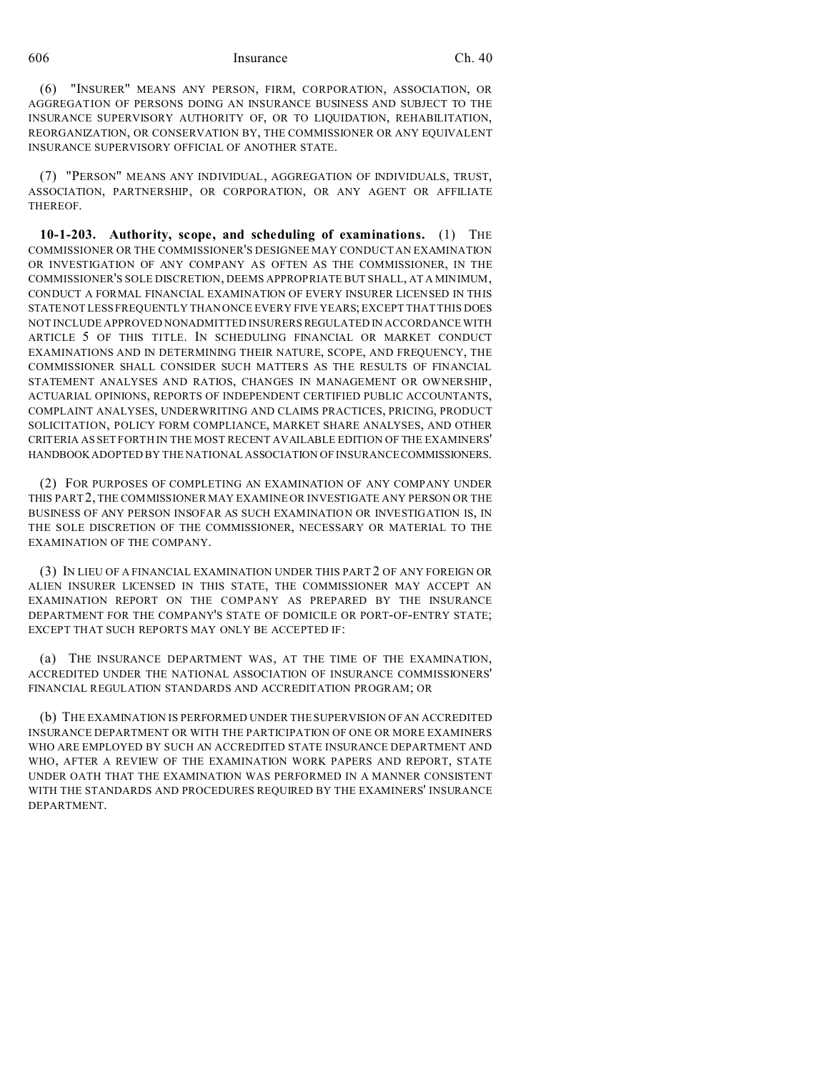(6) "INSURER" MEANS ANY PERSON, FIRM, CORPORATION, ASSOCIATION, OR AGGREGATION OF PERSONS DOING AN INSURANCE BUSINESS AND SUBJECT TO THE INSURANCE SUPERVISORY AUTHORITY OF, OR TO LIQUIDATION, REHABILITATION, REORGANIZATION, OR CONSERVATION BY, THE COMMISSIONER OR ANY EQUIVALENT INSURANCE SUPERVISORY OFFICIAL OF ANOTHER STATE.

(7) "PERSON" MEANS ANY INDIVIDUAL, AGGREGATION OF INDIVIDUALS, TRUST, ASSOCIATION, PARTNERSHIP, OR CORPORATION, OR ANY AGENT OR AFFILIATE THEREOF.

**10-1-203. Authority, scope, and scheduling of examinations.** (1) THE COMMISSIONER OR THE COMMISSIONER'S DESIGNEE MAY CONDUCT AN EXAMINATION OR INVESTIGATION OF ANY COMPANY AS OFTEN AS THE COMMISSIONER, IN THE COMMISSIONER'S SOLE DISCRETION, DEEMS APPROPRIATE BUT SHALL, AT A MINIMUM, CONDUCT A FORMAL FINANCIAL EXAMINATION OF EVERY INSURER LICENSED IN THIS STATE NOT LESS FREQUENTLY THAN ONCE EVERY FIVE YEARS; EXCEPT THAT THIS DOES NOT INCLUDE APPROVED NONADMITTED INSURERS REGULATED IN ACCORDANCE WITH ARTICLE 5 OF THIS TITLE. IN SCHEDULING FINANCIAL OR MARKET CONDUCT EXAMINATIONS AND IN DETERMINING THEIR NATURE, SCOPE, AND FREQUENCY, THE COMMISSIONER SHALL CONSIDER SUCH MATTERS AS THE RESULTS OF FINANCIAL STATEMENT ANALYSES AND RATIOS, CHANGES IN MANAGEMENT OR OWNERSHIP, ACTUARIAL OPINIONS, REPORTS OF INDEPENDENT CERTIFIED PUBLIC ACCOUNTANTS, COMPLAINT ANALYSES, UNDERWRITING AND CLAIMS PRACTICES, PRICING, PRODUCT SOLICITATION, POLICY FORM COMPLIANCE, MARKET SHARE ANALYSES, AND OTHER CRITERIA AS SET FORTH IN THE MOST RECENT AVAILABLE EDITION OF THE EXAMINERS' HANDBOOK ADOPTED BY THE NATIONAL ASSOCIATION OF INSURANCE COMMISSIONERS.

(2) FOR PURPOSES OF COMPLETING AN EXAMINATION OF ANY COMPANY UNDER THIS PART 2, THE COMMISSIONER MAY EXAMINE OR INVESTIGATE ANY PERSON OR THE BUSINESS OF ANY PERSON INSOFAR AS SUCH EXAMINATION OR INVESTIGATION IS, IN THE SOLE DISCRETION OF THE COMMISSIONER, NECESSARY OR MATERIAL TO THE EXAMINATION OF THE COMPANY.

(3) IN LIEU OF A FINANCIAL EXAMINATION UNDER THIS PART 2 OF ANY FOREIGN OR ALIEN INSURER LICENSED IN THIS STATE, THE COMMISSIONER MAY ACCEPT AN EXAMINATION REPORT ON THE COMPANY AS PREPARED BY THE INSURANCE DEPARTMENT FOR THE COMPANY'S STATE OF DOMICILE OR PORT-OF-ENTRY STATE; EXCEPT THAT SUCH REPORTS MAY ONLY BE ACCEPTED IF:

(a) THE INSURANCE DEPARTMENT WAS, AT THE TIME OF THE EXAMINATION, ACCREDITED UNDER THE NATIONAL ASSOCIATION OF INSURANCE COMMISSIONERS' FINANCIAL REGULATION STANDARDS AND ACCREDITATION PROGRAM; OR

(b) THE EXAMINATION IS PERFORMED UNDER THE SUPERVISION OF AN ACCREDITED INSURANCE DEPARTMENT OR WITH THE PARTICIPATION OF ONE OR MORE EXAMINERS WHO ARE EMPLOYED BY SUCH AN ACCREDITED STATE INSURANCE DEPARTMENT AND WHO, AFTER A REVIEW OF THE EXAMINATION WORK PAPERS AND REPORT, STATE UNDER OATH THAT THE EXAMINATION WAS PERFORMED IN A MANNER CONSISTENT WITH THE STANDARDS AND PROCEDURES REQUIRED BY THE EXAMINERS' INSURANCE DEPARTMENT.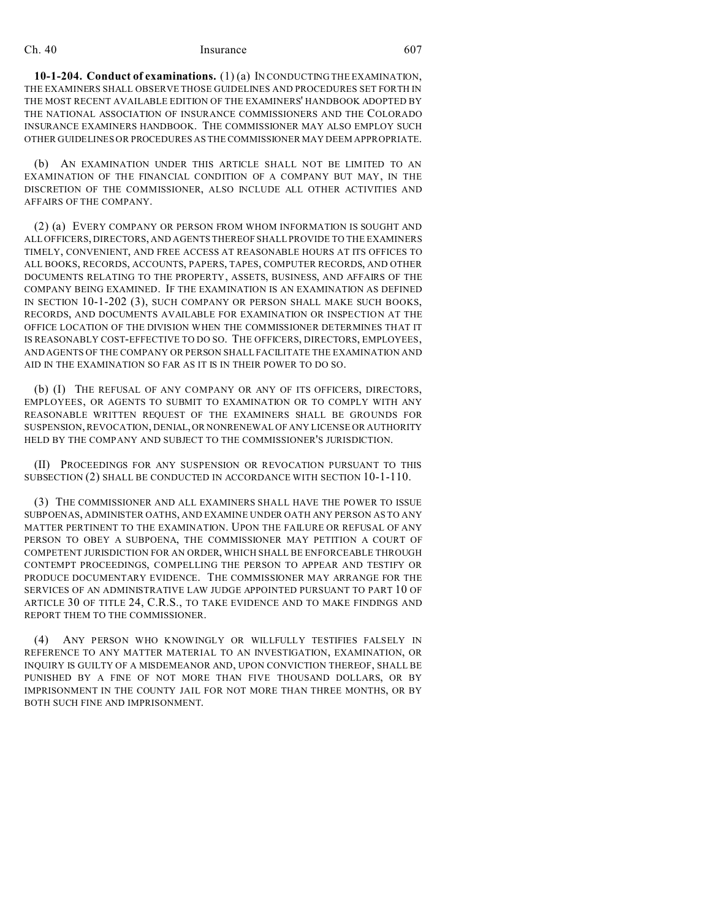**10-1-204. Conduct of examinations.** (1) (a) IN CONDUCTING THE EXAMINATION, THE EXAMINERS SHALL OBSERVE THOSE GUIDELINES AND PROCEDURES SET FORTH IN THE MOST RECENT AVAILABLE EDITION OF THE EXAMINERS' HANDBOOK ADOPTED BY THE NATIONAL ASSOCIATION OF INSURANCE COMMISSIONERS AND THE COLORADO INSURANCE EXAMINERS HANDBOOK. THE COMMISSIONER MAY ALSO EMPLOY SUCH OTHER GUIDELINES OR PROCEDURES AS THE COMMISSIONER MAY DEEM APPROPRIATE.

(b) AN EXAMINATION UNDER THIS ARTICLE SHALL NOT BE LIMITED TO AN EXAMINATION OF THE FINANCIAL CONDITION OF A COMPANY BUT MAY, IN THE DISCRETION OF THE COMMISSIONER, ALSO INCLUDE ALL OTHER ACTIVITIES AND AFFAIRS OF THE COMPANY.

(2) (a) EVERY COMPANY OR PERSON FROM WHOM INFORMATION IS SOUGHT AND ALL OFFICERS, DIRECTORS, AND AGENTS THEREOF SHALL PROVIDE TO THE EXAMINERS TIMELY, CONVENIENT, AND FREE ACCESS AT REASONABLE HOURS AT ITS OFFICES TO ALL BOOKS, RECORDS, ACCOUNTS, PAPERS, TAPES, COMPUTER RECORDS, AND OTHER DOCUMENTS RELATING TO THE PROPERTY, ASSETS, BUSINESS, AND AFFAIRS OF THE COMPANY BEING EXAMINED. IF THE EXAMINATION IS AN EXAMINATION AS DEFINED IN SECTION 10-1-202 (3), SUCH COMPANY OR PERSON SHALL MAKE SUCH BOOKS, RECORDS, AND DOCUMENTS AVAILABLE FOR EXAMINATION OR INSPECTION AT THE OFFICE LOCATION OF THE DIVISION WHEN THE COMMISSIONER DETERMINES THAT IT IS REASONABLY COST-EFFECTIVE TO DO SO. THE OFFICERS, DIRECTORS, EMPLOYEES, AND AGENTS OF THE COMPANY OR PERSON SHALL FACILITATE THE EXAMINATION AND AID IN THE EXAMINATION SO FAR AS IT IS IN THEIR POWER TO DO SO.

(b) (I) THE REFUSAL OF ANY COMPANY OR ANY OF ITS OFFICERS, DIRECTORS, EMPLOYEES, OR AGENTS TO SUBMIT TO EXAMINATION OR TO COMPLY WITH ANY REASONABLE WRITTEN REQUEST OF THE EXAMINERS SHALL BE GROUNDS FOR SUSPENSION, REVOCATION, DENIAL, OR NONRENEWAL OF ANY LICENSE OR AUTHORITY HELD BY THE COMPANY AND SUBJECT TO THE COMMISSIONER'S JURISDICTION.

(II) PROCEEDINGS FOR ANY SUSPENSION OR REVOCATION PURSUANT TO THIS SUBSECTION (2) SHALL BE CONDUCTED IN ACCORDANCE WITH SECTION 10-1-110.

(3) THE COMMISSIONER AND ALL EXAMINERS SHALL HAVE THE POWER TO ISSUE SUBPOENAS, ADMINISTER OATHS, AND EXAMINE UNDER OATH ANY PERSON AS TO ANY MATTER PERTINENT TO THE EXAMINATION. UPON THE FAILURE OR REFUSAL OF ANY PERSON TO OBEY A SUBPOENA, THE COMMISSIONER MAY PETITION A COURT OF COMPETENT JURISDICTION FOR AN ORDER, WHICH SHALL BE ENFORCEABLE THROUGH CONTEMPT PROCEEDINGS, COMPELLING THE PERSON TO APPEAR AND TESTIFY OR PRODUCE DOCUMENTARY EVIDENCE. THE COMMISSIONER MAY ARRANGE FOR THE SERVICES OF AN ADMINISTRATIVE LAW JUDGE APPOINTED PURSUANT TO PART 10 OF ARTICLE 30 OF TITLE 24, C.R.S., TO TAKE EVIDENCE AND TO MAKE FINDINGS AND REPORT THEM TO THE COMMISSIONER.

(4) ANY PERSON WHO KNOWINGLY OR WILLFULLY TESTIFIES FALSELY IN REFERENCE TO ANY MATTER MATERIAL TO AN INVESTIGATION, EXAMINATION, OR INQUIRY IS GUILTY OF A MISDEMEANOR AND, UPON CONVICTION THEREOF, SHALL BE PUNISHED BY A FINE OF NOT MORE THAN FIVE THOUSAND DOLLARS, OR BY IMPRISONMENT IN THE COUNTY JAIL FOR NOT MORE THAN THREE MONTHS, OR BY BOTH SUCH FINE AND IMPRISONMENT.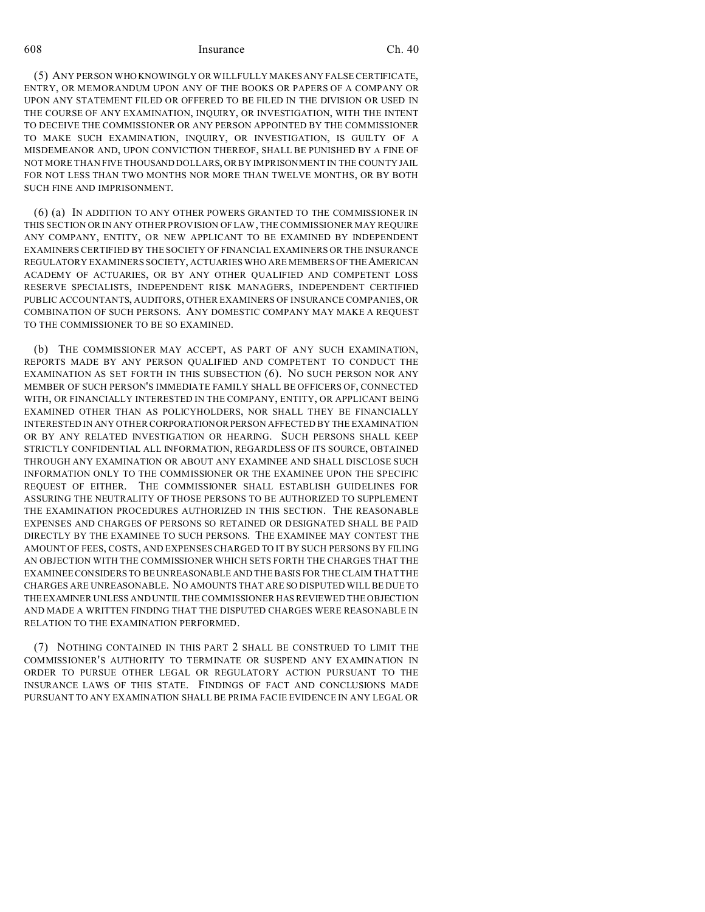(5) ANY PERSON WHO KNOWINGLY OR WILLFULLY MAKES ANY FALSE CERTIFICATE, ENTRY, OR MEMORANDUM UPON ANY OF THE BOOKS OR PAPERS OF A COMPANY OR UPON ANY STATEMENT FILED OR OFFERED TO BE FILED IN THE DIVISION OR USED IN THE COURSE OF ANY EXAMINATION, INQUIRY, OR INVESTIGATION, WITH THE INTENT TO DECEIVE THE COMMISSIONER OR ANY PERSON APPOINTED BY THE COMMISSIONER TO MAKE SUCH EXAMINATION, INQUIRY, OR INVESTIGATION, IS GUILTY OF A MISDEMEANOR AND, UPON CONVICTION THEREOF, SHALL BE PUNISHED BY A FINE OF NOT MORE THAN FIVE THOUSAND DOLLARS, OR BY IMPRISONMENT IN THE COUNTY JAIL FOR NOT LESS THAN TWO MONTHS NOR MORE THAN TWELVE MONTHS, OR BY BOTH SUCH FINE AND IMPRISONMENT.

(6) (a) IN ADDITION TO ANY OTHER POWERS GRANTED TO THE COMMISSIONER IN THIS SECTION OR IN ANY OTHER PROVISION OF LAW, THE COMMISSIONER MAY REQUIRE ANY COMPANY, ENTITY, OR NEW APPLICANT TO BE EXAMINED BY INDEPENDENT EXAMINERS CERTIFIED BY THE SOCIETY OF FINANCIAL EXAMINERS OR THE INSURANCE REGULATORY EXAMINERS SOCIETY, ACTUARIES WHO ARE MEMBERS OF THE AMERICAN ACADEMY OF ACTUARIES, OR BY ANY OTHER QUALIFIED AND COMPETENT LOSS RESERVE SPECIALISTS, INDEPENDENT RISK MANAGERS, INDEPENDENT CERTIFIED PUBLIC ACCOUNTANTS, AUDITORS, OTHER EXAMINERS OF INSURANCE COMPANIES, OR COMBINATION OF SUCH PERSONS. ANY DOMESTIC COMPANY MAY MAKE A REQUEST TO THE COMMISSIONER TO BE SO EXAMINED.

(b) THE COMMISSIONER MAY ACCEPT, AS PART OF ANY SUCH EXAMINATION, REPORTS MADE BY ANY PERSON QUALIFIED AND COMPETENT TO CONDUCT THE EXAMINATION AS SET FORTH IN THIS SUBSECTION (6). NO SUCH PERSON NOR ANY MEMBER OF SUCH PERSON'S IMMEDIATE FAMILY SHALL BE OFFICERS OF, CONNECTED WITH, OR FINANCIALLY INTERESTED IN THE COMPANY, ENTITY, OR APPLICANT BEING EXAMINED OTHER THAN AS POLICYHOLDERS, NOR SHALL THEY BE FINANCIALLY INTERESTED IN ANY OTHER CORPORATION OR PERSON AFFECTED BY THE EXAMINATION OR BY ANY RELATED INVESTIGATION OR HEARING. SUCH PERSONS SHALL KEEP STRICTLY CONFIDENTIAL ALL INFORMATION, REGARDLESS OF ITS SOURCE, OBTAINED THROUGH ANY EXAMINATION OR ABOUT ANY EXAMINEE AND SHALL DISCLOSE SUCH INFORMATION ONLY TO THE COMMISSIONER OR THE EXAMINEE UPON THE SPECIFIC REQUEST OF EITHER. THE COMMISSIONER SHALL ESTABLISH GUIDELINES FOR ASSURING THE NEUTRALITY OF THOSE PERSONS TO BE AUTHORIZED TO SUPPLEMENT THE EXAMINATION PROCEDURES AUTHORIZED IN THIS SECTION. THE REASONABLE EXPENSES AND CHARGES OF PERSONS SO RETAINED OR DESIGNATED SHALL BE PAID DIRECTLY BY THE EXAMINEE TO SUCH PERSONS. THE EXAMINEE MAY CONTEST THE AMOUNT OF FEES, COSTS, AND EXPENSES CHARGED TO IT BY SUCH PERSONS BY FILING AN OBJECTION WITH THE COMMISSIONER WHICH SETS FORTH THE CHARGES THAT THE EXAMINEE CONSIDERS TO BE UNREASONABLE AND THE BASIS FOR THE CLAIM THAT THE CHARGES ARE UNREASONABLE. NO AMOUNTS THAT ARE SO DISPUTED WILL BE DUE TO THE EXAMINER UNLESS AND UNTIL THE COMMISSIONER HAS REVIEWED THE OBJECTION AND MADE A WRITTEN FINDING THAT THE DISPUTED CHARGES WERE REASONABLE IN RELATION TO THE EXAMINATION PERFORMED.

(7) NOTHING CONTAINED IN THIS PART 2 SHALL BE CONSTRUED TO LIMIT THE COMMISSIONER'S AUTHORITY TO TERMINATE OR SUSPEND ANY EXAMINATION IN ORDER TO PURSUE OTHER LEGAL OR REGULATORY ACTION PURSUANT TO THE INSURANCE LAWS OF THIS STATE. FINDINGS OF FACT AND CONCLUSIONS MADE PURSUANT TO ANY EXAMINATION SHALL BE PRIMA FACIE EVIDENCE IN ANY LEGAL OR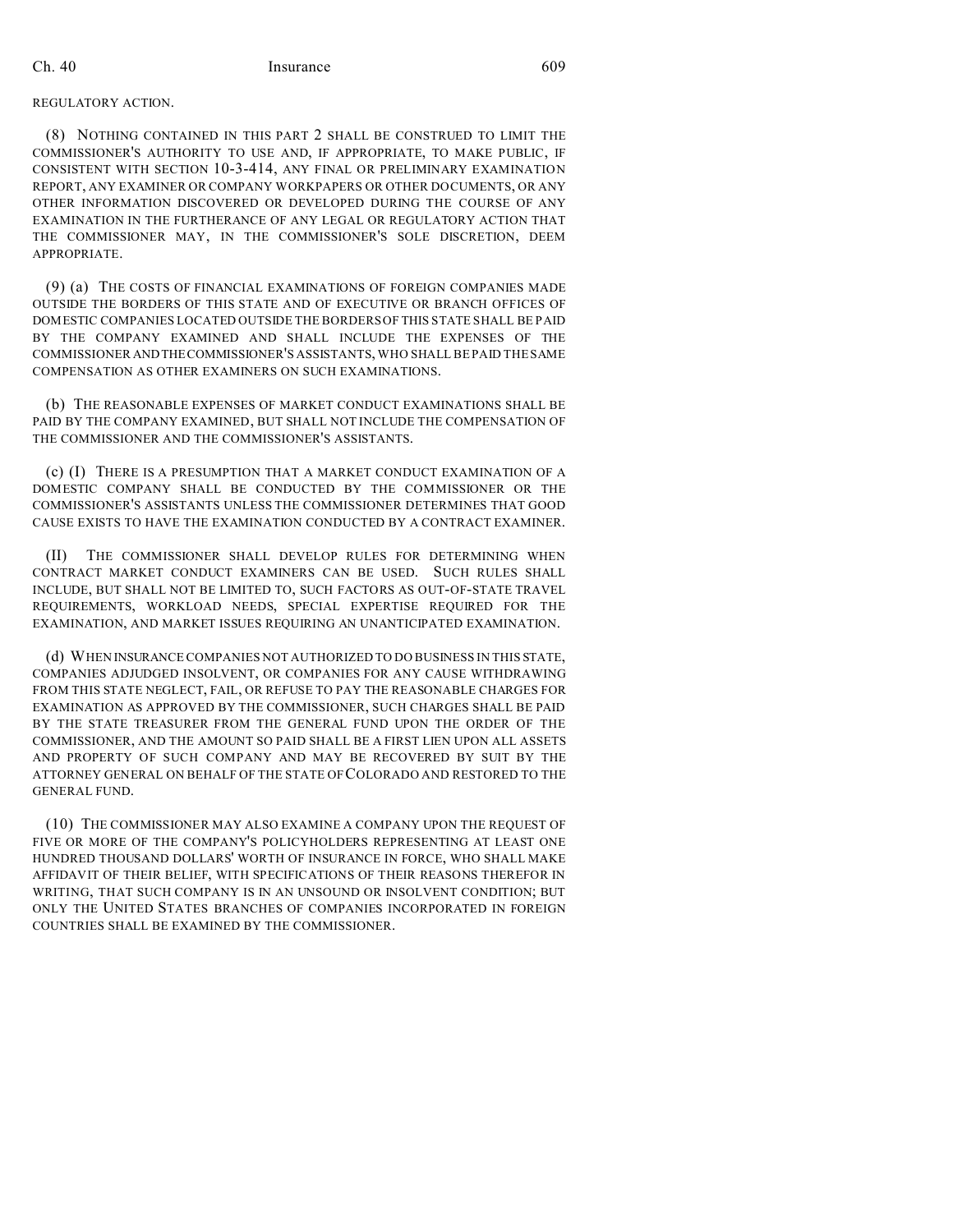REGULATORY ACTION.

(8) NOTHING CONTAINED IN THIS PART 2 SHALL BE CONSTRUED TO LIMIT THE COMMISSIONER'S AUTHORITY TO USE AND, IF APPROPRIATE, TO MAKE PUBLIC, IF CONSISTENT WITH SECTION 10-3-414, ANY FINAL OR PRELIMINARY EXAMINATION REPORT, ANY EXAMINER OR COMPANY WORKPAPERS OR OTHER DOCUMENTS, OR ANY OTHER INFORMATION DISCOVERED OR DEVELOPED DURING THE COURSE OF ANY EXAMINATION IN THE FURTHERANCE OF ANY LEGAL OR REGULATORY ACTION THAT THE COMMISSIONER MAY, IN THE COMMISSIONER'S SOLE DISCRETION, DEEM APPROPRIATE.

(9) (a) THE COSTS OF FINANCIAL EXAMINATIONS OF FOREIGN COMPANIES MADE OUTSIDE THE BORDERS OF THIS STATE AND OF EXECUTIVE OR BRANCH OFFICES OF DOMESTIC COMPANIES LOCATED OUTSIDE THE BORDERS OF THIS STATE SHALL BE PAID BY THE COMPANY EXAMINED AND SHALL INCLUDE THE EXPENSES OF THE COMMISSIONER AND THE COMMISSIONER'S ASSISTANTS, WHO SHALL BE PAID THE SAME COMPENSATION AS OTHER EXAMINERS ON SUCH EXAMINATIONS.

(b) THE REASONABLE EXPENSES OF MARKET CONDUCT EXAMINATIONS SHALL BE PAID BY THE COMPANY EXAMINED, BUT SHALL NOT INCLUDE THE COMPENSATION OF THE COMMISSIONER AND THE COMMISSIONER'S ASSISTANTS.

(c) (I) THERE IS A PRESUMPTION THAT A MARKET CONDUCT EXAMINATION OF A DOMESTIC COMPANY SHALL BE CONDUCTED BY THE COMMISSIONER OR THE COMMISSIONER'S ASSISTANTS UNLESS THE COMMISSIONER DETERMINES THAT GOOD CAUSE EXISTS TO HAVE THE EXAMINATION CONDUCTED BY A CONTRACT EXAMINER.

(II) THE COMMISSIONER SHALL DEVELOP RULES FOR DETERMINING WHEN CONTRACT MARKET CONDUCT EXAMINERS CAN BE USED. SUCH RULES SHALL INCLUDE, BUT SHALL NOT BE LIMITED TO, SUCH FACTORS AS OUT-OF-STATE TRAVEL REQUIREMENTS, WORKLOAD NEEDS, SPECIAL EXPERTISE REQUIRED FOR THE EXAMINATION, AND MARKET ISSUES REQUIRING AN UNANTICIPATED EXAMINATION.

(d) WHEN INSURANCE COMPANIES NOT AUTHORIZED TO DO BUSINESS IN THIS STATE, COMPANIES ADJUDGED INSOLVENT, OR COMPANIES FOR ANY CAUSE WITHDRAWING FROM THIS STATE NEGLECT, FAIL, OR REFUSE TO PAY THE REASONABLE CHARGES FOR EXAMINATION AS APPROVED BY THE COMMISSIONER, SUCH CHARGES SHALL BE PAID BY THE STATE TREASURER FROM THE GENERAL FUND UPON THE ORDER OF THE COMMISSIONER, AND THE AMOUNT SO PAID SHALL BE A FIRST LIEN UPON ALL ASSETS AND PROPERTY OF SUCH COMPANY AND MAY BE RECOVERED BY SUIT BY THE ATTORNEY GENERAL ON BEHALF OF THE STATE OF COLORADO AND RESTORED TO THE GENERAL FUND.

(10) THE COMMISSIONER MAY ALSO EXAMINE A COMPANY UPON THE REQUEST OF FIVE OR MORE OF THE COMPANY'S POLICYHOLDERS REPRESENTING AT LEAST ONE HUNDRED THOUSAND DOLLARS' WORTH OF INSURANCE IN FORCE, WHO SHALL MAKE AFFIDAVIT OF THEIR BELIEF, WITH SPECIFICATIONS OF THEIR REASONS THEREFOR IN WRITING, THAT SUCH COMPANY IS IN AN UNSOUND OR INSOLVENT CONDITION; BUT ONLY THE UNITED STATES BRANCHES OF COMPANIES INCORPORATED IN FOREIGN COUNTRIES SHALL BE EXAMINED BY THE COMMISSIONER.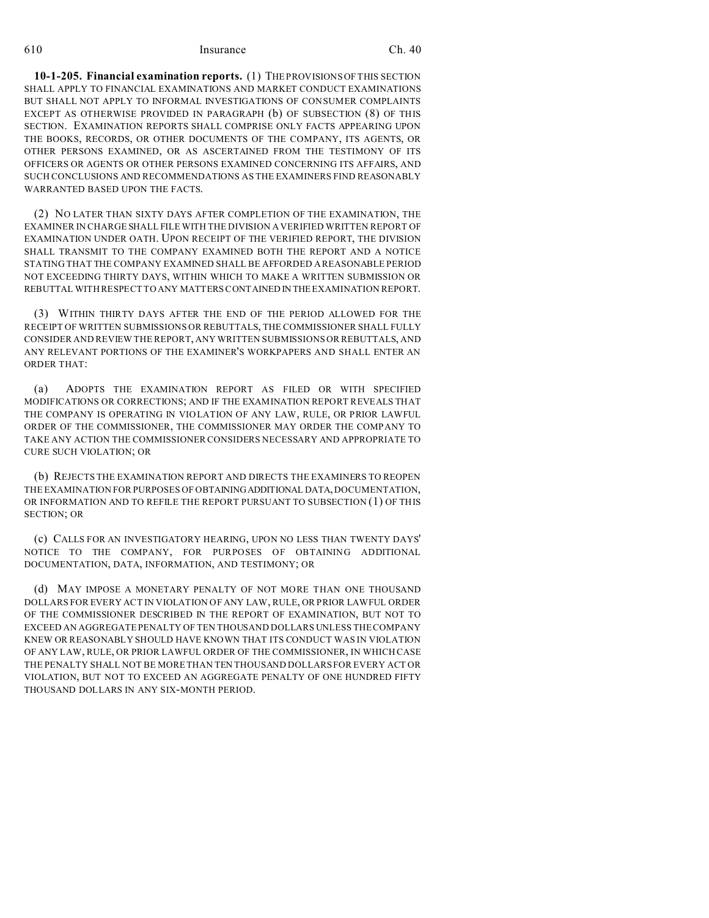**10-1-205. Financial examination reports.** (1) THE PROVISIONS OF THIS SECTION SHALL APPLY TO FINANCIAL EXAMINATIONS AND MARKET CONDUCT EXAMINATIONS BUT SHALL NOT APPLY TO INFORMAL INVESTIGATIONS OF CONSUMER COMPLAINTS EXCEPT AS OTHERWISE PROVIDED IN PARAGRAPH (b) OF SUBSECTION (8) OF THIS SECTION. EXAMINATION REPORTS SHALL COMPRISE ONLY FACTS APPEARING UPON THE BOOKS, RECORDS, OR OTHER DOCUMENTS OF THE COMPANY, ITS AGENTS, OR OTHER PERSONS EXAMINED, OR AS ASCERTAINED FROM THE TESTIMONY OF ITS OFFICERS OR AGENTS OR OTHER PERSONS EXAMINED CONCERNING ITS AFFAIRS, AND SUCH CONCLUSIONS AND RECOMMENDATIONS AS THE EXAMINERS FIND REASONABLY WARRANTED BASED UPON THE FACTS.

(2) NO LATER THAN SIXTY DAYS AFTER COMPLETION OF THE EXAMINATION, THE EXAMINER IN CHARGE SHALL FILE WITH THE DIVISION A VERIFIED WRITTEN REPORT OF EXAMINATION UNDER OATH. UPON RECEIPT OF THE VERIFIED REPORT, THE DIVISION SHALL TRANSMIT TO THE COMPANY EXAMINED BOTH THE REPORT AND A NOTICE STATING THAT THE COMPANY EXAMINED SHALL BE AFFORDED A REASONABLE PERIOD NOT EXCEEDING THIRTY DAYS, WITHIN WHICH TO MAKE A WRITTEN SUBMISSION OR REBUTTAL WITH RESPECT TO ANY MATTERS CONTAINED IN THE EXAMINATION REPORT.

(3) WITHIN THIRTY DAYS AFTER THE END OF THE PERIOD ALLOWED FOR THE RECEIPT OF WRITTEN SUBMISSIONS OR REBUTTALS, THE COMMISSIONER SHALL FULLY CONSIDER AND REVIEW THE REPORT, ANY WRITTEN SUBMISSIONS OR REBUTTALS, AND ANY RELEVANT PORTIONS OF THE EXAMINER'S WORKPAPERS AND SHALL ENTER AN ORDER THAT:

(a) ADOPTS THE EXAMINATION REPORT AS FILED OR WITH SPECIFIED MODIFICATIONS OR CORRECTIONS; AND IF THE EXAMINATION REPORT REVEALS THAT THE COMPANY IS OPERATING IN VIOLATION OF ANY LAW, RULE, OR PRIOR LAWFUL ORDER OF THE COMMISSIONER, THE COMMISSIONER MAY ORDER THE COMPANY TO TAKE ANY ACTION THE COMMISSIONER CONSIDERS NECESSARY AND APPROPRIATE TO CURE SUCH VIOLATION; OR

(b) REJECTS THE EXAMINATION REPORT AND DIRECTS THE EXAMINERS TO REOPEN THE EXAMINATION FOR PURPOSES OF OBTAINING ADDITIONAL DATA, DOCUMENTATION, OR INFORMATION AND TO REFILE THE REPORT PURSUANT TO SUBSECTION (1) OF THIS SECTION; OR

(c) CALLS FOR AN INVESTIGATORY HEARING, UPON NO LESS THAN TWENTY DAYS' NOTICE TO THE COMPANY, FOR PURPOSES OF OBTAINING ADDITIONAL DOCUMENTATION, DATA, INFORMATION, AND TESTIMONY; OR

(d) MAY IMPOSE A MONETARY PENALTY OF NOT MORE THAN ONE THOUSAND DOLLARS FOR EVERY ACT IN VIOLATION OF ANY LAW, RULE, OR PRIOR LAWFUL ORDER OF THE COMMISSIONER DESCRIBED IN THE REPORT OF EXAMINATION, BUT NOT TO EXCEED AN AGGREGATE PENALTY OF TEN THOUSAND DOLLARS UNLESS THE COMPANY KNEW OR REASONABLY SHOULD HAVE KNOWN THAT ITS CONDUCT WAS IN VIOLATION OF ANY LAW, RULE, OR PRIOR LAWFUL ORDER OF THE COMMISSIONER, IN WHICH CASE THE PENALTY SHALL NOT BE MORE THAN TEN THOUSAND DOLLARS FOR EVERY ACT OR VIOLATION, BUT NOT TO EXCEED AN AGGREGATE PENALTY OF ONE HUNDRED FIFTY THOUSAND DOLLARS IN ANY SIX-MONTH PERIOD.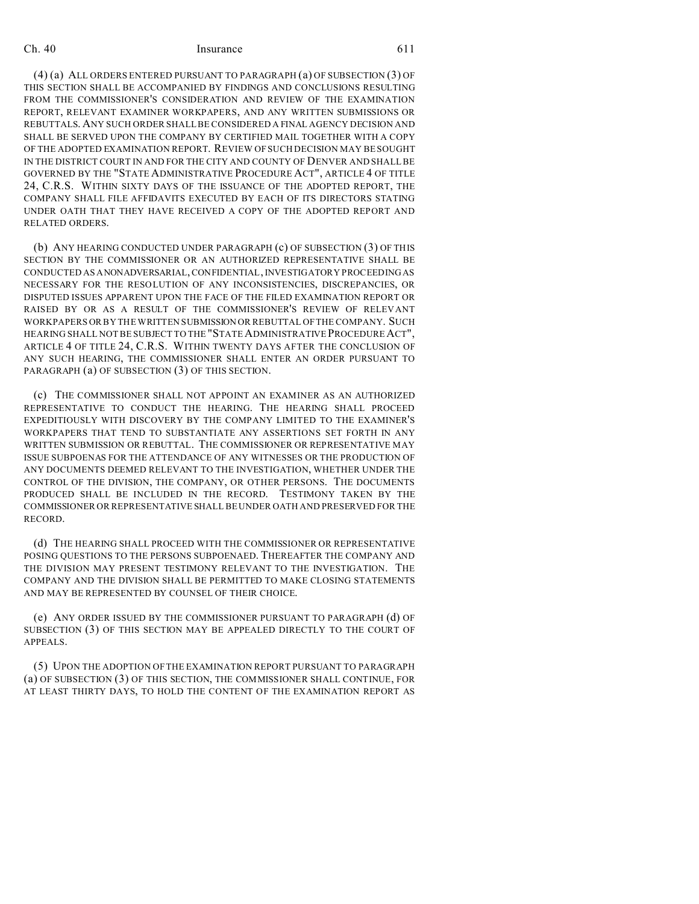(4) (a) ALL ORDERS ENTERED PURSUANT TO PARAGRAPH (a) OF SUBSECTION (3) OF THIS SECTION SHALL BE ACCOMPANIED BY FINDINGS AND CONCLUSIONS RESULTING FROM THE COMMISSIONER'S CONSIDERATION AND REVIEW OF THE EXAMINATION REPORT, RELEVANT EXAMINER WORKPAPERS, AND ANY WRITTEN SUBMISSIONS OR REBUTTALS. ANY SUCH ORDER SHALL BE CONSIDERED A FINAL AGENCY DECISION AND SHALL BE SERVED UPON THE COMPANY BY CERTIFIED MAIL TOGETHER WITH A COPY OF THE ADOPTED EXAMINATION REPORT. REVIEW OF SUCH DECISION MAY BE SOUGHT IN THE DISTRICT COURT IN AND FOR THE CITY AND COUNTY OF DENVER AND SHALL BE GOVERNED BY THE "STATE ADMINISTRATIVE PROCEDURE ACT", ARTICLE 4 OF TITLE 24, C.R.S. WITHIN SIXTY DAYS OF THE ISSUANCE OF THE ADOPTED REPORT, THE COMPANY SHALL FILE AFFIDAVITS EXECUTED BY EACH OF ITS DIRECTORS STATING UNDER OATH THAT THEY HAVE RECEIVED A COPY OF THE ADOPTED REPORT AND RELATED ORDERS.

(b) ANY HEARING CONDUCTED UNDER PARAGRAPH (c) OF SUBSECTION (3) OF THIS SECTION BY THE COMMISSIONER OR AN AUTHORIZED REPRESENTATIVE SHALL BE CONDUCTED AS A NONADVERSARIAL, CONFIDENTIAL, INVESTIGATORY PROCEEDING AS NECESSARY FOR THE RESOLUTION OF ANY INCONSISTENCIES, DISCREPANCIES, OR DISPUTED ISSUES APPARENT UPON THE FACE OF THE FILED EXAMINATION REPORT OR RAISED BY OR AS A RESULT OF THE COMMISSIONER'S REVIEW OF RELEVANT WORKPAPERS OR BY THE WRITTEN SUBMISSION OR REBUTTAL OF THE COMPANY. SUCH HEARING SHALL NOT BE SUBJECT TO THE "STATE ADMINISTRATIVE PROCEDURE ACT", ARTICLE 4 OF TITLE 24, C.R.S. WITHIN TWENTY DAYS AFTER THE CONCLUSION OF ANY SUCH HEARING, THE COMMISSIONER SHALL ENTER AN ORDER PURSUANT TO PARAGRAPH (a) OF SUBSECTION (3) OF THIS SECTION.

(c) THE COMMISSIONER SHALL NOT APPOINT AN EXAMINER AS AN AUTHORIZED REPRESENTATIVE TO CONDUCT THE HEARING. THE HEARING SHALL PROCEED EXPEDITIOUSLY WITH DISCOVERY BY THE COMPANY LIMITED TO THE EXAMINER'S WORKPAPERS THAT TEND TO SUBSTANTIATE ANY ASSERTIONS SET FORTH IN ANY WRITTEN SUBMISSION OR REBUTTAL. THE COMMISSIONER OR REPRESENTATIVE MAY ISSUE SUBPOENAS FOR THE ATTENDANCE OF ANY WITNESSES OR THE PRODUCTION OF ANY DOCUMENTS DEEMED RELEVANT TO THE INVESTIGATION, WHETHER UNDER THE CONTROL OF THE DIVISION, THE COMPANY, OR OTHER PERSONS. THE DOCUMENTS PRODUCED SHALL BE INCLUDED IN THE RECORD. TESTIMONY TAKEN BY THE COMMISSIONER OR REPRESENTATIVE SHALL BE UNDER OATH AND PRESERVED FOR THE RECORD.

(d) THE HEARING SHALL PROCEED WITH THE COMMISSIONER OR REPRESENTATIVE POSING QUESTIONS TO THE PERSONS SUBPOENAED. THEREAFTER THE COMPANY AND THE DIVISION MAY PRESENT TESTIMONY RELEVANT TO THE INVESTIGATION. THE COMPANY AND THE DIVISION SHALL BE PERMITTED TO MAKE CLOSING STATEMENTS AND MAY BE REPRESENTED BY COUNSEL OF THEIR CHOICE.

(e) ANY ORDER ISSUED BY THE COMMISSIONER PURSUANT TO PARAGRAPH (d) OF SUBSECTION (3) OF THIS SECTION MAY BE APPEALED DIRECTLY TO THE COURT OF APPEALS.

(5) UPON THE ADOPTION OF THE EXAMINATION REPORT PURSUANT TO PARAGRAPH (a) OF SUBSECTION (3) OF THIS SECTION, THE COMMISSIONER SHALL CONTINUE, FOR AT LEAST THIRTY DAYS, TO HOLD THE CONTENT OF THE EXAMINATION REPORT AS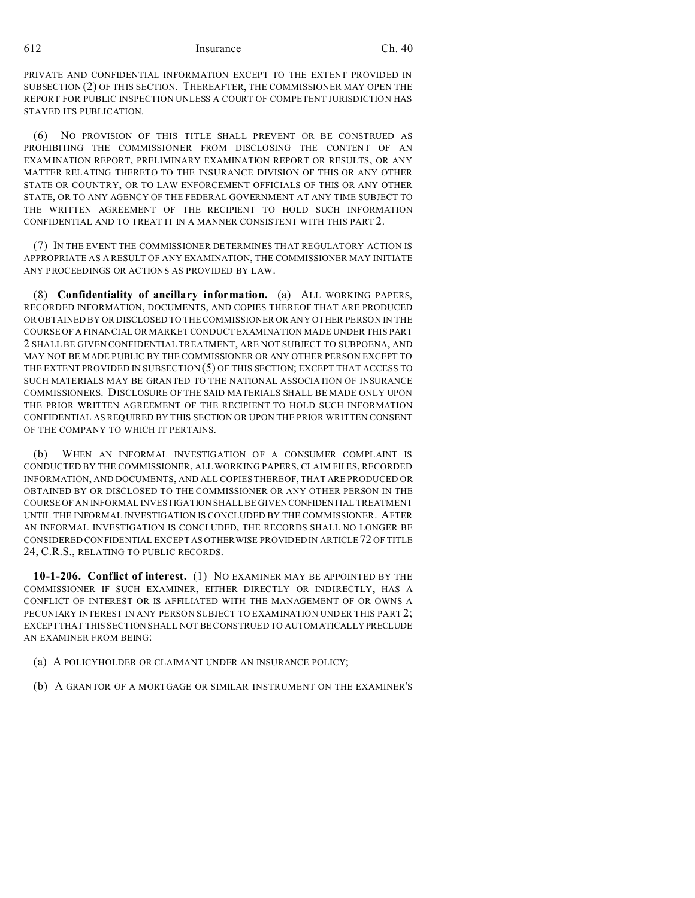PRIVATE AND CONFIDENTIAL INFORMATION EXCEPT TO THE EXTENT PROVIDED IN SUBSECTION (2) OF THIS SECTION. THEREAFTER, THE COMMISSIONER MAY OPEN THE REPORT FOR PUBLIC INSPECTION UNLESS A COURT OF COMPETENT JURISDICTION HAS STAYED ITS PUBLICATION.

(6) NO PROVISION OF THIS TITLE SHALL PREVENT OR BE CONSTRUED AS PROHIBITING THE COMMISSIONER FROM DISCLOSING THE CONTENT OF AN EXAMINATION REPORT, PRELIMINARY EXAMINATION REPORT OR RESULTS, OR ANY MATTER RELATING THERETO TO THE INSURANCE DIVISION OF THIS OR ANY OTHER STATE OR COUNTRY, OR TO LAW ENFORCEMENT OFFICIALS OF THIS OR ANY OTHER STATE, OR TO ANY AGENCY OF THE FEDERAL GOVERNMENT AT ANY TIME SUBJECT TO THE WRITTEN AGREEMENT OF THE RECIPIENT TO HOLD SUCH INFORMATION CONFIDENTIAL AND TO TREAT IT IN A MANNER CONSISTENT WITH THIS PART 2.

(7) IN THE EVENT THE COMMISSIONER DETERMINES THAT REGULATORY ACTION IS APPROPRIATE AS A RESULT OF ANY EXAMINATION, THE COMMISSIONER MAY INITIATE ANY PROCEEDINGS OR ACTIONS AS PROVIDED BY LAW.

(8) **Confidentiality of ancillary information.** (a) ALL WORKING PAPERS, RECORDED INFORMATION, DOCUMENTS, AND COPIES THEREOF THAT ARE PRODUCED OR OBTAINED BY OR DISCLOSED TO THE COMMISSIONER OR ANY OTHER PERSON IN THE COURSE OF A FINANCIAL OR MARKET CONDUCT EXAMINATION MADE UNDER THIS PART 2 SHALL BE GIVEN CONFIDENTIAL TREATMENT, ARE NOT SUBJECT TO SUBPOENA, AND MAY NOT BE MADE PUBLIC BY THE COMMISSIONER OR ANY OTHER PERSON EXCEPT TO THE EXTENT PROVIDED IN SUBSECTION (5) OF THIS SECTION; EXCEPT THAT ACCESS TO SUCH MATERIALS MAY BE GRANTED TO THE NATIONAL ASSOCIATION OF INSURANCE COMMISSIONERS. DISCLOSURE OF THE SAID MATERIALS SHALL BE MADE ONLY UPON THE PRIOR WRITTEN AGREEMENT OF THE RECIPIENT TO HOLD SUCH INFORMATION CONFIDENTIAL AS REQUIRED BY THIS SECTION OR UPON THE PRIOR WRITTEN CONSENT OF THE COMPANY TO WHICH IT PERTAINS.

(b) WHEN AN INFORMAL INVESTIGATION OF A CONSUMER COMPLAINT IS CONDUCTED BY THE COMMISSIONER, ALL WORKING PAPERS, CLAIM FILES, RECORDED INFORMATION, AND DOCUMENTS, AND ALL COPIES THEREOF, THAT ARE PRODUCED OR OBTAINED BY OR DISCLOSED TO THE COMMISSIONER OR ANY OTHER PERSON IN THE COURSE OF AN INFORMAL INVESTIGATION SHALL BE GIVEN CONFIDENTIAL TREATMENT UNTIL THE INFORMAL INVESTIGATION IS CONCLUDED BY THE COMMISSIONER. AFTER AN INFORMAL INVESTIGATION IS CONCLUDED, THE RECORDS SHALL NO LONGER BE CONSIDERED CONFIDENTIAL EXCEPT AS OTHERWISE PROVIDED IN ARTICLE 72 OF TITLE 24, C.R.S., RELATING TO PUBLIC RECORDS.

**10-1-206. Conflict of interest.** (1) NO EXAMINER MAY BE APPOINTED BY THE COMMISSIONER IF SUCH EXAMINER, EITHER DIRECTLY OR INDIRECTLY, HAS A CONFLICT OF INTEREST OR IS AFFILIATED WITH THE MANAGEMENT OF OR OWNS A PECUNIARY INTEREST IN ANY PERSON SUBJECT TO EXAMINATION UNDER THIS PART 2; EXCEPT THAT THIS SECTION SHALL NOT BE CONSTRUED TO AUTOMATICALLY PRECLUDE AN EXAMINER FROM BEING:

(a) A POLICYHOLDER OR CLAIMANT UNDER AN INSURANCE POLICY;

(b) A GRANTOR OF A MORTGAGE OR SIMILAR INSTRUMENT ON THE EXAMINER'S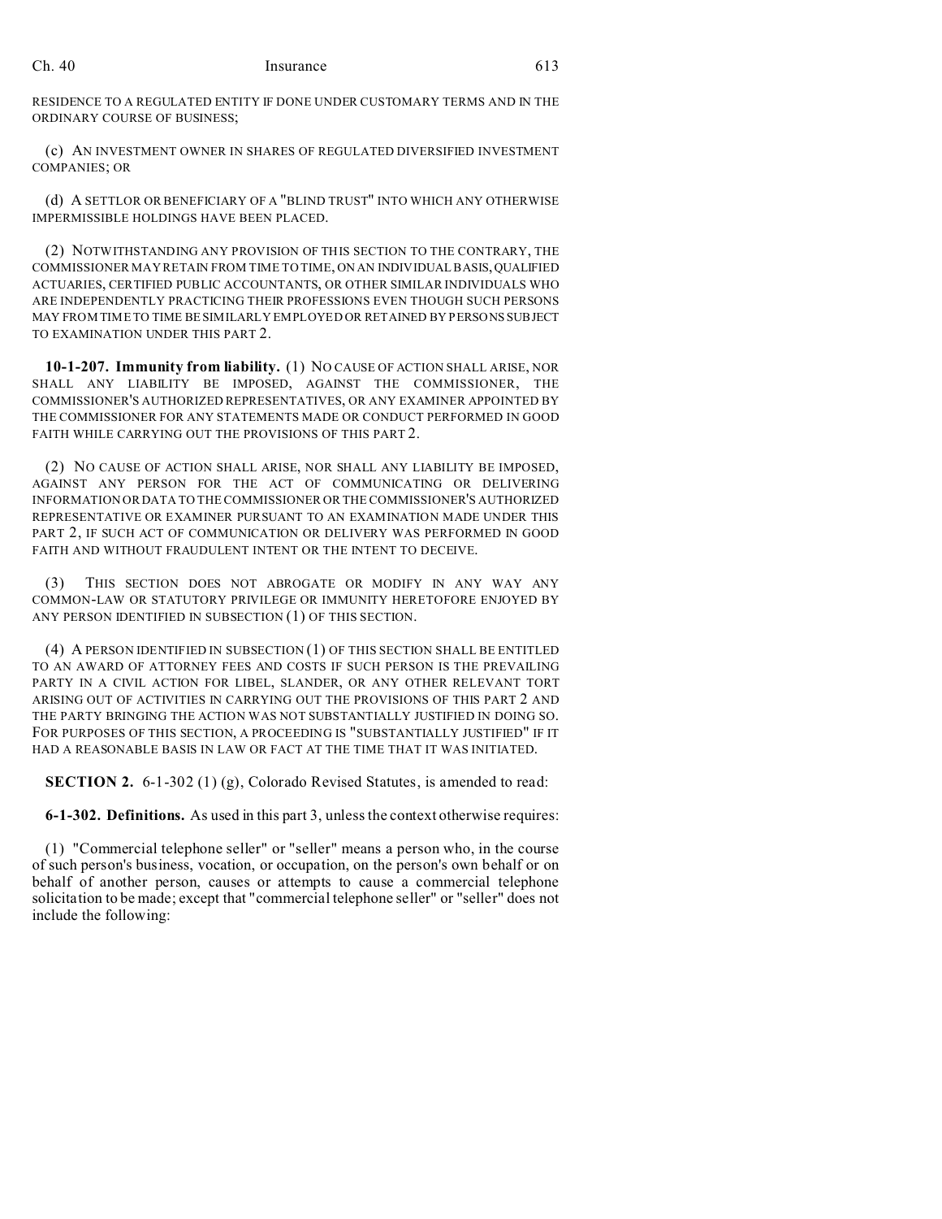RESIDENCE TO A REGULATED ENTITY IF DONE UNDER CUSTOMARY TERMS AND IN THE ORDINARY COURSE OF BUSINESS;

(c) AN INVESTMENT OWNER IN SHARES OF REGULATED DIVERSIFIED INVESTMENT COMPANIES; OR

(d) A SETTLOR OR BENEFICIARY OF A "BLIND TRUST" INTO WHICH ANY OTHERWISE IMPERMISSIBLE HOLDINGS HAVE BEEN PLACED.

(2) NOTWITHSTANDING ANY PROVISION OF THIS SECTION TO THE CONTRARY, THE COMMISSIONER MAY RETAIN FROM TIME TO TIME, ON AN INDIVIDUAL BASIS, QUALIFIED ACTUARIES, CERTIFIED PUBLIC ACCOUNTANTS, OR OTHER SIMILAR INDIVIDUALS WHO ARE INDEPENDENTLY PRACTICING THEIR PROFESSIONS EVEN THOUGH SUCH PERSONS MAY FROM TIME TO TIME BE SIMILARLY EMPLOYED OR RETAINED BY PERSONS SUBJECT TO EXAMINATION UNDER THIS PART 2.

**10-1-207. Immunity from liability.** (1) NO CAUSE OF ACTION SHALL ARISE, NOR SHALL ANY LIABILITY BE IMPOSED, AGAINST THE COMMISSIONER, THE COMMISSIONER'S AUTHORIZED REPRESENTATIVES, OR ANY EXAMINER APPOINTED BY THE COMMISSIONER FOR ANY STATEMENTS MADE OR CONDUCT PERFORMED IN GOOD FAITH WHILE CARRYING OUT THE PROVISIONS OF THIS PART 2.

(2) NO CAUSE OF ACTION SHALL ARISE, NOR SHALL ANY LIABILITY BE IMPOSED, AGAINST ANY PERSON FOR THE ACT OF COMMUNICATING OR DELIVERING INFORMATION OR DATA TO THE COMMISSIONER OR THE COMMISSIONER'S AUTHORIZED REPRESENTATIVE OR EXAMINER PURSUANT TO AN EXAMINATION MADE UNDER THIS PART 2, IF SUCH ACT OF COMMUNICATION OR DELIVERY WAS PERFORMED IN GOOD FAITH AND WITHOUT FRAUDULENT INTENT OR THE INTENT TO DECEIVE.

(3) THIS SECTION DOES NOT ABROGATE OR MODIFY IN ANY WAY ANY COMMON-LAW OR STATUTORY PRIVILEGE OR IMMUNITY HERETOFORE ENJOYED BY ANY PERSON IDENTIFIED IN SUBSECTION (1) OF THIS SECTION.

(4) A PERSON IDENTIFIED IN SUBSECTION (1) OF THIS SECTION SHALL BE ENTITLED TO AN AWARD OF ATTORNEY FEES AND COSTS IF SUCH PERSON IS THE PREVAILING PARTY IN A CIVIL ACTION FOR LIBEL, SLANDER, OR ANY OTHER RELEVANT TORT ARISING OUT OF ACTIVITIES IN CARRYING OUT THE PROVISIONS OF THIS PART 2 AND THE PARTY BRINGING THE ACTION WAS NOT SUBSTANTIALLY JUSTIFIED IN DOING SO. FOR PURPOSES OF THIS SECTION, A PROCEEDING IS "SUBSTANTIALLY JUSTIFIED" IF IT HAD A REASONABLE BASIS IN LAW OR FACT AT THE TIME THAT IT WAS INITIATED.

**SECTION 2.** 6-1-302 (1) (g), Colorado Revised Statutes, is amended to read:

**6-1-302. Definitions.** As used in this part 3, unless the context otherwise requires:

(1) "Commercial telephone seller" or "seller" means a person who, in the course of such person's business, vocation, or occupation, on the person's own behalf or on behalf of another person, causes or attempts to cause a commercial telephone solicitation to be made; except that "commercial telephone seller" or "seller" does not include the following: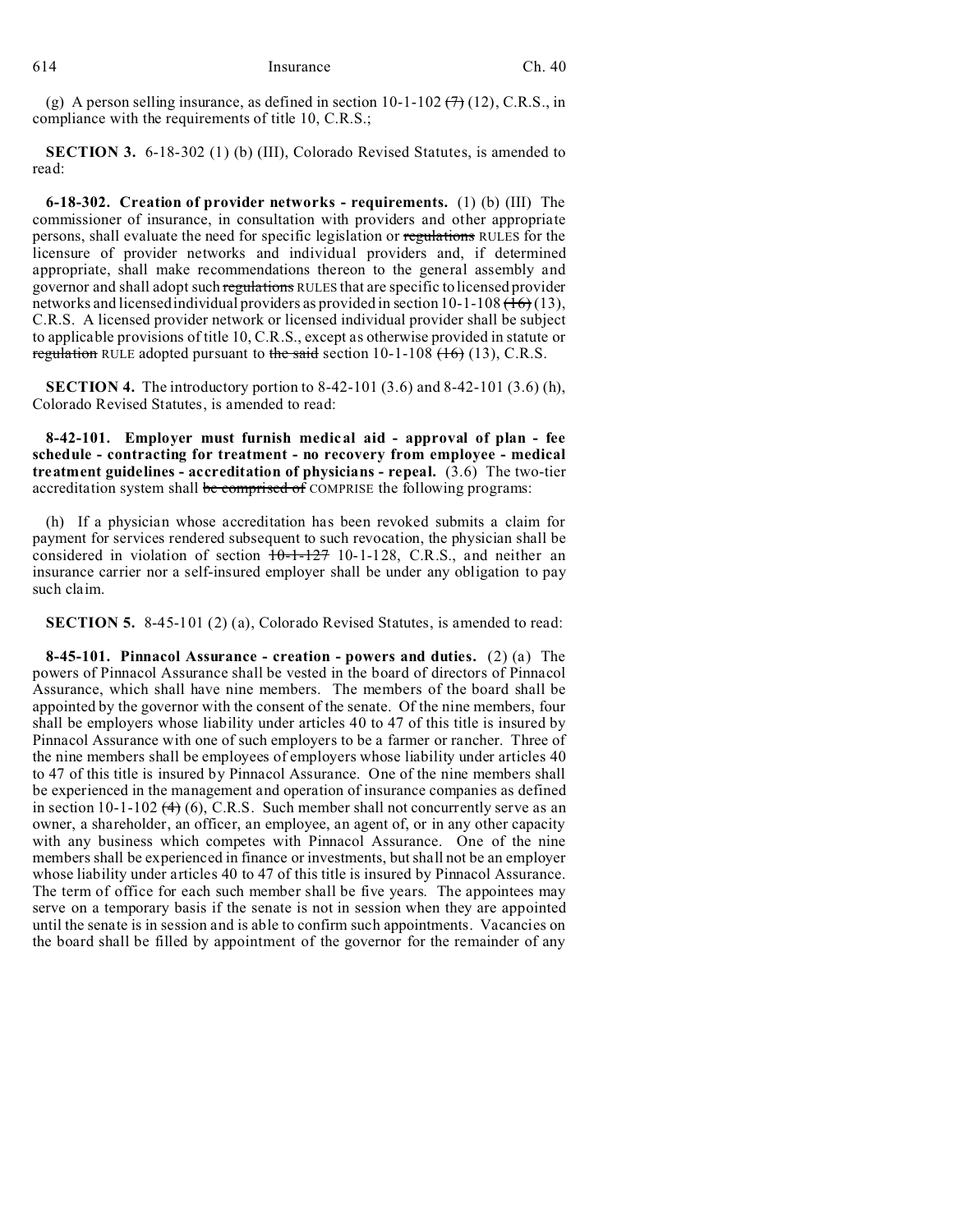(g) A person selling insurance, as defined in section 10-1-102 ~~(7)~~ (12), C.R.S., in compliance with the requirements of title 10, C.R.S.;

**SECTION 3.** 6-18-302 (1) (b) (III), Colorado Revised Statutes, is amended to read:

**6-18-302. Creation of provider networks - requirements.** (1) (b) (III) The commissioner of insurance, in consultation with providers and other appropriate persons, shall evaluate the need for specific legislation or ~~regulations~~ RULES for the licensure of provider networks and individual providers and, if determined appropriate, shall make recommendations thereon to the general assembly and governor and shall adopt such ~~regulations~~ RULES that are specific to licensed provider networks and licensed individual providers as provided in section 10-1-108 ~~(16)~~ (13), C.R.S. A licensed provider network or licensed individual provider shall be subject to applicable provisions of title 10, C.R.S., except as otherwise provided in statute or ~~regulation~~ RULE adopted pursuant to ~~the said~~ section 10-1-108 ~~(16)~~ (13), C.R.S.

**SECTION 4.** The introductory portion to 8-42-101 (3.6) and 8-42-101 (3.6) (h), Colorado Revised Statutes, is amended to read:

**8-42-101. Employer must furnish medical aid - approval of plan - fee schedule - contracting for treatment - no recovery from employee - medical treatment guidelines - accreditation of physicians - repeal.** (3.6) The two-tier accreditation system shall ~~be comprised of~~ COMPRISE the following programs:

(h) If a physician whose accreditation has been revoked submits a claim for payment for services rendered subsequent to such revocation, the physician shall be considered in violation of section ~~10-1-127~~ 10-1-128, C.R.S., and neither an insurance carrier nor a self-insured employer shall be under any obligation to pay such claim.

**SECTION 5.** 8-45-101 (2) (a), Colorado Revised Statutes, is amended to read:

**8-45-101. Pinnacol Assurance - creation - powers and duties.** (2) (a) The powers of Pinnacol Assurance shall be vested in the board of directors of Pinnacol Assurance, which shall have nine members. The members of the board shall be appointed by the governor with the consent of the senate. Of the nine members, four shall be employers whose liability under articles 40 to 47 of this title is insured by Pinnacol Assurance with one of such employers to be a farmer or rancher. Three of the nine members shall be employees of employers whose liability under articles 40 to 47 of this title is insured by Pinnacol Assurance. One of the nine members shall be experienced in the management and operation of insurance companies as defined in section 10-1-102 ~~(4)~~ (6), C.R.S. Such member shall not concurrently serve as an owner, a shareholder, an officer, an employee, an agent of, or in any other capacity with any business which competes with Pinnacol Assurance. One of the nine members shall be experienced in finance or investments, but shall not be an employer whose liability under articles 40 to 47 of this title is insured by Pinnacol Assurance. The term of office for each such member shall be five years. The appointees may serve on a temporary basis if the senate is not in session when they are appointed until the senate is in session and is able to confirm such appointments. Vacancies on the board shall be filled by appointment of the governor for the remainder of any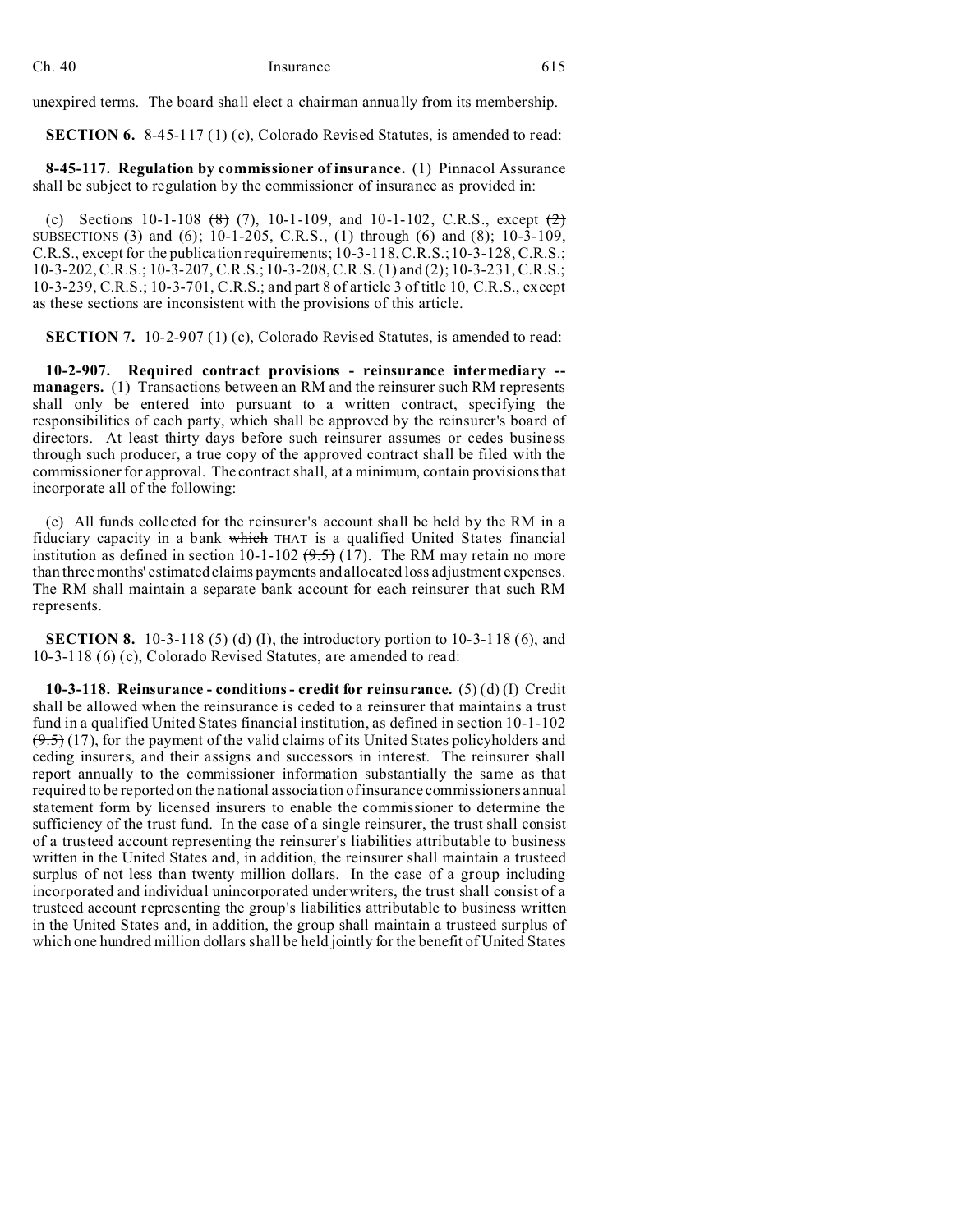unexpired terms. The board shall elect a chairman annually from its membership.

**SECTION 6.** 8-45-117 (1) (c), Colorado Revised Statutes, is amended to read:

**8-45-117. Regulation by commissioner of insurance.** (1) Pinnacol Assurance shall be subject to regulation by the commissioner of insurance as provided in:

(c) Sections 10-1-108 ~~(8)~~ (7), 10-1-109, and 10-1-102, C.R.S., except ~~(2)~~ SUBSECTIONS (3) and (6); 10-1-205, C.R.S., (1) through (6) and (8); 10-3-109, C.R.S., except for the publication requirements; 10-3-118, C.R.S.; 10-3-128, C.R.S.; 10-3-202, C.R.S.; 10-3-207, C.R.S.; 10-3-208, C.R.S. (1) and (2); 10-3-231, C.R.S.; 10-3-239, C.R.S.; 10-3-701, C.R.S.; and part 8 of article 3 of title 10, C.R.S., except as these sections are inconsistent with the provisions of this article.

**SECTION 7.** 10-2-907 (1) (c), Colorado Revised Statutes, is amended to read:

**10-2-907. Required contract provisions - reinsurance intermediary -- managers.** (1) Transactions between an RM and the reinsurer such RM represents shall only be entered into pursuant to a written contract, specifying the responsibilities of each party, which shall be approved by the reinsurer's board of directors. At least thirty days before such reinsurer assumes or cedes business through such producer, a true copy of the approved contract shall be filed with the commissioner for approval. The contract shall, at a minimum, contain provisions that incorporate all of the following:

(c) All funds collected for the reinsurer's account shall be held by the RM in a fiduciary capacity in a bank ~~which~~ THAT is a qualified United States financial institution as defined in section 10-1-102 ~~(9.5)~~ (17). The RM may retain no more than three months' estimated claims payments and allocated loss adjustment expenses. The RM shall maintain a separate bank account for each reinsurer that such RM represents.

**SECTION 8.** 10-3-118 (5) (d) (I), the introductory portion to 10-3-118 (6), and 10-3-118 (6) (c), Colorado Revised Statutes, are amended to read:

**10-3-118. Reinsurance - conditions - credit for reinsurance.** (5) (d) (I) Credit shall be allowed when the reinsurance is ceded to a reinsurer that maintains a trust fund in a qualified United States financial institution, as defined in section 10-1-102 ~~(9.5)~~ (17), for the payment of the valid claims of its United States policyholders and ceding insurers, and their assigns and successors in interest. The reinsurer shall report annually to the commissioner information substantially the same as that required to be reported on the national association of insurance commissioners annual statement form by licensed insurers to enable the commissioner to determine the sufficiency of the trust fund. In the case of a single reinsurer, the trust shall consist of a trusteed account representing the reinsurer's liabilities attributable to business written in the United States and, in addition, the reinsurer shall maintain a trusteed surplus of not less than twenty million dollars. In the case of a group including incorporated and individual unincorporated underwriters, the trust shall consist of a trusteed account representing the group's liabilities attributable to business written in the United States and, in addition, the group shall maintain a trusteed surplus of which one hundred million dollars shall be held jointly for the benefit of United States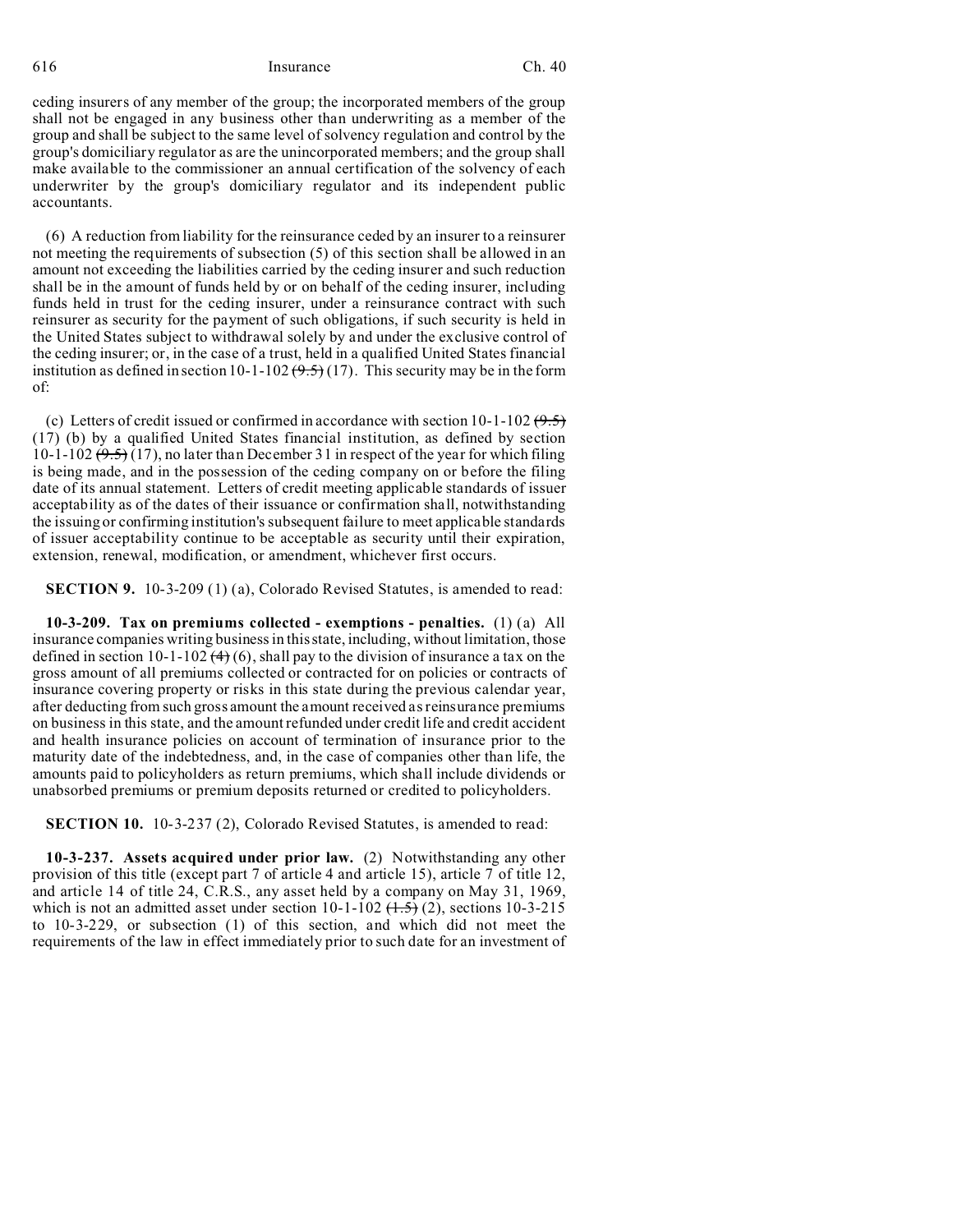ceding insurers of any member of the group; the incorporated members of the group shall not be engaged in any business other than underwriting as a member of the group and shall be subject to the same level of solvency regulation and control by the group's domiciliary regulator as are the unincorporated members; and the group shall make available to the commissioner an annual certification of the solvency of each underwriter by the group's domiciliary regulator and its independent public accountants.

(6) A reduction from liability for the reinsurance ceded by an insurer to a reinsurer not meeting the requirements of subsection (5) of this section shall be allowed in an amount not exceeding the liabilities carried by the ceding insurer and such reduction shall be in the amount of funds held by or on behalf of the ceding insurer, including funds held in trust for the ceding insurer, under a reinsurance contract with such reinsurer as security for the payment of such obligations, if such security is held in the United States subject to withdrawal solely by and under the exclusive control of the ceding insurer; or, in the case of a trust, held in a qualified United States financial institution as defined in section 10-1-102 ~~(9.5)~~ (17). This security may be in the form of:

(c) Letters of credit issued or confirmed in accordance with section 10-1-102 ~~(9.5)~~ (17) (b) by a qualified United States financial institution, as defined by section 10-1-102 ~~(9.5)~~ (17), no later than December 31 in respect of the year for which filing is being made, and in the possession of the ceding company on or before the filing date of its annual statement. Letters of credit meeting applicable standards of issuer acceptability as of the dates of their issuance or confirmation shall, notwithstanding the issuing or confirming institution's subsequent failure to meet applicable standards of issuer acceptability continue to be acceptable as security until their expiration, extension, renewal, modification, or amendment, whichever first occurs.

**SECTION 9.** 10-3-209 (1) (a), Colorado Revised Statutes, is amended to read:

**10-3-209. Tax on premiums collected - exemptions - penalties.** (1) (a) All insurance companies writing business in this state, including, without limitation, those defined in section 10-1-102 ~~(4)~~ (6), shall pay to the division of insurance a tax on the gross amount of all premiums collected or contracted for on policies or contracts of insurance covering property or risks in this state during the previous calendar year, after deducting from such gross amount the amount received as reinsurance premiums on business in this state, and the amount refunded under credit life and credit accident and health insurance policies on account of termination of insurance prior to the maturity date of the indebtedness, and, in the case of companies other than life, the amounts paid to policyholders as return premiums, which shall include dividends or unabsorbed premiums or premium deposits returned or credited to policyholders.

**SECTION 10.** 10-3-237 (2), Colorado Revised Statutes, is amended to read:

**10-3-237. Assets acquired under prior law.** (2) Notwithstanding any other provision of this title (except part 7 of article 4 and article 15), article 7 of title 12, and article 14 of title 24, C.R.S., any asset held by a company on May 31, 1969, which is not an admitted asset under section 10-1-102 ~~(1.5)~~ (2), sections 10-3-215 to 10-3-229, or subsection (1) of this section, and which did not meet the requirements of the law in effect immediately prior to such date for an investment of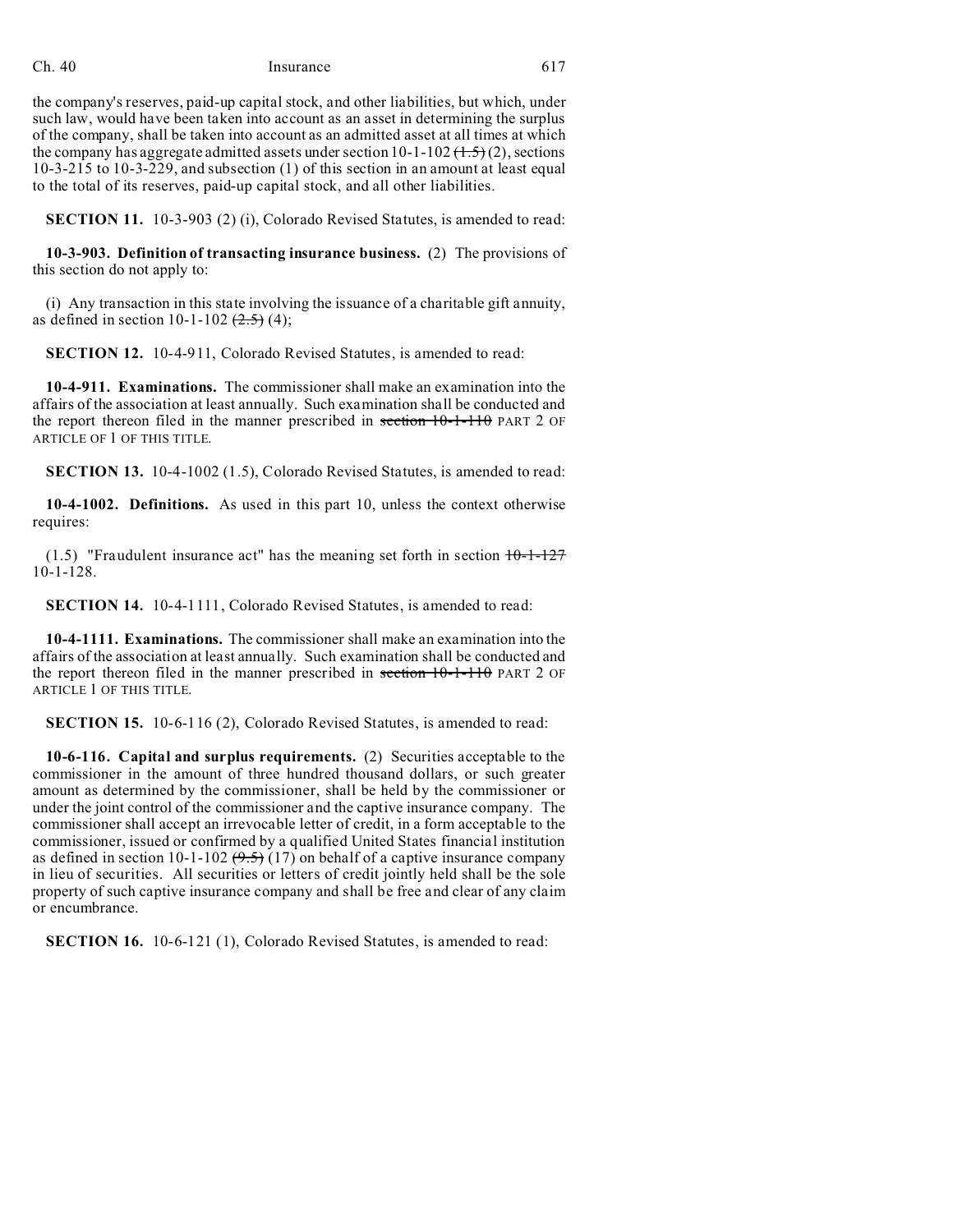the company's reserves, paid-up capital stock, and other liabilities, but which, under such law, would have been taken into account as an asset in determining the surplus of the company, shall be taken into account as an admitted asset at all times at which the company has aggregate admitted assets under section 10-1-102 ~~(1.5)~~ (2), sections 10-3-215 to 10-3-229, and subsection (1) of this section in an amount at least equal to the total of its reserves, paid-up capital stock, and all other liabilities.

**SECTION 11.** 10-3-903 (2) (i), Colorado Revised Statutes, is amended to read:

**10-3-903. Definition of transacting insurance business.** (2) The provisions of this section do not apply to:

(i) Any transaction in this state involving the issuance of a charitable gift annuity, as defined in section 10-1-102 ~~(2.5)~~ (4);

**SECTION 12.** 10-4-911, Colorado Revised Statutes, is amended to read:

**10-4-911. Examinations.** The commissioner shall make an examination into the affairs of the association at least annually. Such examination shall be conducted and the report thereon filed in the manner prescribed in ~~section 10-1-110~~ PART 2 OF ARTICLE OF 1 OF THIS TITLE.

**SECTION 13.** 10-4-1002 (1.5), Colorado Revised Statutes, is amended to read:

**10-4-1002. Definitions.** As used in this part 10, unless the context otherwise requires:

(1.5) "Fraudulent insurance act" has the meaning set forth in section ~~10-1-127~~ 10-1-128.

**SECTION 14.** 10-4-1111, Colorado Revised Statutes, is amended to read:

**10-4-1111. Examinations.** The commissioner shall make an examination into the affairs of the association at least annually. Such examination shall be conducted and the report thereon filed in the manner prescribed in ~~section 10-1-110~~ PART 2 OF ARTICLE 1 OF THIS TITLE.

**SECTION 15.** 10-6-116 (2), Colorado Revised Statutes, is amended to read:

**10-6-116. Capital and surplus requirements.** (2) Securities acceptable to the commissioner in the amount of three hundred thousand dollars, or such greater amount as determined by the commissioner, shall be held by the commissioner or under the joint control of the commissioner and the captive insurance company. The commissioner shall accept an irrevocable letter of credit, in a form acceptable to the commissioner, issued or confirmed by a qualified United States financial institution as defined in section 10-1-102 ~~(9.5)~~ (17) on behalf of a captive insurance company in lieu of securities. All securities or letters of credit jointly held shall be the sole property of such captive insurance company and shall be free and clear of any claim or encumbrance.

**SECTION 16.** 10-6-121 (1), Colorado Revised Statutes, is amended to read: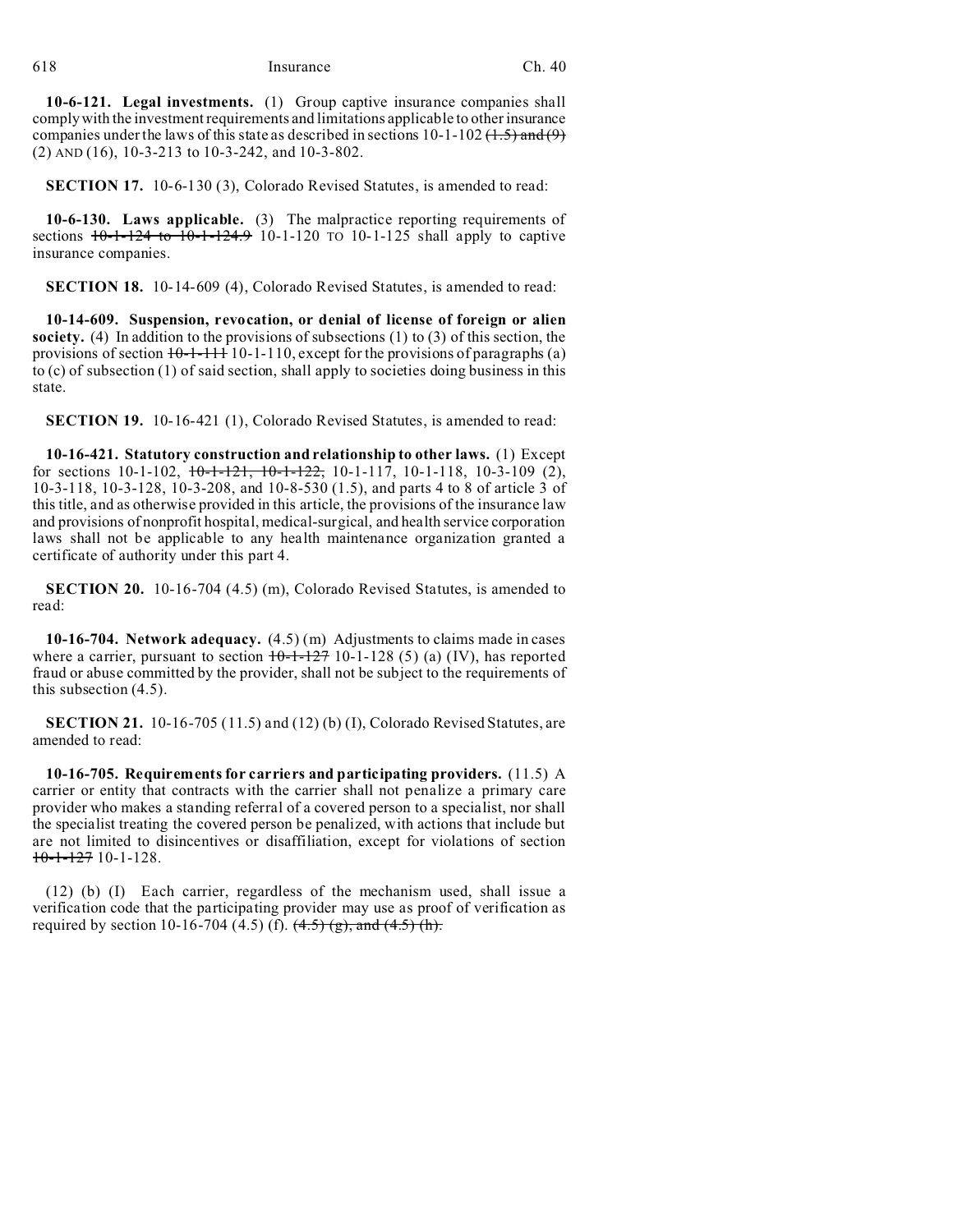**10-6-121. Legal investments.** (1) Group captive insurance companies shall comply with the investment requirements and limitations applicable to other insurance companies under the laws of this state as described in sections 10-1-102 ~~(1.5) and (9)~~ (2) AND (16), 10-3-213 to 10-3-242, and 10-3-802.

**SECTION 17.** 10-6-130 (3), Colorado Revised Statutes, is amended to read:

**10-6-130. Laws applicable.** (3) The malpractice reporting requirements of sections ~~10-1-124 to 10-1-124.9~~ 10-1-120 TO 10-1-125 shall apply to captive insurance companies.

**SECTION 18.** 10-14-609 (4), Colorado Revised Statutes, is amended to read:

**10-14-609. Suspension, revocation, or denial of license of foreign or alien society.** (4) In addition to the provisions of subsections (1) to (3) of this section, the provisions of section ~~10-1-111~~ 10-1-110, except for the provisions of paragraphs (a) to (c) of subsection (1) of said section, shall apply to societies doing business in this state.

**SECTION 19.** 10-16-421 (1), Colorado Revised Statutes, is amended to read:

**10-16-421. Statutory construction and relationship to other laws.** (1) Except for sections 10-1-102, ~~10-1-121, 10-1-122,~~ 10-1-117, 10-1-118, 10-3-109 (2), 10-3-118, 10-3-128, 10-3-208, and 10-8-530 (1.5), and parts 4 to 8 of article 3 of this title, and as otherwise provided in this article, the provisions of the insurance law and provisions of nonprofit hospital, medical-surgical, and health service corporation laws shall not be applicable to any health maintenance organization granted a certificate of authority under this part 4.

**SECTION 20.** 10-16-704 (4.5) (m), Colorado Revised Statutes, is amended to read:

**10-16-704. Network adequacy.** (4.5) (m) Adjustments to claims made in cases where a carrier, pursuant to section ~~10-1-127~~ 10-1-128 (5) (a) (IV), has reported fraud or abuse committed by the provider, shall not be subject to the requirements of this subsection (4.5).

**SECTION 21.** 10-16-705 (11.5) and (12) (b) (I), Colorado Revised Statutes, are amended to read:

**10-16-705. Requirements for carriers and participating providers.** (11.5) A carrier or entity that contracts with the carrier shall not penalize a primary care provider who makes a standing referral of a covered person to a specialist, nor shall the specialist treating the covered person be penalized, with actions that include but are not limited to disincentives or disaffiliation, except for violations of section ~~10-1-127~~ 10-1-128.

(12) (b) (I) Each carrier, regardless of the mechanism used, shall issue a verification code that the participating provider may use as proof of verification as required by section 10-16-704 (4.5) (f). ~~(4.5) (g), and (4.5) (h).~~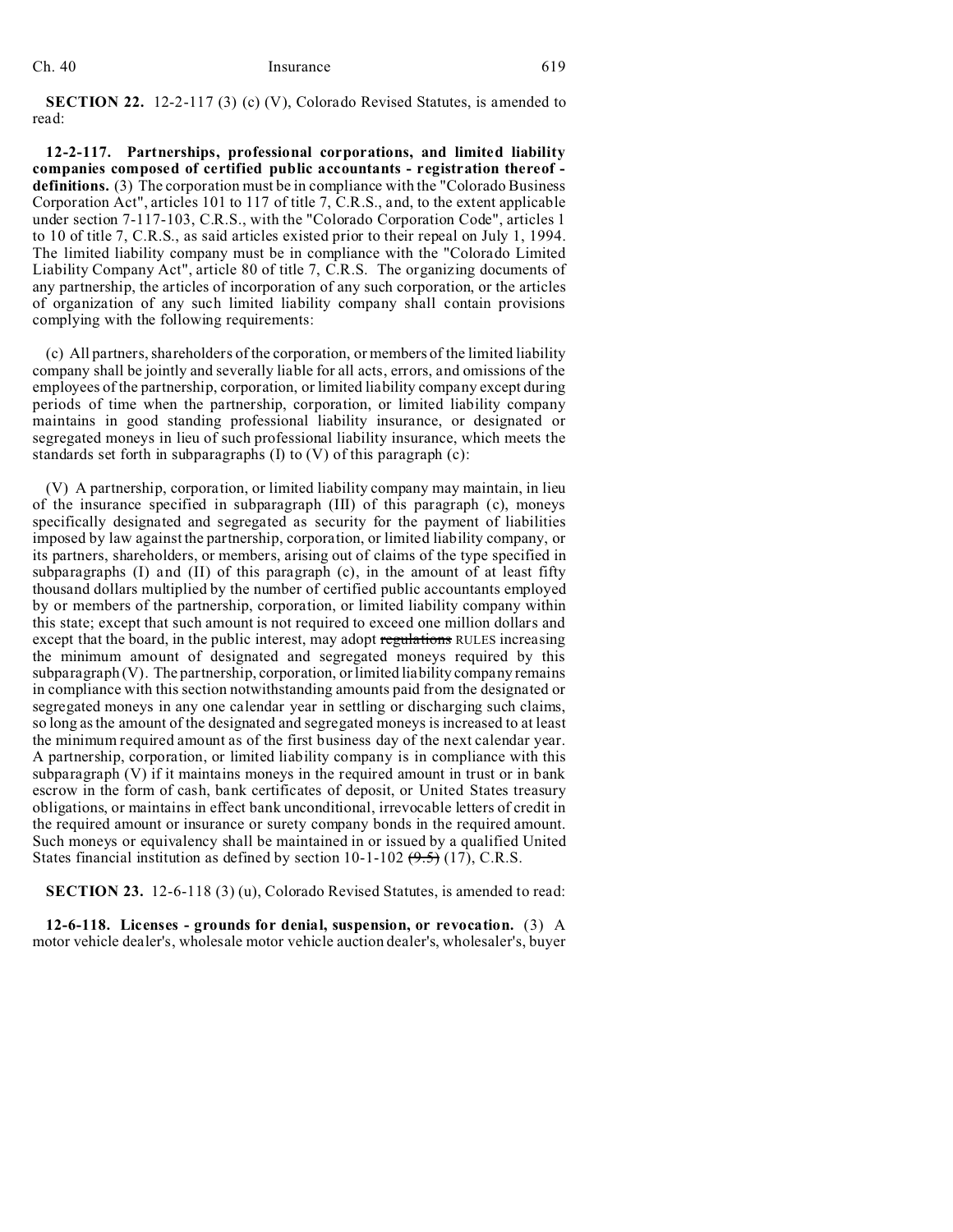**SECTION 22.** 12-2-117 (3) (c) (V), Colorado Revised Statutes, is amended to read:

**12-2-117. Partnerships, professional corporations, and limited liability companies composed of certified public accountants - registration thereof - definitions.** (3) The corporation must be in compliance with the "Colorado Business Corporation Act", articles 101 to 117 of title 7, C.R.S., and, to the extent applicable under section 7-117-103, C.R.S., with the "Colorado Corporation Code", articles 1 to 10 of title 7, C.R.S., as said articles existed prior to their repeal on July 1, 1994. The limited liability company must be in compliance with the "Colorado Limited Liability Company Act", article 80 of title 7, C.R.S. The organizing documents of any partnership, the articles of incorporation of any such corporation, or the articles of organization of any such limited liability company shall contain provisions complying with the following requirements:

(c) All partners, shareholders of the corporation, or members of the limited liability company shall be jointly and severally liable for all acts, errors, and omissions of the employees of the partnership, corporation, or limited liability company except during periods of time when the partnership, corporation, or limited liability company maintains in good standing professional liability insurance, or designated or segregated moneys in lieu of such professional liability insurance, which meets the standards set forth in subparagraphs (I) to (V) of this paragraph (c):

(V) A partnership, corporation, or limited liability company may maintain, in lieu of the insurance specified in subparagraph (III) of this paragraph (c), moneys specifically designated and segregated as security for the payment of liabilities imposed by law against the partnership, corporation, or limited liability company, or its partners, shareholders, or members, arising out of claims of the type specified in subparagraphs (I) and (II) of this paragraph (c), in the amount of at least fifty thousand dollars multiplied by the number of certified public accountants employed by or members of the partnership, corporation, or limited liability company within this state; except that such amount is not required to exceed one million dollars and except that the board, in the public interest, may adopt ~~regulations~~ RULES increasing the minimum amount of designated and segregated moneys required by this subparagraph (V). The partnership, corporation, or limited liability company remains in compliance with this section notwithstanding amounts paid from the designated or segregated moneys in any one calendar year in settling or discharging such claims, so long as the amount of the designated and segregated moneys is increased to at least the minimum required amount as of the first business day of the next calendar year. A partnership, corporation, or limited liability company is in compliance with this subparagraph (V) if it maintains moneys in the required amount in trust or in bank escrow in the form of cash, bank certificates of deposit, or United States treasury obligations, or maintains in effect bank unconditional, irrevocable letters of credit in the required amount or insurance or surety company bonds in the required amount. Such moneys or equivalency shall be maintained in or issued by a qualified United States financial institution as defined by section 10-1-102 ~~(9.5)~~ (17), C.R.S.

**SECTION 23.** 12-6-118 (3) (u), Colorado Revised Statutes, is amended to read:

**12-6-118. Licenses - grounds for denial, suspension, or revocation.** (3) A motor vehicle dealer's, wholesale motor vehicle auction dealer's, wholesaler's, buyer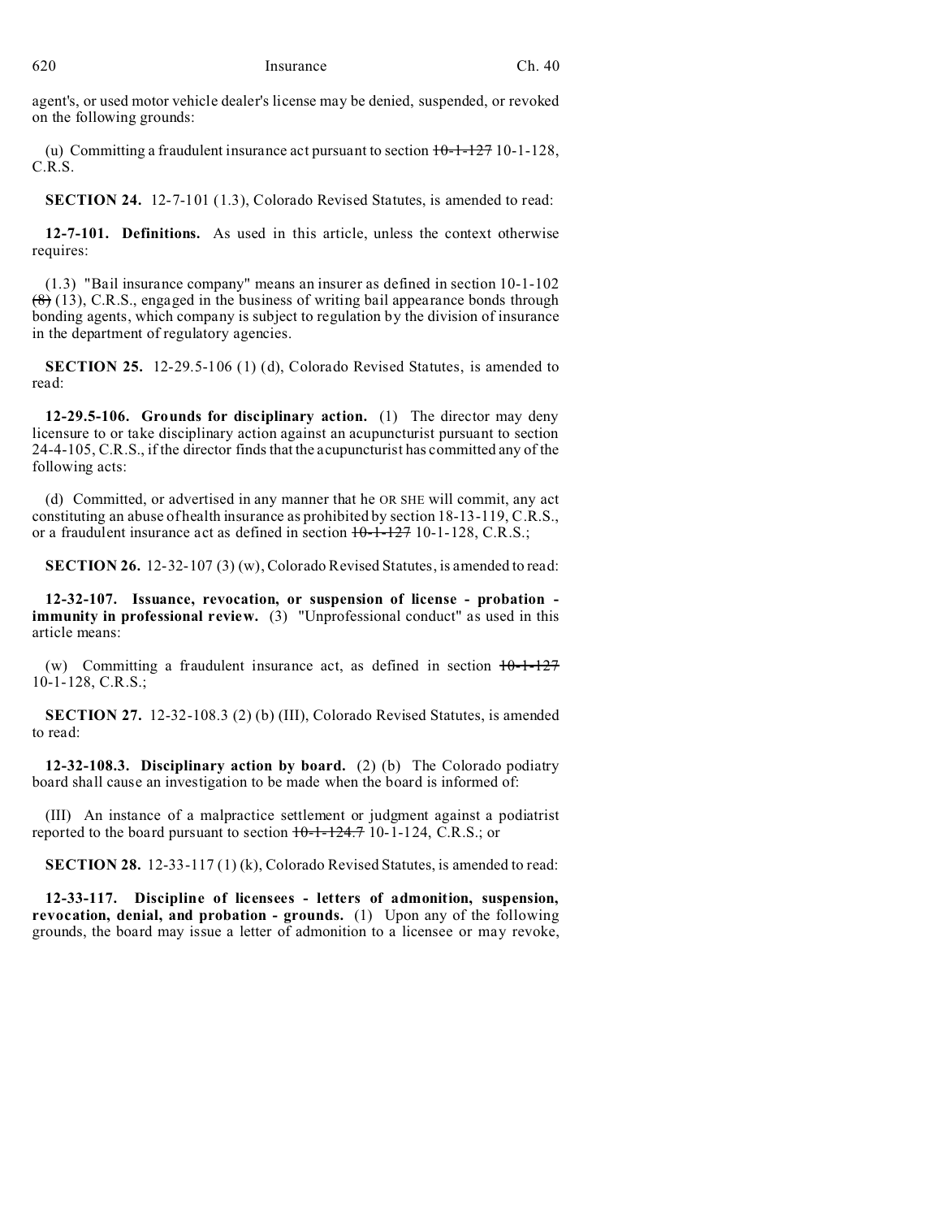agent's, or used motor vehicle dealer's license may be denied, suspended, or revoked on the following grounds:

(u) Committing a fraudulent insurance act pursuant to section ~~10-1-127~~ 10-1-128, C.R.S.

**SECTION 24.** 12-7-101 (1.3), Colorado Revised Statutes, is amended to read:

**12-7-101. Definitions.** As used in this article, unless the context otherwise requires:

(1.3) "Bail insurance company" means an insurer as defined in section 10-1-102 ~~(8)~~ (13), C.R.S., engaged in the business of writing bail appearance bonds through bonding agents, which company is subject to regulation by the division of insurance in the department of regulatory agencies.

**SECTION 25.** 12-29.5-106 (1) (d), Colorado Revised Statutes, is amended to read:

**12-29.5-106. Grounds for disciplinary action.** (1) The director may deny licensure to or take disciplinary action against an acupuncturist pursuant to section 24-4-105, C.R.S., if the director finds that the acupuncturist has committed any of the following acts:

(d) Committed, or advertised in any manner that he OR SHE will commit, any act constituting an abuse of health insurance as prohibited by section 18-13-119, C.R.S., or a fraudulent insurance act as defined in section ~~10-1-127~~ 10-1-128, C.R.S.;

**SECTION 26.** 12-32-107 (3) (w), Colorado Revised Statutes, is amended to read:

**12-32-107. Issuance, revocation, or suspension of license - probation - immunity in professional review.** (3) "Unprofessional conduct" as used in this article means:

(w) Committing a fraudulent insurance act, as defined in section ~~10-1-127~~ 10-1-128, C.R.S.;

**SECTION 27.** 12-32-108.3 (2) (b) (III), Colorado Revised Statutes, is amended to read:

**12-32-108.3. Disciplinary action by board.** (2) (b) The Colorado podiatry board shall cause an investigation to be made when the board is informed of:

(III) An instance of a malpractice settlement or judgment against a podiatrist reported to the board pursuant to section ~~10-1-124.7~~ 10-1-124, C.R.S.; or

**SECTION 28.** 12-33-117 (1) (k), Colorado Revised Statutes, is amended to read:

**12-33-117. Discipline of licensees - letters of admonition, suspension, revocation, denial, and probation - grounds.** (1) Upon any of the following grounds, the board may issue a letter of admonition to a licensee or may revoke,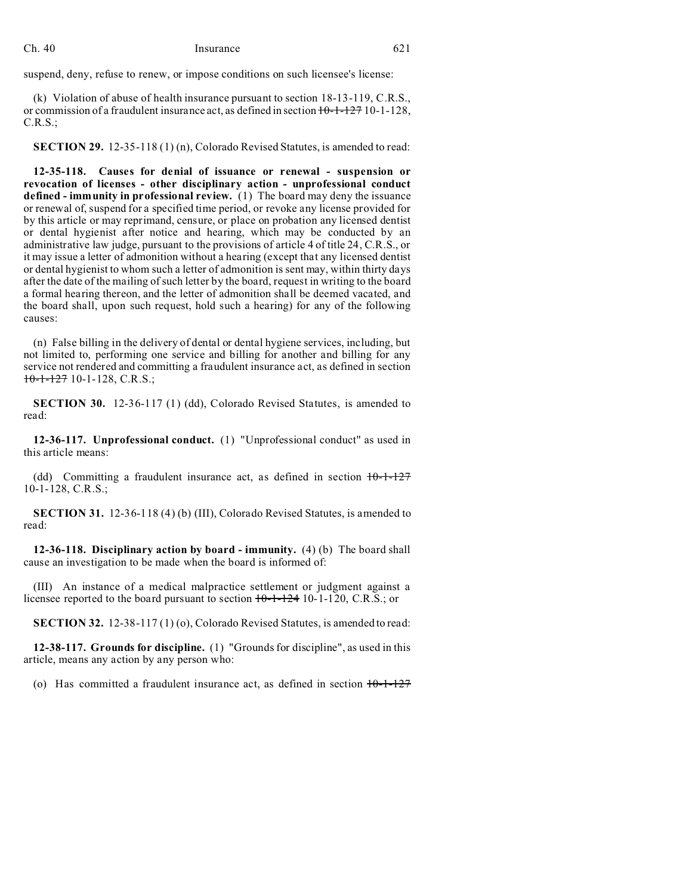suspend, deny, refuse to renew, or impose conditions on such licensee's license:

(k) Violation of abuse of health insurance pursuant to section 18-13-119, C.R.S., or commission of a fraudulent insurance act, as defined in section ~~10-1-127~~ 10-1-128, C.R.S.;

**SECTION 29.** 12-35-118 (1) (n), Colorado Revised Statutes, is amended to read:

**12-35-118. Causes for denial of issuance or renewal - suspension or revocation of licenses - other disciplinary action - unprofessional conduct defined - immunity in professional review.** (1) The board may deny the issuance or renewal of, suspend for a specified time period, or revoke any license provided for by this article or may reprimand, censure, or place on probation any licensed dentist or dental hygienist after notice and hearing, which may be conducted by an administrative law judge, pursuant to the provisions of article 4 of title 24, C.R.S., or it may issue a letter of admonition without a hearing (except that any licensed dentist or dental hygienist to whom such a letter of admonition is sent may, within thirty days after the date of the mailing of such letter by the board, request in writing to the board a formal hearing thereon, and the letter of admonition shall be deemed vacated, and the board shall, upon such request, hold such a hearing) for any of the following causes:

(n) False billing in the delivery of dental or dental hygiene services, including, but not limited to, performing one service and billing for another and billing for any service not rendered and committing a fraudulent insurance act, as defined in section ~~10-1-127~~ 10-1-128, C.R.S.;

**SECTION 30.** 12-36-117 (1) (dd), Colorado Revised Statutes, is amended to read:

**12-36-117. Unprofessional conduct.** (1) "Unprofessional conduct" as used in this article means:

(dd) Committing a fraudulent insurance act, as defined in section ~~10-1-127~~ 10-1-128, C.R.S.;

**SECTION 31.** 12-36-118 (4) (b) (III), Colorado Revised Statutes, is amended to read:

**12-36-118. Disciplinary action by board - immunity.** (4) (b) The board shall cause an investigation to be made when the board is informed of:

(III) An instance of a medical malpractice settlement or judgment against a licensee reported to the board pursuant to section ~~10-1-124~~ 10-1-120, C.R.S.; or

**SECTION 32.** 12-38-117 (1) (o), Colorado Revised Statutes, is amended to read:

**12-38-117. Grounds for discipline.** (1) "Grounds for discipline", as used in this article, means any action by any person who:

(o) Has committed a fraudulent insurance act, as defined in section ~~10-1-127~~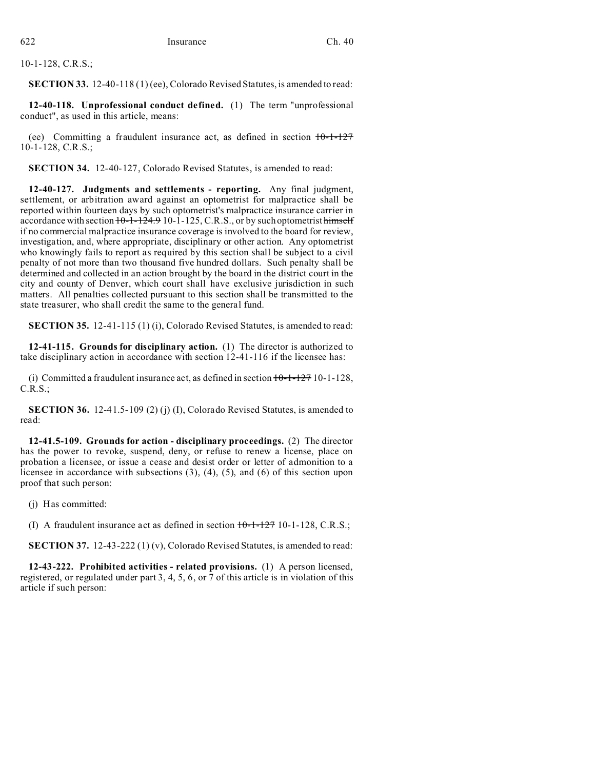10-1-128, C.R.S.;

**SECTION 33.** 12-40-118 (1) (ee), Colorado Revised Statutes, is amended to read:

**12-40-118. Unprofessional conduct defined.** (1) The term "unprofessional conduct", as used in this article, means:

(ee) Committing a fraudulent insurance act, as defined in section ~~10-1-127~~ 10-1-128, C.R.S.;

**SECTION 34.** 12-40-127, Colorado Revised Statutes, is amended to read:

**12-40-127. Judgments and settlements - reporting.** Any final judgment, settlement, or arbitration award against an optometrist for malpractice shall be reported within fourteen days by such optometrist's malpractice insurance carrier in accordance with section ~~10-1-124.9~~ 10-1-125, C.R.S., or by such optometrist ~~himself~~ if no commercial malpractice insurance coverage is involved to the board for review, investigation, and, where appropriate, disciplinary or other action. Any optometrist who knowingly fails to report as required by this section shall be subject to a civil penalty of not more than two thousand five hundred dollars. Such penalty shall be determined and collected in an action brought by the board in the district court in the city and county of Denver, which court shall have exclusive jurisdiction in such matters. All penalties collected pursuant to this section shall be transmitted to the state treasurer, who shall credit the same to the general fund.

**SECTION 35.** 12-41-115 (1) (i), Colorado Revised Statutes, is amended to read:

**12-41-115. Grounds for disciplinary action.** (1) The director is authorized to take disciplinary action in accordance with section 12-41-116 if the licensee has:

(i) Committed a fraudulent insurance act, as defined in section ~~10-1-127~~ 10-1-128, C.R.S.;

**SECTION 36.** 12-41.5-109 (2) (j) (I), Colorado Revised Statutes, is amended to read:

**12-41.5-109. Grounds for action - disciplinary proceedings.** (2) The director has the power to revoke, suspend, deny, or refuse to renew a license, place on probation a licensee, or issue a cease and desist order or letter of admonition to a licensee in accordance with subsections (3), (4), (5), and (6) of this section upon proof that such person:

(j) Has committed:

(I) A fraudulent insurance act as defined in section ~~10-1-127~~ 10-1-128, C.R.S.;

**SECTION 37.** 12-43-222 (1) (v), Colorado Revised Statutes, is amended to read:

**12-43-222. Prohibited activities - related provisions.** (1) A person licensed, registered, or regulated under part 3, 4, 5, 6, or 7 of this article is in violation of this article if such person: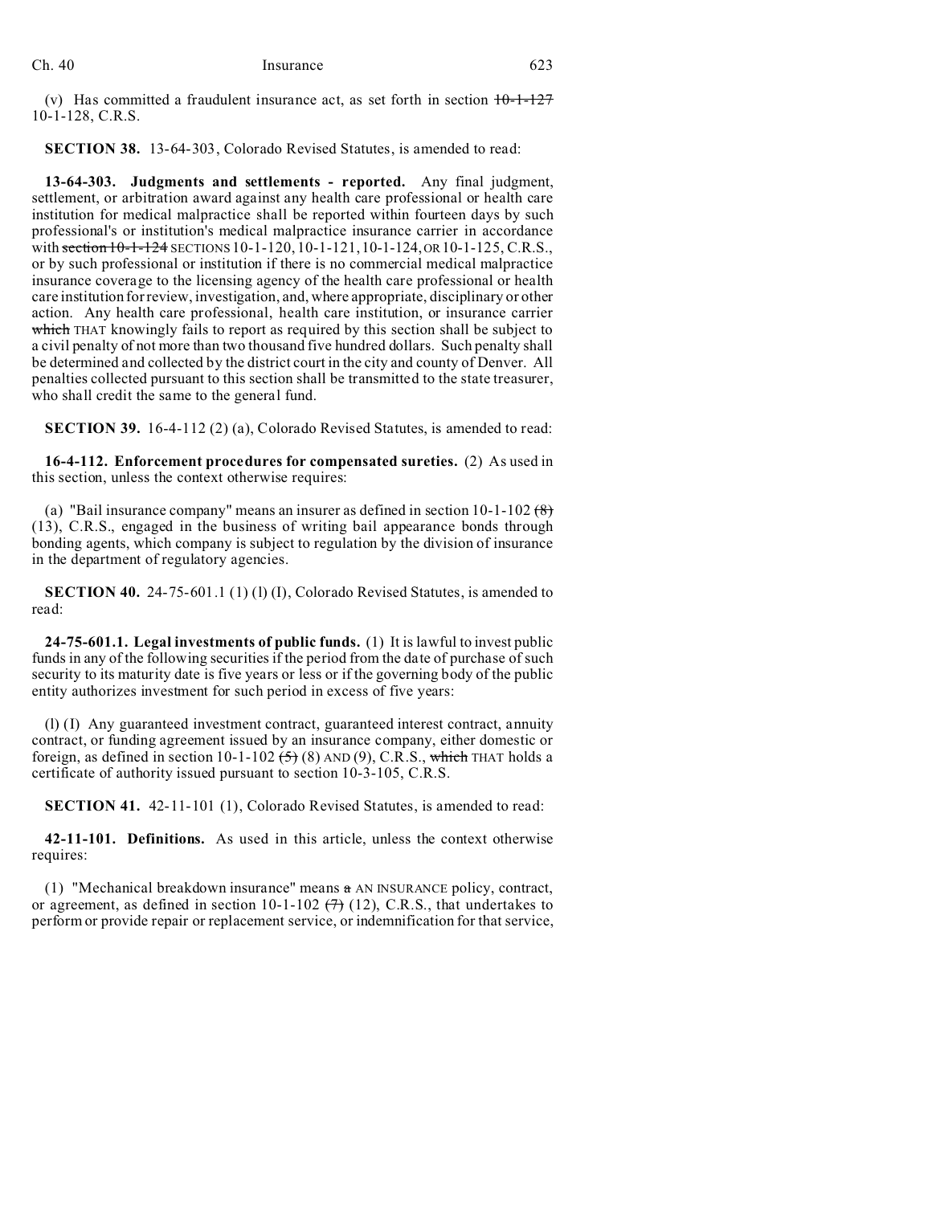(v) Has committed a fraudulent insurance act, as set forth in section ~~10-1-127~~ 10-1-128, C.R.S.

**SECTION 38.** 13-64-303, Colorado Revised Statutes, is amended to read:

**13-64-303. Judgments and settlements - reported.** Any final judgment, settlement, or arbitration award against any health care professional or health care institution for medical malpractice shall be reported within fourteen days by such professional's or institution's medical malpractice insurance carrier in accordance with ~~section 10-1-124~~ SECTIONS 10-1-120, 10-1-121, 10-1-124, OR 10-1-125, C.R.S., or by such professional or institution if there is no commercial medical malpractice insurance coverage to the licensing agency of the health care professional or health care institution for review, investigation, and, where appropriate, disciplinary or other action. Any health care professional, health care institution, or insurance carrier ~~which~~ THAT knowingly fails to report as required by this section shall be subject to a civil penalty of not more than two thousand five hundred dollars. Such penalty shall be determined and collected by the district court in the city and county of Denver. All penalties collected pursuant to this section shall be transmitted to the state treasurer, who shall credit the same to the general fund.

**SECTION 39.** 16-4-112 (2) (a), Colorado Revised Statutes, is amended to read:

**16-4-112. Enforcement procedures for compensated sureties.** (2) As used in this section, unless the context otherwise requires:

(a) "Bail insurance company" means an insurer as defined in section 10-1-102 ~~(8)~~ (13), C.R.S., engaged in the business of writing bail appearance bonds through bonding agents, which company is subject to regulation by the division of insurance in the department of regulatory agencies.

**SECTION 40.** 24-75-601.1 (1) (l) (I), Colorado Revised Statutes, is amended to read:

**24-75-601.1. Legal investments of public funds.** (1) It is lawful to invest public funds in any of the following securities if the period from the date of purchase of such security to its maturity date is five years or less or if the governing body of the public entity authorizes investment for such period in excess of five years:

(l) (I) Any guaranteed investment contract, guaranteed interest contract, annuity contract, or funding agreement issued by an insurance company, either domestic or foreign, as defined in section 10-1-102 ~~(5)~~ (8) AND (9), C.R.S., ~~which~~ THAT holds a certificate of authority issued pursuant to section 10-3-105, C.R.S.

**SECTION 41.** 42-11-101 (1), Colorado Revised Statutes, is amended to read:

**42-11-101. Definitions.** As used in this article, unless the context otherwise requires:

(1) "Mechanical breakdown insurance" means ~~a~~ AN INSURANCE policy, contract, or agreement, as defined in section 10-1-102 ~~(7)~~ (12), C.R.S., that undertakes to perform or provide repair or replacement service, or indemnification for that service,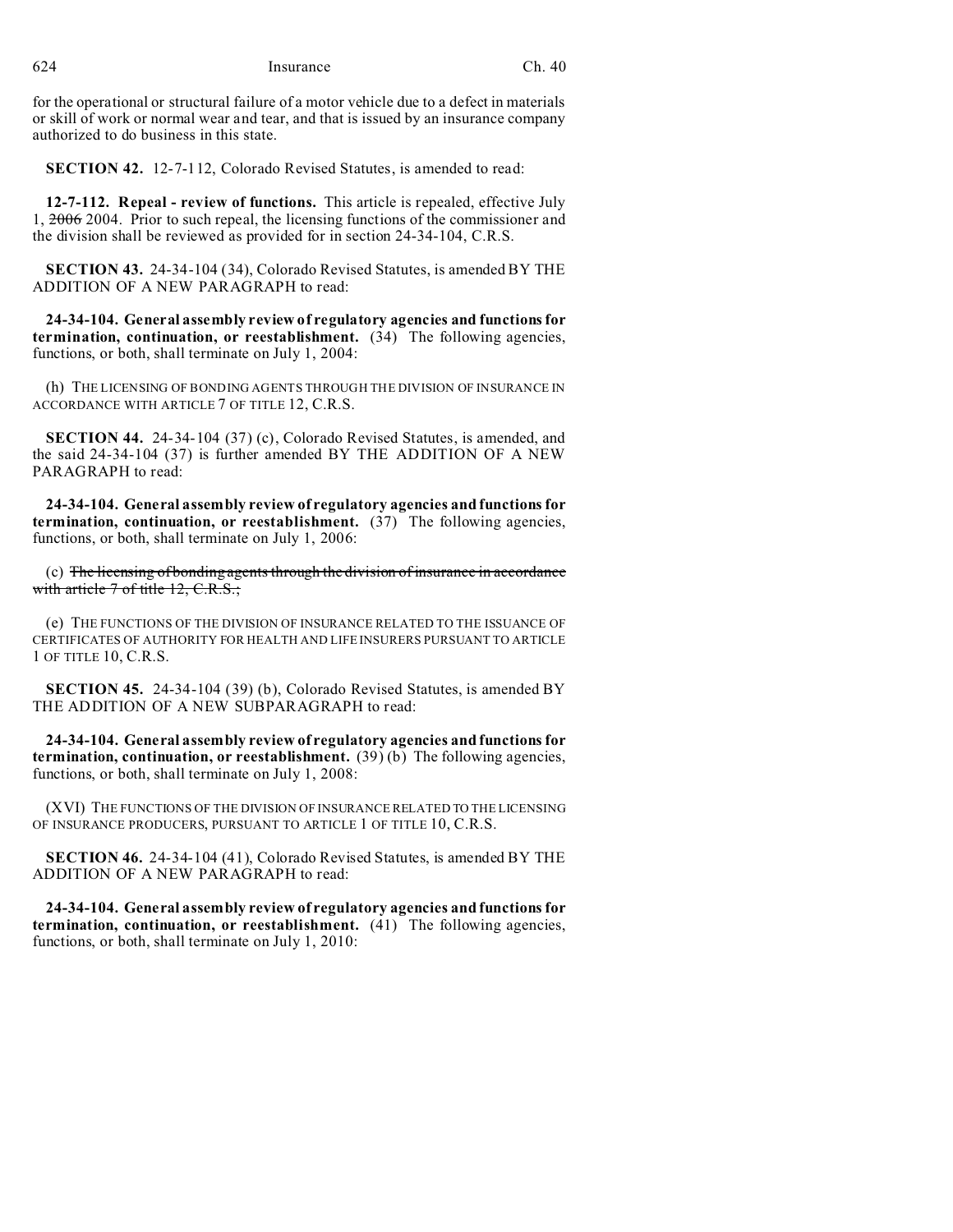for the operational or structural failure of a motor vehicle due to a defect in materials or skill of work or normal wear and tear, and that is issued by an insurance company authorized to do business in this state.

**SECTION 42.** 12-7-112, Colorado Revised Statutes, is amended to read:

**12-7-112. Repeal - review of functions.** This article is repealed, effective July 1, ~~2006~~ 2004. Prior to such repeal, the licensing functions of the commissioner and the division shall be reviewed as provided for in section 24-34-104, C.R.S.

**SECTION 43.** 24-34-104 (34), Colorado Revised Statutes, is amended BY THE ADDITION OF A NEW PARAGRAPH to read:

**24-34-104. General assembly review of regulatory agencies and functions for termination, continuation, or reestablishment.** (34) The following agencies, functions, or both, shall terminate on July 1, 2004:

(h) THE LICENSING OF BONDING AGENTS THROUGH THE DIVISION OF INSURANCE IN ACCORDANCE WITH ARTICLE 7 OF TITLE 12, C.R.S.

**SECTION 44.** 24-34-104 (37) (c), Colorado Revised Statutes, is amended, and the said 24-34-104 (37) is further amended BY THE ADDITION OF A NEW PARAGRAPH to read:

**24-34-104. General assembly review of regulatory agencies and functions for termination, continuation, or reestablishment.** (37) The following agencies, functions, or both, shall terminate on July 1, 2006:

(c) ~~The licensing of bonding agents through the division of insurance in accordance with article 7 of title 12, C.R.S.;~~

(e) THE FUNCTIONS OF THE DIVISION OF INSURANCE RELATED TO THE ISSUANCE OF CERTIFICATES OF AUTHORITY FOR HEALTH AND LIFE INSURERS PURSUANT TO ARTICLE 1 OF TITLE 10, C.R.S.

**SECTION 45.** 24-34-104 (39) (b), Colorado Revised Statutes, is amended BY THE ADDITION OF A NEW SUBPARAGRAPH to read:

**24-34-104. General assembly review of regulatory agencies and functions for termination, continuation, or reestablishment.** (39) (b) The following agencies, functions, or both, shall terminate on July 1, 2008:

(XVI) THE FUNCTIONS OF THE DIVISION OF INSURANCE RELATED TO THE LICENSING OF INSURANCE PRODUCERS, PURSUANT TO ARTICLE 1 OF TITLE 10, C.R.S.

**SECTION 46.** 24-34-104 (41), Colorado Revised Statutes, is amended BY THE ADDITION OF A NEW PARAGRAPH to read:

**24-34-104. General assembly review of regulatory agencies and functions for termination, continuation, or reestablishment.** (41) The following agencies, functions, or both, shall terminate on July 1, 2010: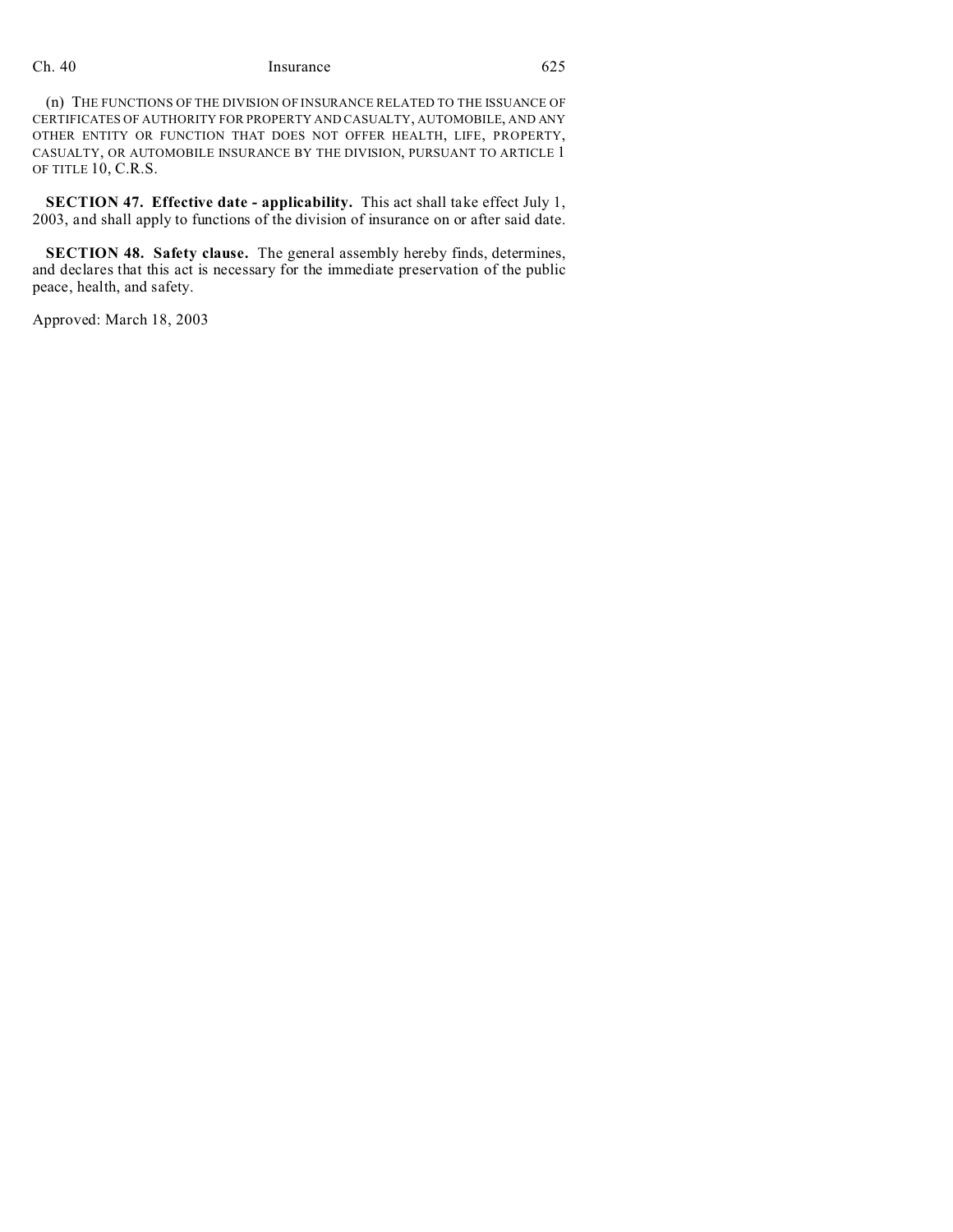(n) THE FUNCTIONS OF THE DIVISION OF INSURANCE RELATED TO THE ISSUANCE OF CERTIFICATES OF AUTHORITY FOR PROPERTY AND CASUALTY, AUTOMOBILE, AND ANY OTHER ENTITY OR FUNCTION THAT DOES NOT OFFER HEALTH, LIFE, PROPERTY, CASUALTY, OR AUTOMOBILE INSURANCE BY THE DIVISION, PURSUANT TO ARTICLE 1 OF TITLE 10, C.R.S.

**SECTION 47. Effective date - applicability.** This act shall take effect July 1, 2003, and shall apply to functions of the division of insurance on or after said date.

**SECTION 48. Safety clause.** The general assembly hereby finds, determines, and declares that this act is necessary for the immediate preservation of the public peace, health, and safety.

Approved: March 18, 2003